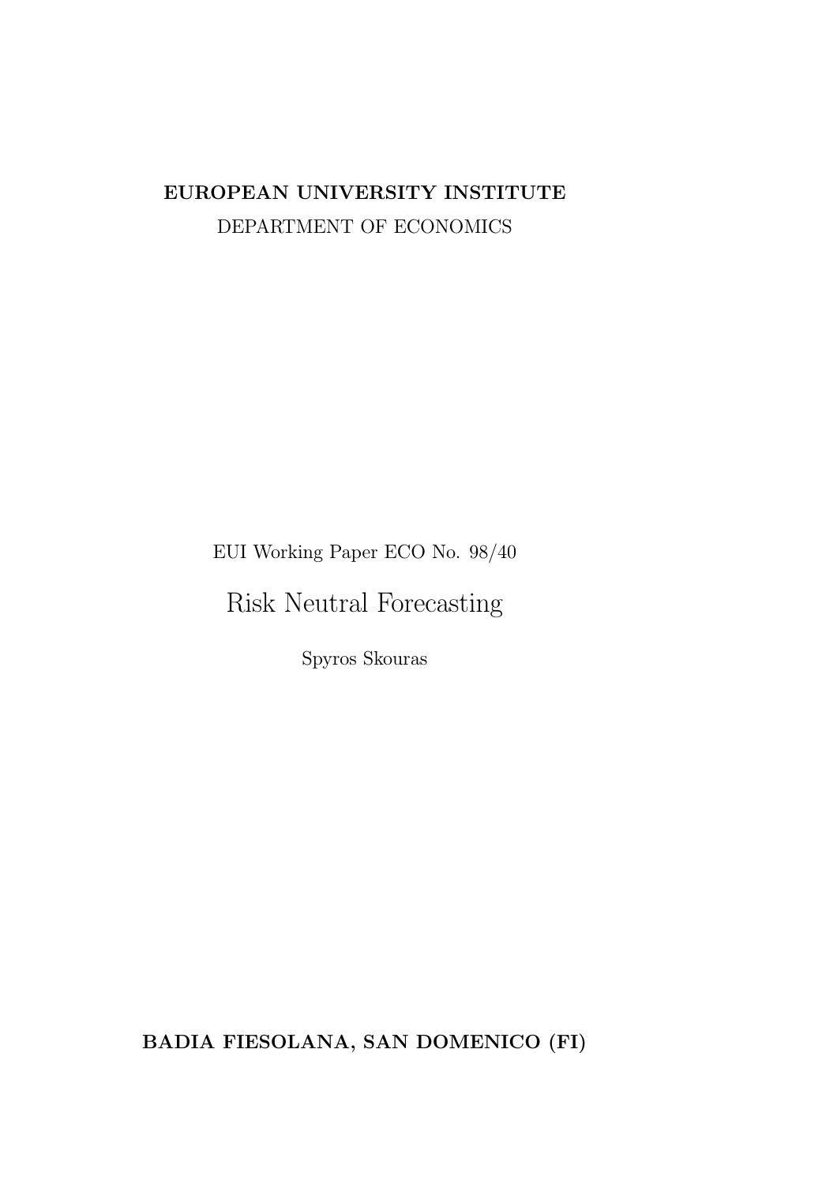**EUROPEAN UNIVERSITY INSTITUTE**

DEPARTMENT OF ECONOMICS

EUI Working Paper ECO No. 98/40

# Risk Neutral Forecasting

Spyros Skouras

**BADIA FIESOLANA, SAN DOMENICO (FI)**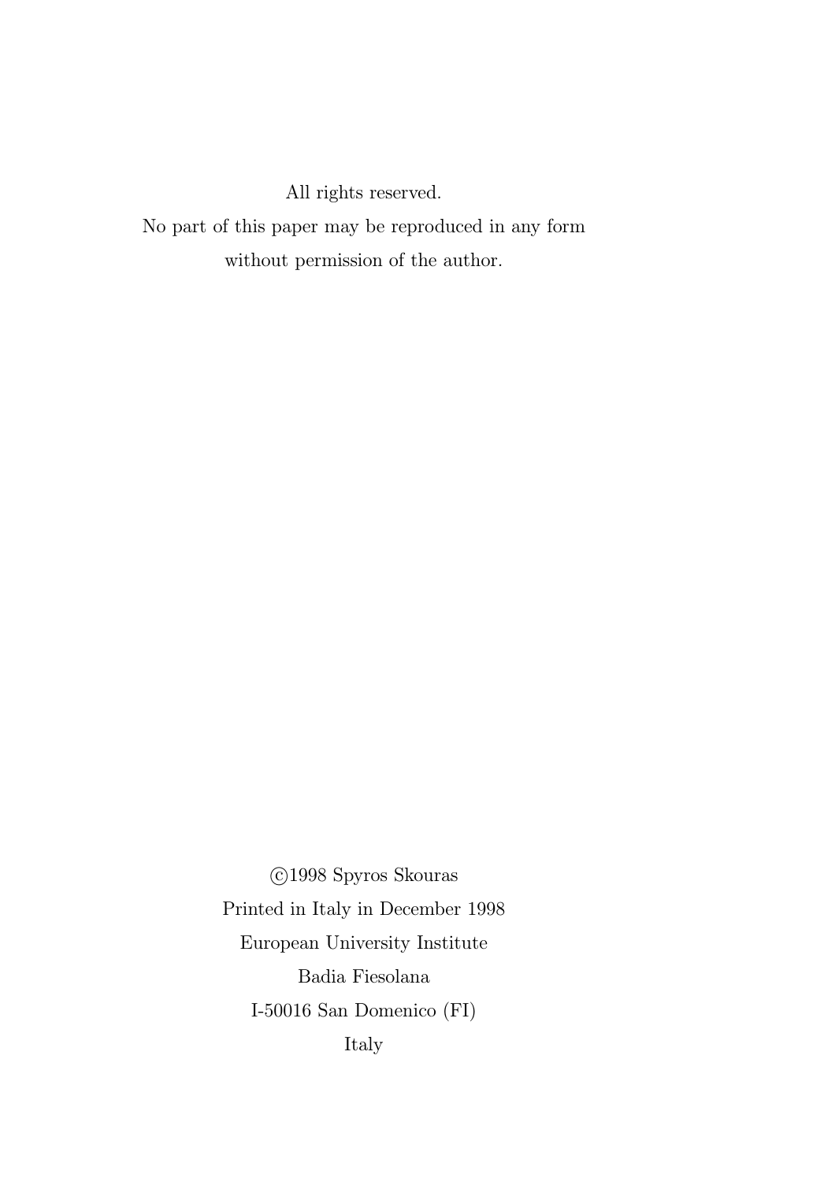All rights reserved.
No part of this paper may be reproduced in any form
without permission of the author.

©1998 Spyros Skouras
Printed in Italy in December 1998
European University Institute
Badia Fiesolana
I-50016 San Domenico (FI)
Italy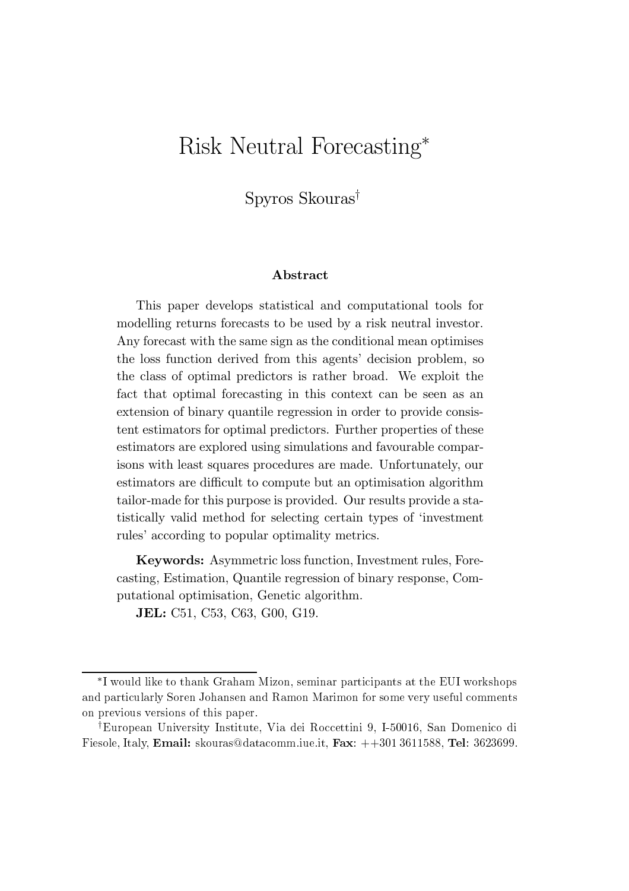# Risk Neutral Forecasting*

Spyros Skouras[†]

### Abstract

This paper develops statistical and computational tools for modelling returns forecasts to be used by a risk neutral investor. Any forecast with the same sign as the conditional mean optimises the loss function derived from this agents' decision problem, so the class of optimal predictors is rather broad. We exploit the fact that optimal forecasting in this context can be seen as an extension of binary quantile regression in order to provide consistent estimators for optimal predictors. Further properties of these estimators are explored using simulations and favourable comparisons with least squares procedures are made. Unfortunately, our estimators are difficult to compute but an optimisation algorithm tailor-made for this purpose is provided. Our results provide a statistically valid method for selecting certain types of 'investment rules' according to popular optimality metrics.

**Keywords:** Asymmetric loss function, Investment rules, Forecasting, Estimation, Quantile regression of binary response, Computational optimisation, Genetic algorithm.

**JEL:** C51, C53, C63, G00, G19.

---

*I would like to thank Graham Mizon, seminar participants at the EUI workshops and particularly Soren Johansen and Ramon Marimon for some very useful comments on previous versions of this paper.

[†]European University Institute, Via dei Roccettini 9, I-50016, San Domenico di Fiesole, Italy, **Email:** skouras@datacomm.iue.it, **Fax:** ++301 3611588, **Tel**: 3623699.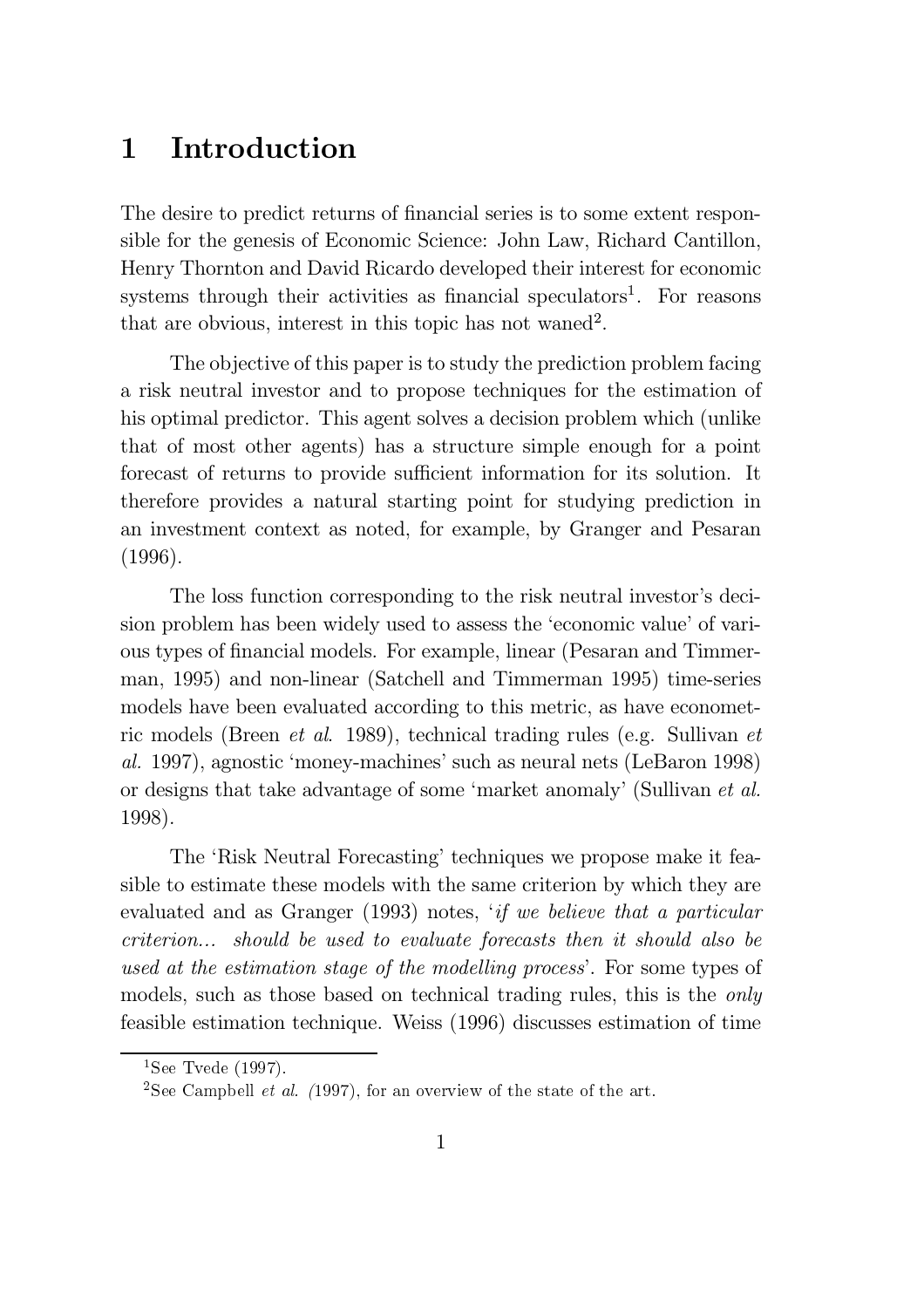# 1 Introduction

The desire to predict returns of financial series is to some extent responsible for the genesis of Economic Science: John Law, Richard Cantillon, Henry Thornton and David Ricardo developed their interest for economic systems through their activities as financial speculators[1]. For reasons that are obvious, interest in this topic has not waned[2].

The objective of this paper is to study the prediction problem facing a risk neutral investor and to propose techniques for the estimation of his optimal predictor. This agent solves a decision problem which (unlike that of most other agents) has a structure simple enough for a point forecast of returns to provide sufficient information for its solution. It therefore provides a natural starting point for studying prediction in an investment context as noted, for example, by Granger and Pesaran (1996).

The loss function corresponding to the risk neutral investor's decision problem has been widely used to assess the 'economic value' of various types of financial models. For example, linear (Pesaran and Timmerman, 1995) and non-linear (Satchell and Timmerman 1995) time-series models have been evaluated according to this metric, as have econometric models (Breen *et al.* 1989), technical trading rules (e.g. Sullivan *et al.* 1997), agnostic 'money-machines' such as neural nets (LeBaron 1998) or designs that take advantage of some 'market anomaly' (Sullivan *et al.* 1998).

The 'Risk Neutral Forecasting' techniques we propose make it feasible to estimate these models with the same criterion by which they are evaluated and as Granger (1993) notes, '*if we believe that a particular criterion... should be used to evaluate forecasts then it should also be used at the estimation stage of the modelling process*'. For some types of models, such as those based on technical trading rules, this is the *only* feasible estimation technique. Weiss (1996) discusses estimation of time

[1] See Tvede (1997).

[2] See Campbell *et al.* (1997), for an overview of the state of the art.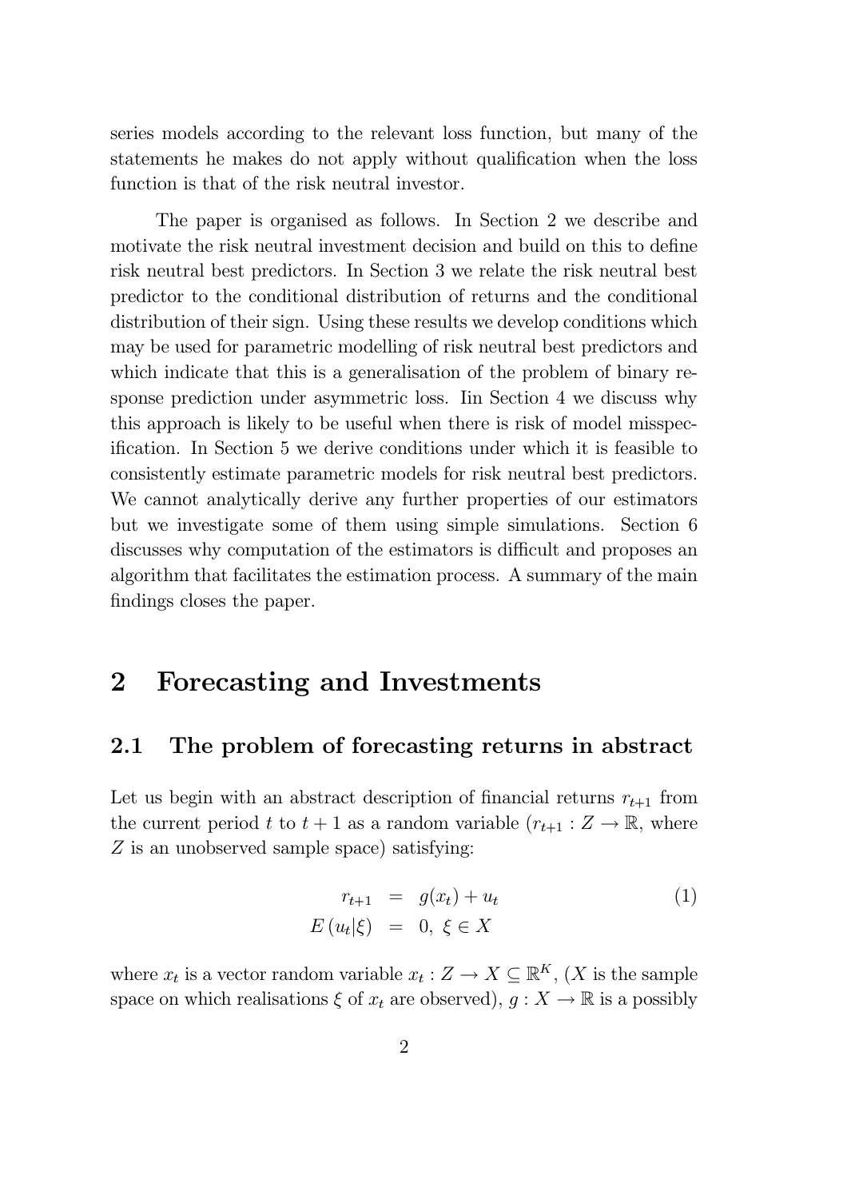series models according to the relevant loss function, but many of the statements he makes do not apply without qualification when the loss function is that of the risk neutral investor.

The paper is organised as follows. In Section 2 we describe and motivate the risk neutral investment decision and build on this to define risk neutral best predictors. In Section 3 we relate the risk neutral best predictor to the conditional distribution of returns and the conditional distribution of their sign. Using these results we develop conditions which may be used for parametric modelling of risk neutral best predictors and which indicate that this is a generalisation of the problem of binary response prediction under asymmetric loss. Iin Section 4 we discuss why this approach is likely to be useful when there is risk of model misspecification. In Section 5 we derive conditions under which it is feasible to consistently estimate parametric models for risk neutral best predictors. We cannot analytically derive any further properties of our estimators but we investigate some of them using simple simulations. Section 6 discusses why computation of the estimators is difficult and proposes an algorithm that facilitates the estimation process. A summary of the main findings closes the paper.

# 2 Forecasting and Investments

## 2.1 The problem of forecasting returns in abstract

Let us begin with an abstract description of financial returns $r_{t+1}$ from the current period $t$ to $t+1$ as a random variable ($r_{t+1} : Z \to \mathbb{R}$, where $Z$ is an unobserved sample space) satisfying:

$$
\begin{aligned}
r_{t+1} &= g(x_t) + u_t \\
E\left(u_t | \xi\right) &= 0, \ \xi \in X
\end{aligned}
\tag{1}
$$

where $x_t$ is a vector random variable $x_t : Z \to X \subseteq \mathbb{R}^K$, ($X$ is the sample space on which realisations $\xi$ of $x_t$ are observed), $g : X \to \mathbb{R}$ is a possibly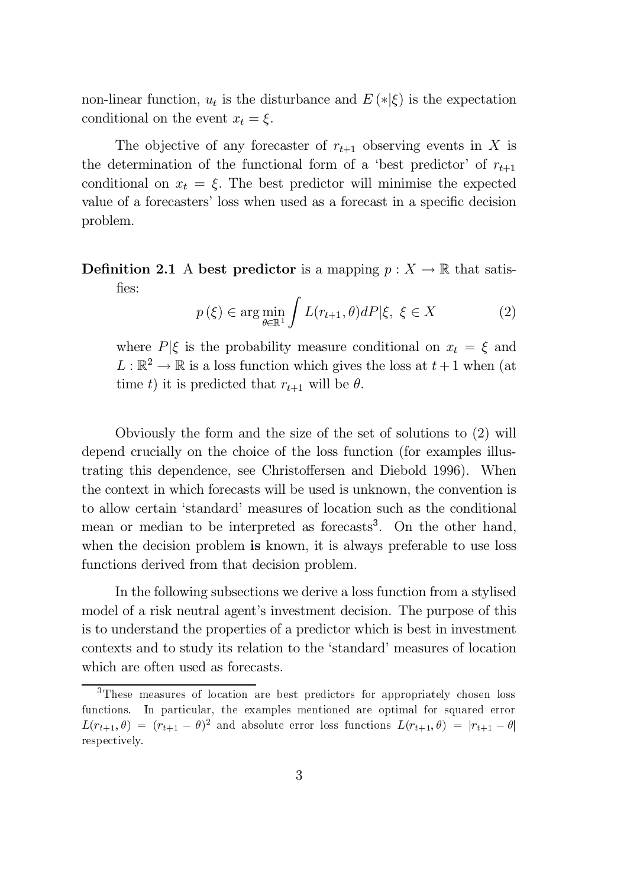non-linear function, $u_t$ is the disturbance and $E(*|\xi)$ is the expectation conditional on the event $x_t = \xi$.

The objective of any forecaster of $r_{t+1}$ observing events in $X$ is the determination of the functional form of a 'best predictor' of $r_{t+1}$ conditional on $x_t = \xi$. The best predictor will minimise the expected value of a forecasters' loss when used as a forecast in a specific decision problem.

**Definition 2.1** A **best predictor** is a mapping $p : X \to \mathbb{R}$ that satisfies:

$$p(\xi) \in \arg\min_{\theta \in \mathbb{R}^1} \int L(r_{t+1}, \theta) dP|\xi, \ \xi \in X \tag{2}$$

where $P|\xi$ is the probability measure conditional on $x_t = \xi$ and $L : \mathbb{R}^2 \to \mathbb{R}$ is a loss function which gives the loss at $t+1$ when (at time $t$) it is predicted that $r_{t+1}$ will be $\theta$.

Obviously the form and the size of the set of solutions to (2) will depend crucially on the choice of the loss function (for examples illustrating this dependence, see Christoffersen and Diebold 1996). When the context in which forecasts will be used is unknown, the convention is to allow certain 'standard' measures of location such as the conditional mean or median to be interpreted as forecasts[3]. On the other hand, when the decision problem **is** known, it is always preferable to use loss functions derived from that decision problem.

In the following subsections we derive a loss function from a stylised model of a risk neutral agent's investment decision. The purpose of this is to understand the properties of a predictor which is best in investment contexts and to study its relation to the 'standard' measures of location which are often used as forecasts.

[3] These measures of location are best predictors for appropriately chosen loss functions. In particular, the examples mentioned are optimal for squared error $L(r_{t+1}, \theta) = (r_{t+1} - \theta)^2$ and absolute error loss functions $L(r_{t+1}, \theta) = |r_{t+1} - \theta|$ respectively.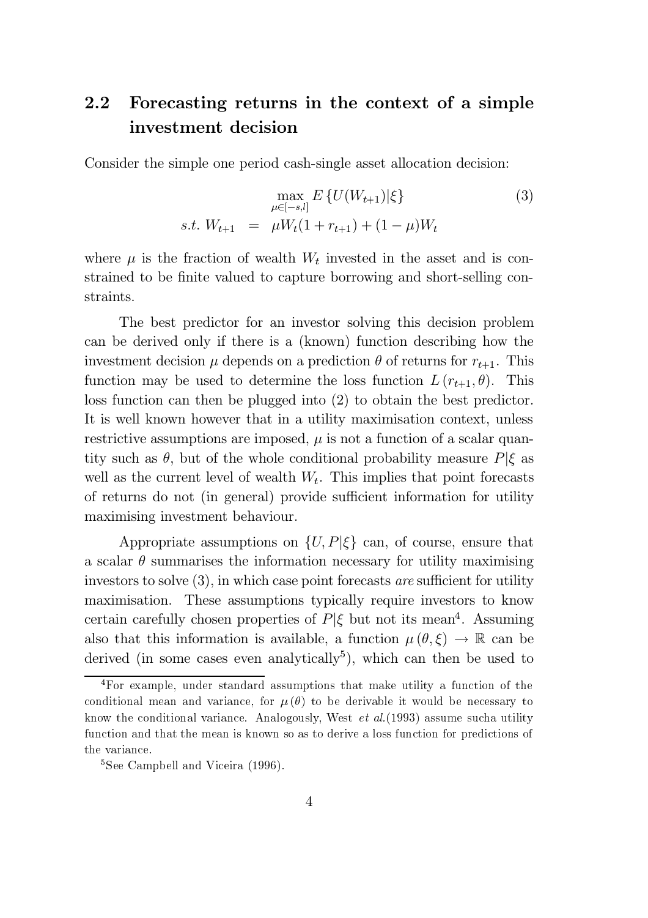## 2.2 Forecasting returns in the context of a simple investment decision

Consider the simple one period cash-single asset allocation decision:

$$
\begin{aligned}
& \max_{\mu \in [-s,l]} E\left\{U(W_{t+1})|\xi\right\} \qquad (3) \\
s.t.\ W_{t+1} &= \mu W_t(1+r_{t+1}) + (1-\mu)W_t
\end{aligned}
$$

where $\mu$ is the fraction of wealth $W_t$ invested in the asset and is constrained to be finite valued to capture borrowing and short-selling constraints.

The best predictor for an investor solving this decision problem can be derived only if there is a (known) function describing how the investment decision $\mu$ depends on a prediction $\theta$ of returns for $r_{t+1}$. This function may be used to determine the loss function $L(r_{t+1}, \theta)$. This loss function can then be plugged into (2) to obtain the best predictor. It is well known however that in a utility maximisation context, unless restrictive assumptions are imposed, $\mu$ is not a function of a scalar quantity such as $\theta$, but of the whole conditional probability measure $P|\xi$ as well as the current level of wealth $W_t$. This implies that point forecasts of returns do not (in general) provide sufficient information for utility maximising investment behaviour.

Appropriate assumptions on $\{U, P|\xi\}$ can, of course, ensure that a scalar $\theta$ summarises the information necessary for utility maximising investors to solve (3), in which case point forecasts *are* sufficient for utility maximisation. These assumptions typically require investors to know certain carefully chosen properties of $P|\xi$ but not its mean[4]. Assuming also that this information is available, a function $\mu(\theta, \xi) \rightarrow \mathbb{R}$ can be derived (in some cases even analytically[5]), which can then be used to

[4] For example, under standard assumptions that make utility a function of the conditional mean and variance, for $\mu(\theta)$ to be derivable it would be necessary to know the conditional variance. Analogously, West *et al.*(1993) assume sucha utility function and that the mean is known so as to derive a loss function for predictions of the variance.

[5] See Campbell and Viceira (1996).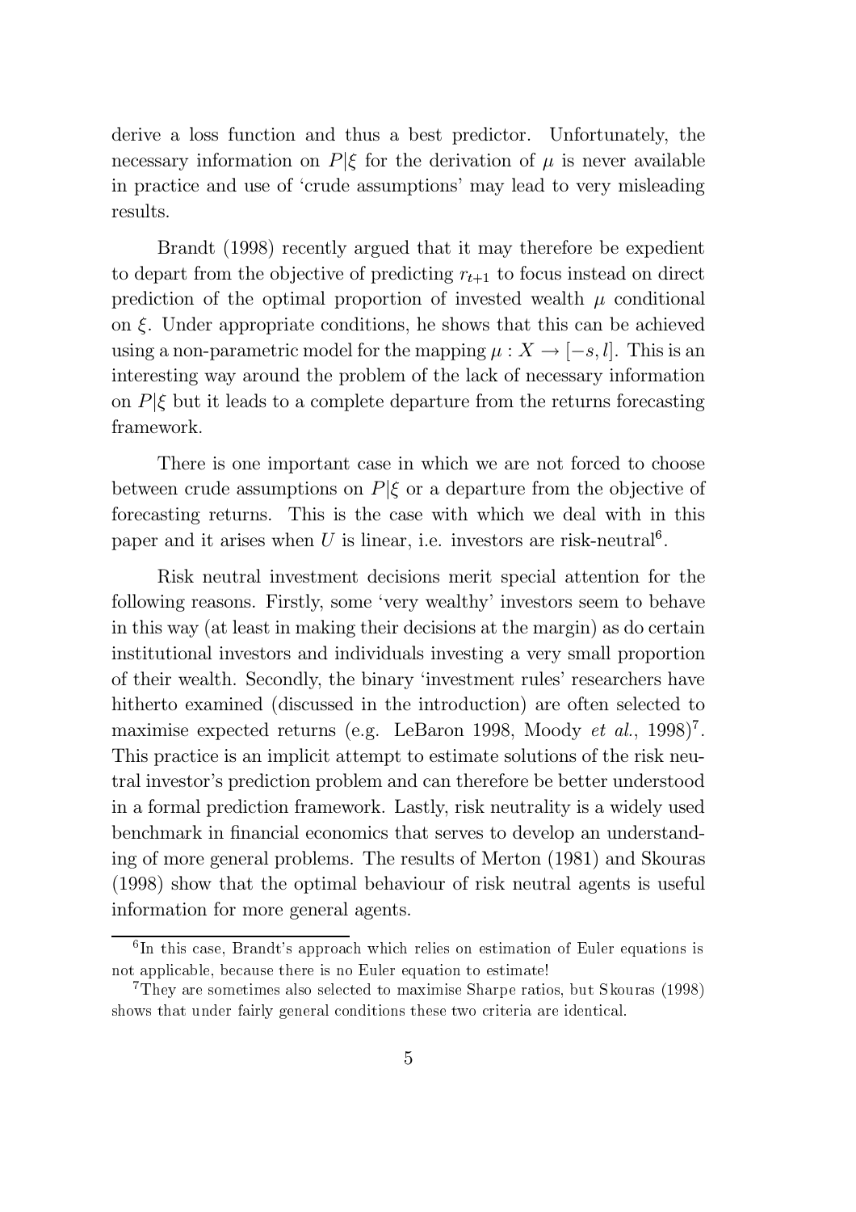derive a loss function and thus a best predictor. Unfortunately, the necessary information on $P|\xi$ for the derivation of $\mu$ is never available in practice and use of 'crude assumptions' may lead to very misleading results.

Brandt (1998) recently argued that it may therefore be expedient to depart from the objective of predicting $r_{t+1}$ to focus instead on direct prediction of the optimal proportion of invested wealth $\mu$ conditional on $\xi$. Under appropriate conditions, he shows that this can be achieved using a non-parametric model for the mapping $\mu : X \rightarrow [-s, l]$. This is an interesting way around the problem of the lack of necessary information on $P|\xi$ but it leads to a complete departure from the returns forecasting framework.

There is one important case in which we are not forced to choose between crude assumptions on $P|\xi$ or a departure from the objective of forecasting returns. This is the case with which we deal with in this paper and it arises when $U$ is linear, i.e. investors are risk-neutral[6].

Risk neutral investment decisions merit special attention for the following reasons. Firstly, some 'very wealthy' investors seem to behave in this way (at least in making their decisions at the margin) as do certain institutional investors and individuals investing a very small proportion of their wealth. Secondly, the binary 'investment rules' researchers have hitherto examined (discussed in the introduction) are often selected to maximise expected returns (e.g. LeBaron 1998, Moody *et al.*, 1998)[7]. This practice is an implicit attempt to estimate solutions of the risk neutral investor's prediction problem and can therefore be better understood in a formal prediction framework. Lastly, risk neutrality is a widely used benchmark in financial economics that serves to develop an understanding of more general problems. The results of Merton (1981) and Skouras (1998) show that the optimal behaviour of risk neutral agents is useful information for more general agents.

[6] In this case, Brandt's approach which relies on estimation of Euler equations is not applicable, because there is no Euler equation to estimate!

[7] They are sometimes also selected to maximise Sharpe ratios, but Skouras (1998) shows that under fairly general conditions these two criteria are identical.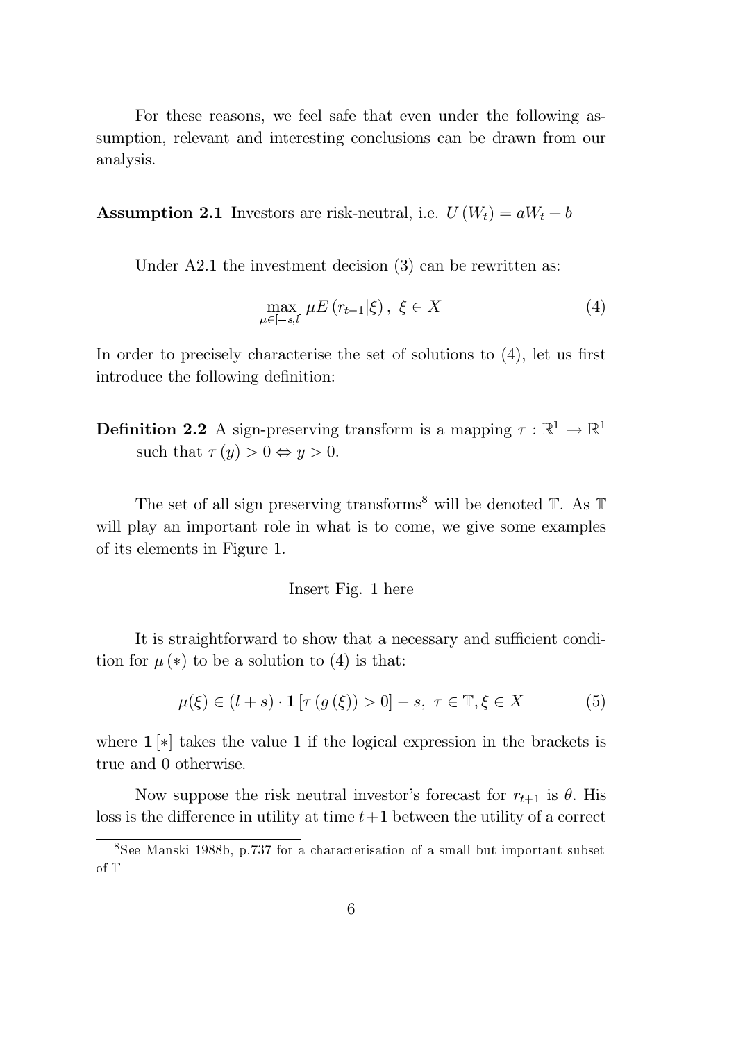For these reasons, we feel safe that even under the following assumption, relevant and interesting conclusions can be drawn from our analysis.

**Assumption 2.1** Investors are risk-neutral, i.e. $U(W_t) = aW_t + b$

Under A2.1 the investment decision (3) can be rewritten as:

$$\max_{\mu \in [-s,l]} \mu E(r_{t+1}|\xi), \ \xi \in X \tag{4}$$

In order to precisely characterise the set of solutions to (4), let us first introduce the following definition:

**Definition 2.2** A sign-preserving transform is a mapping $\tau : \mathbb{R}^1 \to \mathbb{R}^1$ such that $\tau(y) > 0 \Leftrightarrow y > 0$.

The set of all sign preserving transforms[8] will be denoted $\mathbb{T}$. As $\mathbb{T}$ will play an important role in what is to come, we give some examples of its elements in Figure 1.

Insert Fig. 1 here

It is straightforward to show that a necessary and sufficient condition for $\mu(*)$ to be a solution to (4) is that:

$$\mu(\xi) \in (l+s) \cdot \mathbf{1}[\tau(g(\xi)) > 0] - s, \ \tau \in \mathbb{T}, \xi \in X \tag{5}$$

where $\mathbf{1}[*]$ takes the value 1 if the logical expression in the brackets is true and 0 otherwise.

Now suppose the risk neutral investor's forecast for $r_{t+1}$ is $\theta$. His loss is the difference in utility at time $t+1$ between the utility of a correct

[8] See Manski 1988b, p.737 for a characterisation of a small but important subset of $\mathbb{T}$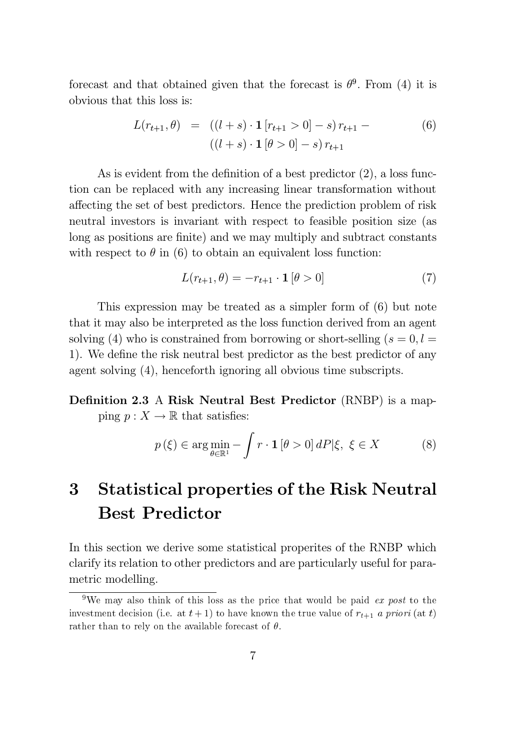forecast and that obtained given that the forecast is $\theta$[9]. From (4) it is obvious that this loss is:

$$
\begin{aligned}
L(r_{t+1}, \theta) &= ((l+s) \cdot \mathbf{1}[r_{t+1} > 0] - s) r_{t+1} - \\
&\quad ((l+s) \cdot \mathbf{1}[\theta > 0] - s) r_{t+1}
\end{aligned}
\tag{6}
$$

As is evident from the definition of a best predictor (2), a loss function can be replaced with any increasing linear transformation without affecting the set of best predictors. Hence the prediction problem of risk neutral investors is invariant with respect to feasible position size (as long as positions are finite) and we may multiply and subtract constants with respect to $\theta$ in (6) to obtain an equivalent loss function:

$$
L(r_{t+1}, \theta) = -r_{t+1} \cdot \mathbf{1}[\theta > 0] \tag{7}
$$

This expression may be treated as a simpler form of (6) but note that it may also be interpreted as the loss function derived from an agent solving (4) who is constrained from borrowing or short-selling ($s = 0, l = 1$). We define the risk neutral best predictor as the best predictor of any agent solving (4), henceforth ignoring all obvious time subscripts.

**Definition 2.3** A **Risk Neutral Best Predictor** (RNBP) is a mapping $p : X \to \mathbb{R}$ that satisfies:

$$
p(\xi) \in \arg\min_{\theta \in \mathbb{R}^1} - \int r \cdot \mathbf{1}[\theta > 0] \, dP|\xi, \ \xi \in X \tag{8}
$$

# 3 Statistical properties of the Risk Neutral Best Predictor

In this section we derive some statistical properites of the RNBP which clarify its relation to other predictors and are particularly useful for parametric modelling.

[9] We may also think of this loss as the price that would be paid *ex post* to the investment decision (i.e. at $t+1$) to have known the true value of $r_{t+1}$ *a priori* (at $t$) rather than to rely on the available forecast of $\theta$.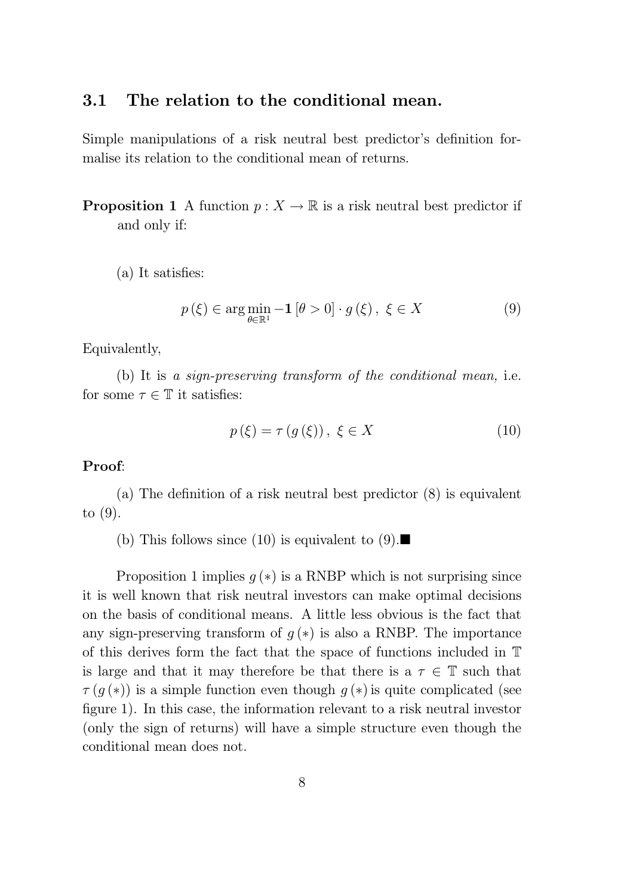### 3.1 The relation to the conditional mean.

Simple manipulations of a risk neutral best predictor's definition formalise its relation to the conditional mean of returns.

**Proposition 1** A function $p : X \rightarrow \mathbb{R}$ is a risk neutral best predictor if and only if:

(a) It satisfies:

$$p(\xi) \in \arg\min_{\theta \in \mathbb{R}^1} -\mathbf{1}[\theta > 0] \cdot g(\xi), \ \xi \in X \tag{9}$$

Equivalently,

(b) It is *a sign-preserving transform of the conditional mean,* i.e. for some $\tau \in \mathbb{T}$ it satisfies:

$$p(\xi) = \tau(g(\xi)), \ \xi \in X \tag{10}$$

**Proof**:

(a) The definition of a risk neutral best predictor (8) is equivalent to (9).

(b) This follows since (10) is equivalent to (9).■

Proposition 1 implies $g(*)$ is a RNBP which is not surprising since it is well known that risk neutral investors can make optimal decisions on the basis of conditional means. A little less obvious is the fact that any sign-preserving transform of $g(*)$ is also a RNBP. The importance of this derives form the fact that the space of functions included in $\mathbb{T}$ is large and that it may therefore be that there is a $\tau \in \mathbb{T}$ such that $\tau(g(*))$ is a simple function even though $g(*)$ is quite complicated (see figure 1). In this case, the information relevant to a risk neutral investor (only the sign of returns) will have a simple structure even though the conditional mean does not.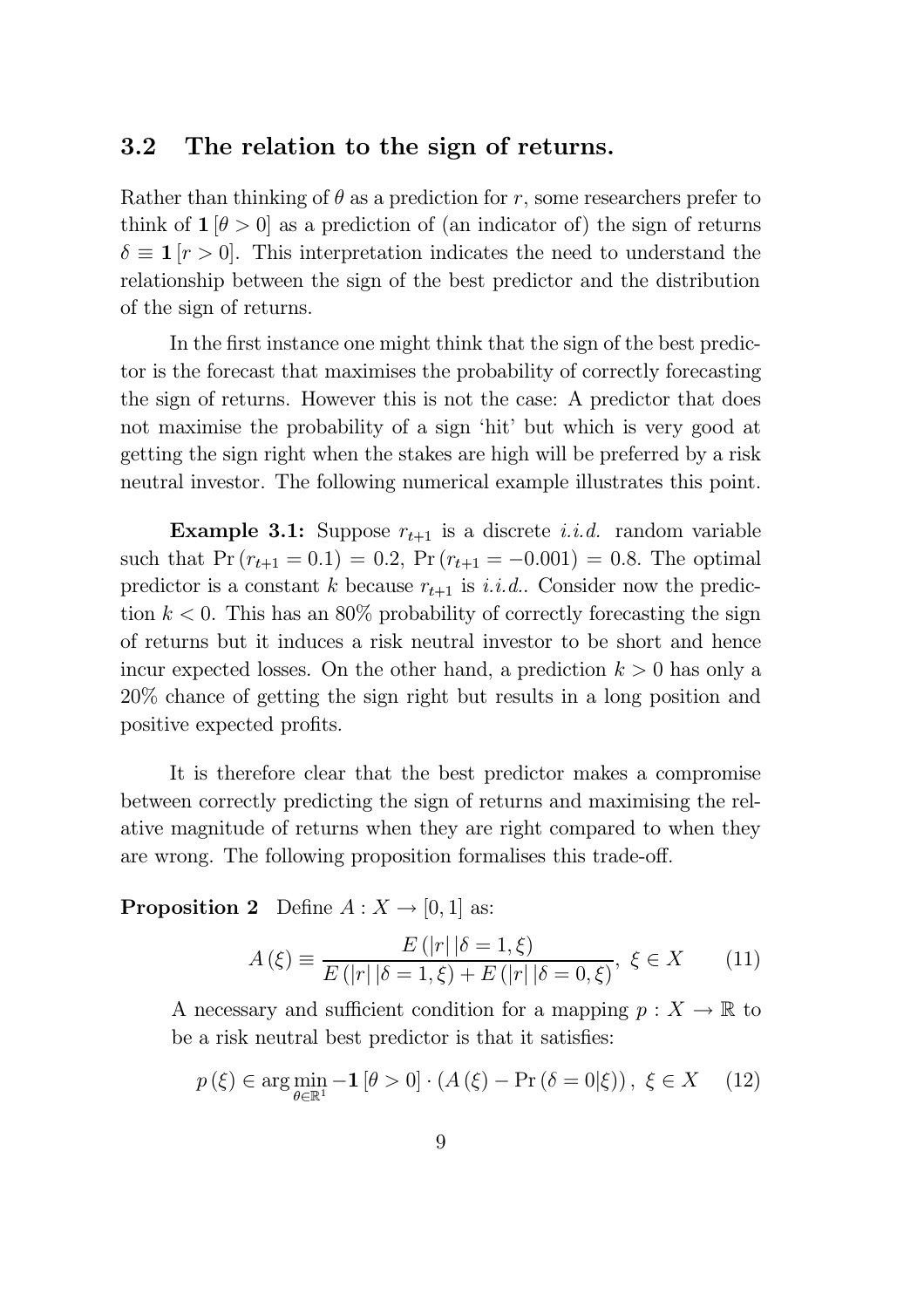### 3.2 The relation to the sign of returns.

Rather than thinking of $\theta$ as a prediction for $r$, some researchers prefer to think of $\mathbf{1}[\theta > 0]$ as a prediction of (an indicator of) the sign of returns $\delta \equiv \mathbf{1}[r > 0]$. This interpretation indicates the need to understand the relationship between the sign of the best predictor and the distribution of the sign of returns.

In the first instance one might think that the sign of the best predictor is the forecast that maximises the probability of correctly forecasting the sign of returns. However this is not the case: A predictor that does not maximise the probability of a sign 'hit' but which is very good at getting the sign right when the stakes are high will be preferred by a risk neutral investor. The following numerical example illustrates this point.

**Example 3.1:** Suppose $r_{t+1}$ is a discrete *i.i.d.* random variable such that $\Pr(r_{t+1} = 0.1) = 0.2$, $\Pr(r_{t+1} = -0.001) = 0.8$. The optimal predictor is a constant $k$ because $r_{t+1}$ is *i.i.d.*. Consider now the prediction $k < 0$. This has an 80% probability of correctly forecasting the sign of returns but it induces a risk neutral investor to be short and hence incur expected losses. On the other hand, a prediction $k > 0$ has only a 20% chance of getting the sign right but results in a long position and positive expected profits.

It is therefore clear that the best predictor makes a compromise between correctly predicting the sign of returns and maximising the relative magnitude of returns when they are right compared to when they are wrong. The following proposition formalises this trade-off.

**Proposition 2** Define $A : X \to [0, 1]$ as:

$$A(\xi) \equiv \frac{E(|r|\,|\delta = 1, \xi)}{E(|r|\,|\delta = 1, \xi) + E(|r|\,|\delta = 0, \xi)},\ \xi \in X \qquad (11)$$

A necessary and sufficient condition for a mapping $p : X \to \mathbb{R}$ to be a risk neutral best predictor is that it satisfies:

$$p(\xi) \in \arg\min_{\theta \in \mathbb{R}^1} -\mathbf{1}[\theta > 0] \cdot (A(\xi) - \Pr(\delta = 0|\xi)),\ \xi \in X \qquad (12)$$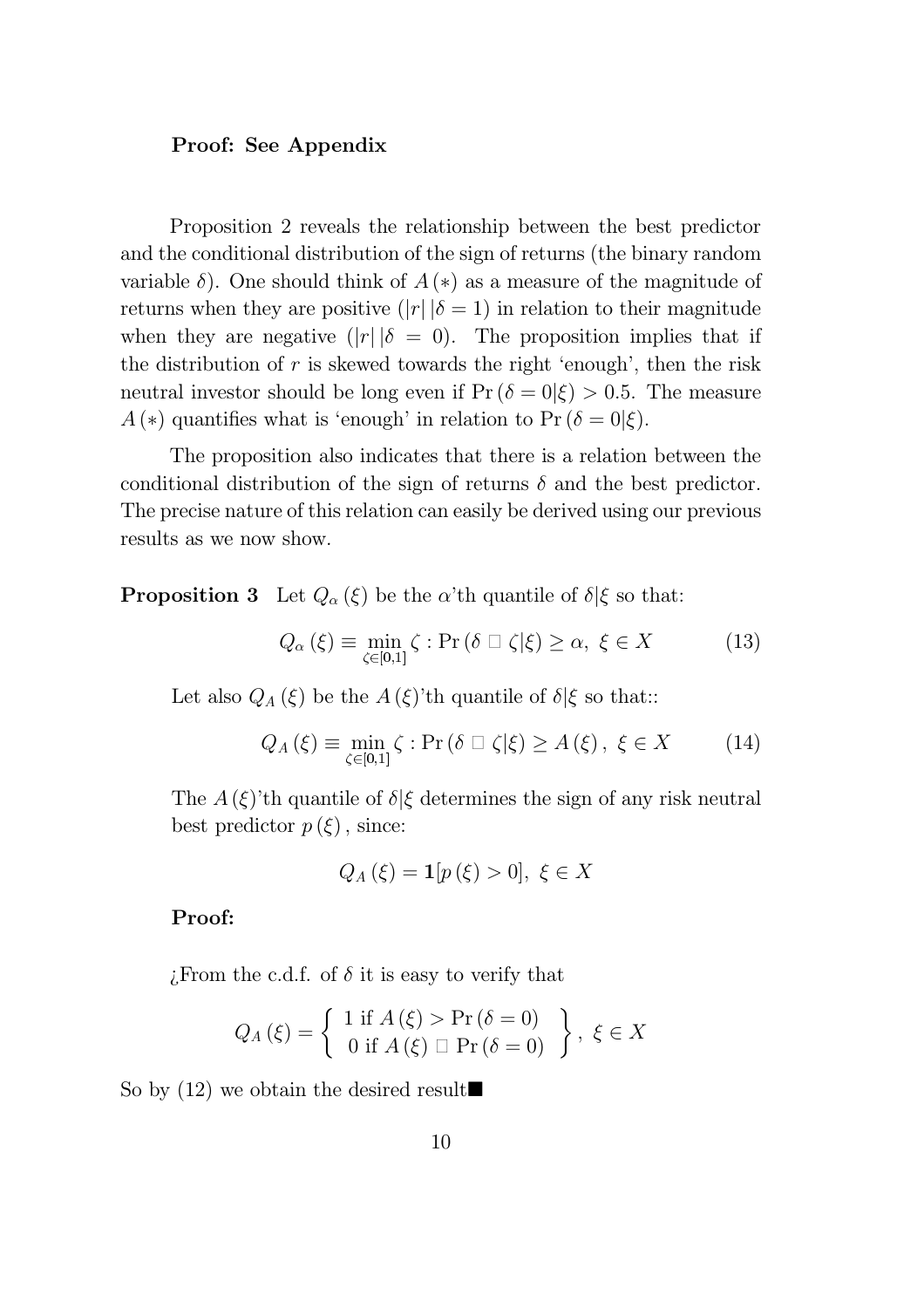**Proof: See Appendix**

Proposition 2 reveals the relationship between the best predictor and the conditional distribution of the sign of returns (the binary random variable $\delta$). One should think of $A(*)$ as a measure of the magnitude of returns when they are positive ($|r|\,|\delta = 1$) in relation to their magnitude when they are negative ($|r|\,|\delta = 0$). The proposition implies that if the distribution of $r$ is skewed towards the right 'enough', then the risk neutral investor should be long even if $\Pr(\delta = 0|\xi) > 0.5$. The measure $A(*)$ quantifies what is 'enough' in relation to $\Pr(\delta = 0|\xi)$.

The proposition also indicates that there is a relation between the conditional distribution of the sign of returns $\delta$ and the best predictor. The precise nature of this relation can easily be derived using our previous results as we now show.

**Proposition 3** Let $Q_\alpha(\xi)$ be the $\alpha$'th quantile of $\delta|\xi$ so that:

$$Q_\alpha(\xi) \equiv \min_{\zeta \in [0,1]} \zeta : \Pr(\delta \leq \zeta|\xi) \geq \alpha, \; \xi \in X \tag{13}$$

Let also $Q_A(\xi)$ be the $A(\xi)$'th quantile of $\delta|\xi$ so that::

$$Q_A(\xi) \equiv \min_{\zeta \in [0,1]} \zeta : \Pr(\delta \leq \zeta|\xi) \geq A(\xi), \; \xi \in X \tag{14}$$

The $A(\xi)$'th quantile of $\delta|\xi$ determines the sign of any risk neutral best predictor $p(\xi)$, since:

$$Q_A(\xi) = \mathbf{1}[p(\xi) > 0], \; \xi \in X$$

**Proof:**

¿From the c.d.f. of $\delta$ it is easy to verify that

$$Q_A(\xi) = \left\{ \begin{array}{l} 1 \text{ if } A(\xi) > \Pr(\delta = 0) \\ 0 \text{ if } A(\xi) \leq \Pr(\delta = 0) \end{array} \right\}, \; \xi \in X$$

So by (12) we obtain the desired result■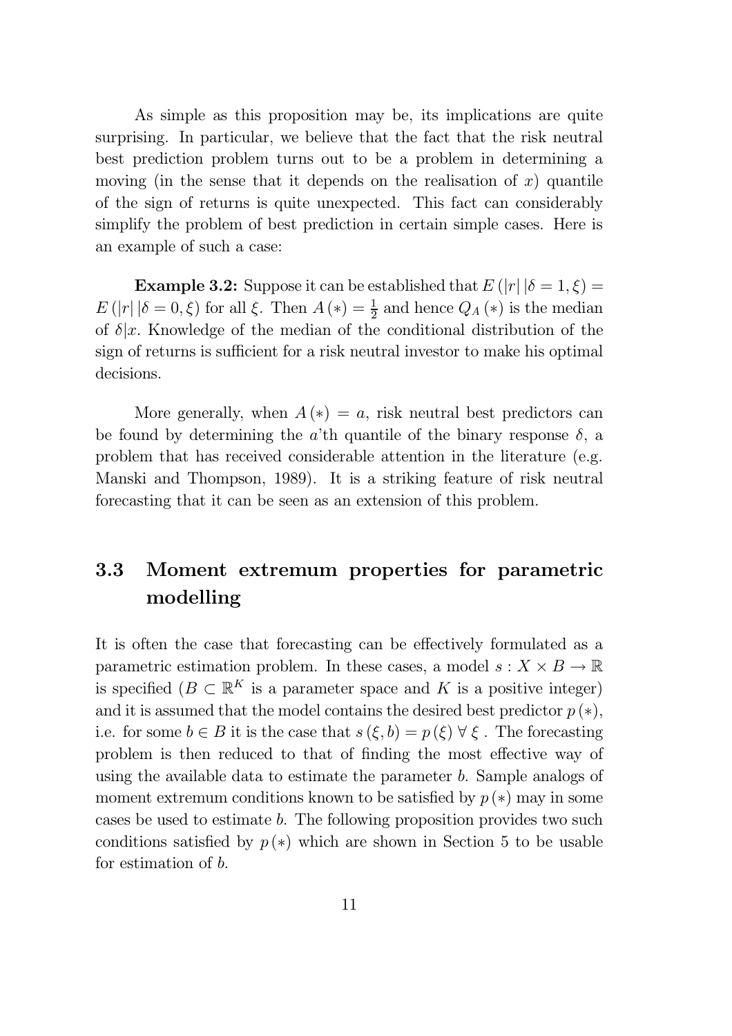As simple as this proposition may be, its implications are quite surprising. In particular, we believe that the fact that the risk neutral best prediction problem turns out to be a problem in determining a moving (in the sense that it depends on the realisation of $x$) quantile of the sign of returns is quite unexpected. This fact can considerably simplify the problem of best prediction in certain simple cases. Here is an example of such a case:

**Example 3.2:** Suppose it can be established that $E(|r|\,|\delta = 1, \xi) = E(|r|\,|\delta = 0, \xi)$ for all $\xi$. Then $A(*) = \frac{1}{2}$ and hence $Q_A(*)$ is the median of $\delta|x$. Knowledge of the median of the conditional distribution of the sign of returns is sufficient for a risk neutral investor to make his optimal decisions.

More generally, when $A(*) = a$, risk neutral best predictors can be found by determining the $a$'th quantile of the binary response $\delta$, a problem that has received considerable attention in the literature (e.g. Manski and Thompson, 1989). It is a striking feature of risk neutral forecasting that it can be seen as an extension of this problem.

## 3.3 Moment extremum properties for parametric modelling

It is often the case that forecasting can be effectively formulated as a parametric estimation problem. In these cases, a model $s : X \times B \to \mathbb{R}$ is specified ($B \subset \mathbb{R}^K$ is a parameter space and $K$ is a positive integer) and it is assumed that the model contains the desired best predictor $p(*)$, i.e. for some $b \in B$ it is the case that $s(\xi, b) = p(\xi)\ \forall\ \xi$. The forecasting problem is then reduced to that of finding the most effective way of using the available data to estimate the parameter $b$. Sample analogs of moment extremum conditions known to be satisfied by $p(*)$ may in some cases be used to estimate $b$. The following proposition provides two such conditions satisfied by $p(*)$ which are shown in Section 5 to be usable for estimation of $b$.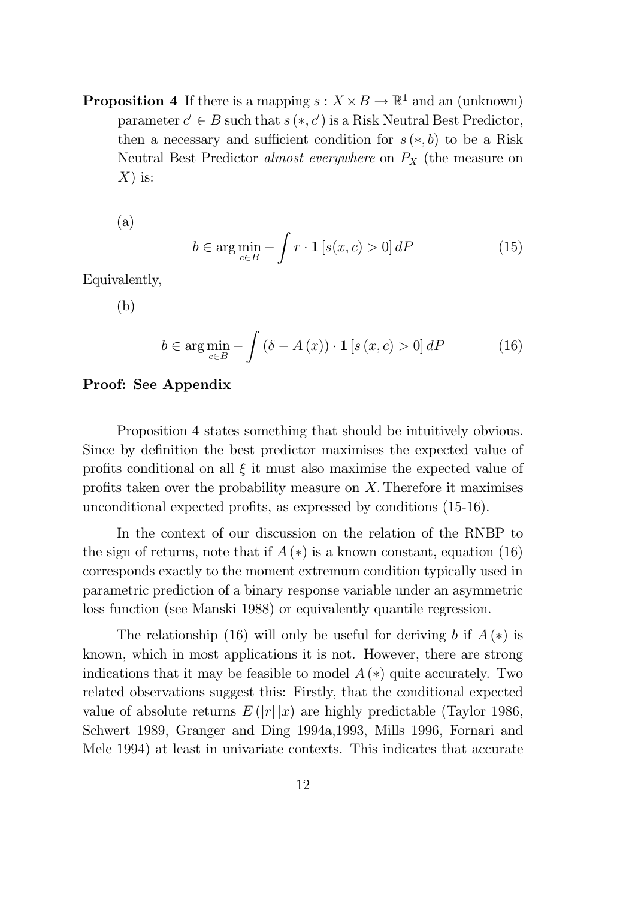**Proposition 4** If there is a mapping $s : X \times B \to \mathbb{R}^1$ and an (unknown) parameter $c' \in B$ such that $s(*, c')$ is a Risk Neutral Best Predictor, then a necessary and sufficient condition for $s(*, b)$ to be a Risk Neutral Best Predictor *almost everywhere* on $P_X$ (the measure on $X$) is:

(a)

$$b \in \arg\min_{c \in B} -\int r \cdot \mathbf{1}\left[s(x, c) > 0\right] dP \tag{15}$$

Equivalently,

(b)

$$b \in \arg\min_{c \in B} -\int \left(\delta - A\left(x\right)\right) \cdot \mathbf{1}\left[s\left(x, c\right) > 0\right] dP \tag{16}$$

**Proof: See Appendix**

Proposition 4 states something that should be intuitively obvious. Since by definition the best predictor maximises the expected value of profits conditional on all $\xi$ it must also maximise the expected value of profits taken over the probability measure on $X$. Therefore it maximises unconditional expected profits, as expressed by conditions (15-16).

In the context of our discussion on the relation of the RNBP to the sign of returns, note that if $A(*)$ is a known constant, equation (16) corresponds exactly to the moment extremum condition typically used in parametric prediction of a binary response variable under an asymmetric loss function (see Manski 1988) or equivalently quantile regression.

The relationship (16) will only be useful for deriving $b$ if $A(*)$ is known, which in most applications it is not. However, there are strong indications that it may be feasible to model $A(*)$ quite accurately. Two related observations suggest this: Firstly, that the conditional expected value of absolute returns $E(|r|\,|x)$ are highly predictable (Taylor 1986, Schwert 1989, Granger and Ding 1994a,1993, Mills 1996, Fornari and Mele 1994) at least in univariate contexts. This indicates that accurate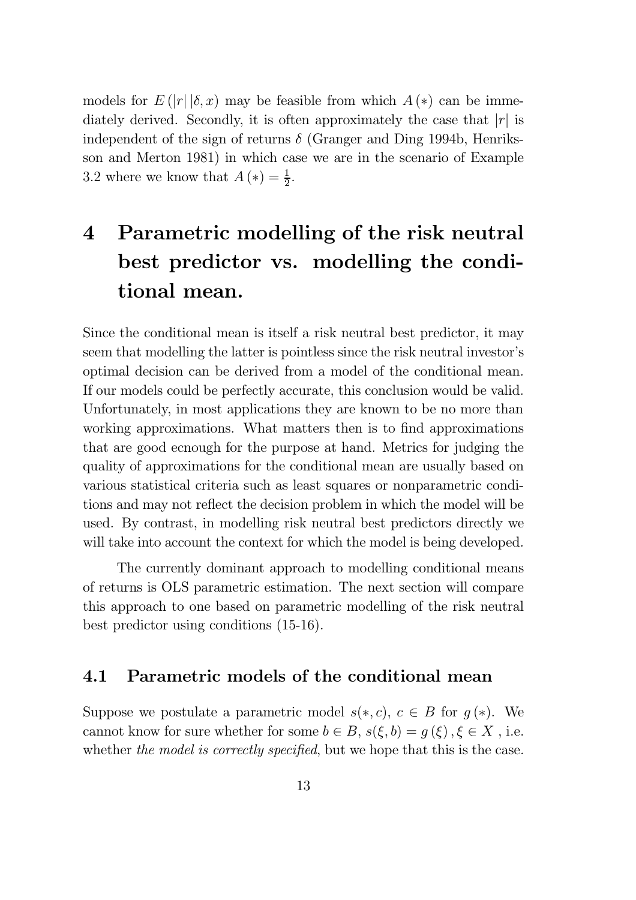models for $E(|r|\,|\delta, x)$ may be feasible from which $A(*)$ can be immediately derived. Secondly, it is often approximately the case that $|r|$ is independent of the sign of returns $\delta$ (Granger and Ding 1994b, Henriksson and Merton 1981) in which case we are in the scenario of Example 3.2 where we know that $A(*) = \frac{1}{2}$.

# 4 Parametric modelling of the risk neutral best predictor vs. modelling the conditional mean.

Since the conditional mean is itself a risk neutral best predictor, it may seem that modelling the latter is pointless since the risk neutral investor's optimal decision can be derived from a model of the conditional mean. If our models could be perfectly accurate, this conclusion would be valid. Unfortunately, in most applications they are known to be no more than working approximations. What matters then is to find approximations that are good ecnough for the purpose at hand. Metrics for judging the quality of approximations for the conditional mean are usually based on various statistical criteria such as least squares or nonparametric conditions and may not reflect the decision problem in which the model will be used. By contrast, in modelling risk neutral best predictors directly we will take into account the context for which the model is being developed.

The currently dominant approach to modelling conditional means of returns is OLS parametric estimation. The next section will compare this approach to one based on parametric modelling of the risk neutral best predictor using conditions (15-16).

## 4.1 Parametric models of the conditional mean

Suppose we postulate a parametric model $s(*, c)$, $c \in B$ for $g(*)$. We cannot know for sure whether for some $b \in B$, $s(\xi, b) = g(\xi)$, $\xi \in X$ , i.e. whether *the model is correctly specified*, but we hope that this is the case.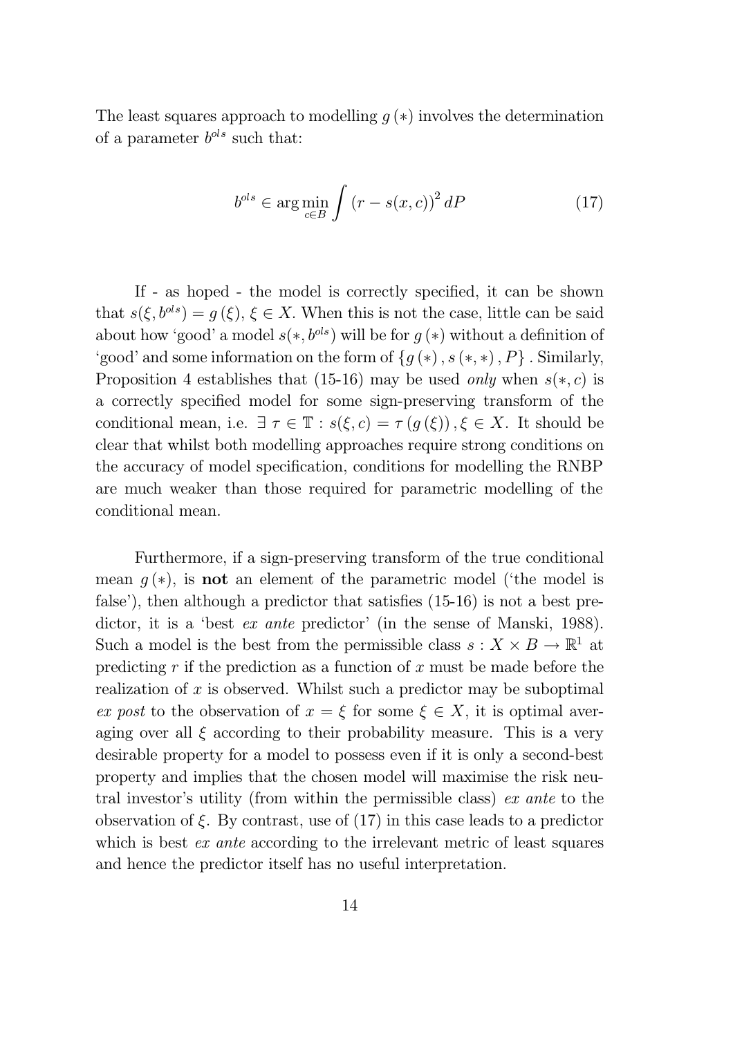The least squares approach to modelling $g(*)$ involves the determination of a parameter $b^{ols}$ such that:

$$b^{ols} \in \arg\min_{c \in B} \int (r - s(x,c))^2 \, dP \tag{17}$$

If - as hoped - the model is correctly specified, it can be shown that $s(\xi, b^{ols}) = g(\xi)$, $\xi \in X$. When this is not the case, little can be said about how 'good' a model $s(*, b^{ols})$ will be for $g(*)$ without a definition of 'good' and some information on the form of $\{g(*), s(*,*), P\}$. Similarly, Proposition 4 establishes that (15-16) may be used *only* when $s(*, c)$ is a correctly specified model for some sign-preserving transform of the conditional mean, i.e. $\exists \, \tau \in \mathbb{T} : s(\xi, c) = \tau(g(\xi)), \xi \in X$. It should be clear that whilst both modelling approaches require strong conditions on the accuracy of model specification, conditions for modelling the RNBP are much weaker than those required for parametric modelling of the conditional mean.

Furthermore, if a sign-preserving transform of the true conditional mean $g(*)$, is **not** an element of the parametric model ('the model is false'), then although a predictor that satisfies (15-16) is not a best predictor, it is a 'best *ex ante* predictor' (in the sense of Manski, 1988). Such a model is the best from the permissible class $s : X \times B \to \mathbb{R}^1$ at predicting $r$ if the prediction as a function of $x$ must be made before the realization of $x$ is observed. Whilst such a predictor may be suboptimal *ex post* to the observation of $x = \xi$ for some $\xi \in X$, it is optimal averaging over all $\xi$ according to their probability measure. This is a very desirable property for a model to possess even if it is only a second-best property and implies that the chosen model will maximise the risk neutral investor's utility (from within the permissible class) *ex ante* to the observation of $\xi$. By contrast, use of (17) in this case leads to a predictor which is best *ex ante* according to the irrelevant metric of least squares and hence the predictor itself has no useful interpretation.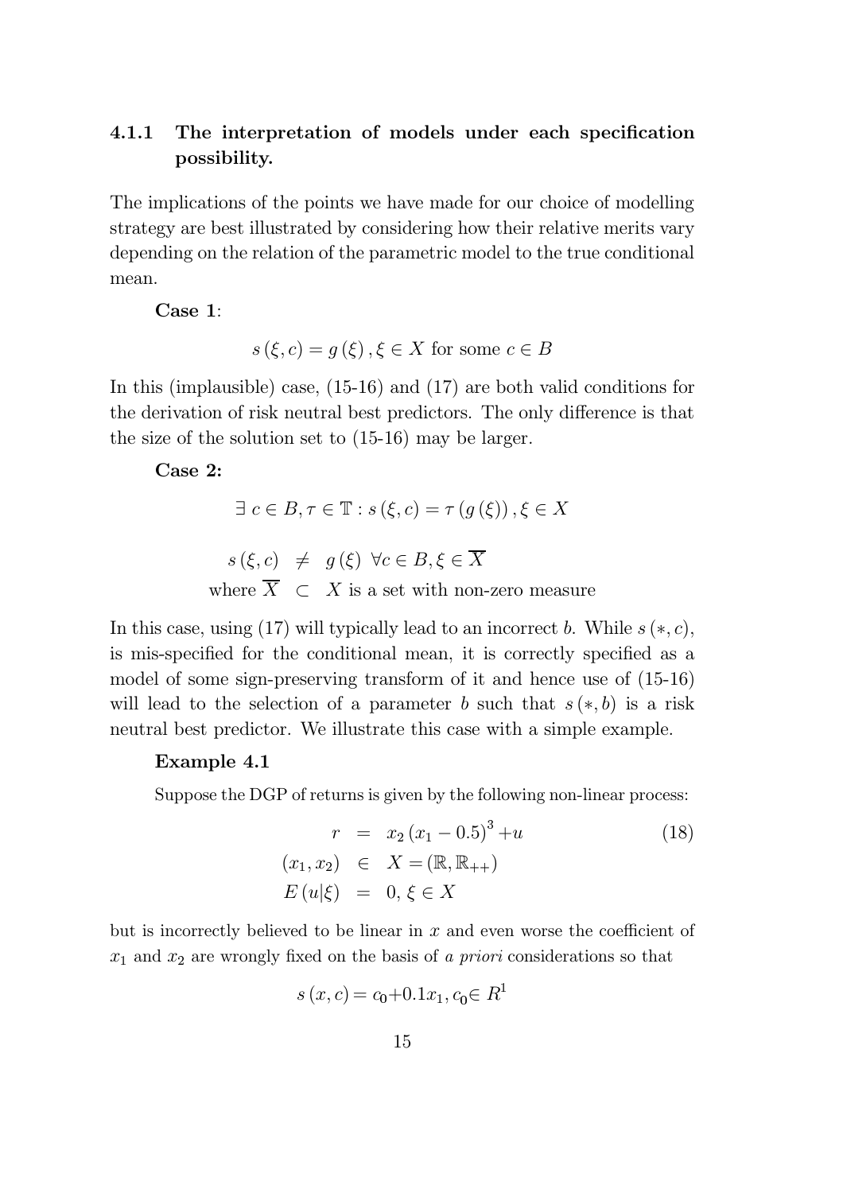### 4.1.1 The interpretation of models under each specification possibility.

The implications of the points we have made for our choice of modelling strategy are best illustrated by considering how their relative merits vary depending on the relation of the parametric model to the true conditional mean.

**Case 1**:

$$s(\xi, c) = g(\xi), \xi \in X \text{ for some } c \in B$$

In this (implausible) case, (15-16) and (17) are both valid conditions for the derivation of risk neutral best predictors. The only difference is that the size of the solution set to (15-16) may be larger.

**Case 2:**

$$\exists\ c \in B, \tau \in \mathbb{T} : s(\xi, c) = \tau(g(\xi)), \xi \in X$$

$$\begin{aligned} s(\xi, c) &\neq g(\xi)\ \forall c \in B, \xi \in \overline{X} \\ \text{where } \overline{X} &\subset X \text{ is a set with non-zero measure} \end{aligned}$$

In this case, using (17) will typically lead to an incorrect $b$. While $s(*, c)$, is mis-specified for the conditional mean, it is correctly specified as a model of some sign-preserving transform of it and hence use of (15-16) will lead to the selection of a parameter $b$ such that $s(*, b)$ is a risk neutral best predictor. We illustrate this case with a simple example.

**Example 4.1**

Suppose the DGP of returns is given by the following non-linear process:

$$\begin{aligned} r &= x_2(x_1 - 0.5)^3 + u \\ (x_1, x_2) &\in X = (\mathbb{R}, \mathbb{R}_{++}) \\ E(u|\xi) &= 0, \xi \in X \end{aligned} \tag{18}$$

but is incorrectly believed to be linear in $x$ and even worse the coefficient of $x_1$ and $x_2$ are wrongly fixed on the basis of *a priori* considerations so that

$$s(x, c) = c_0 + 0.1x_1, c_0 \in R^1$$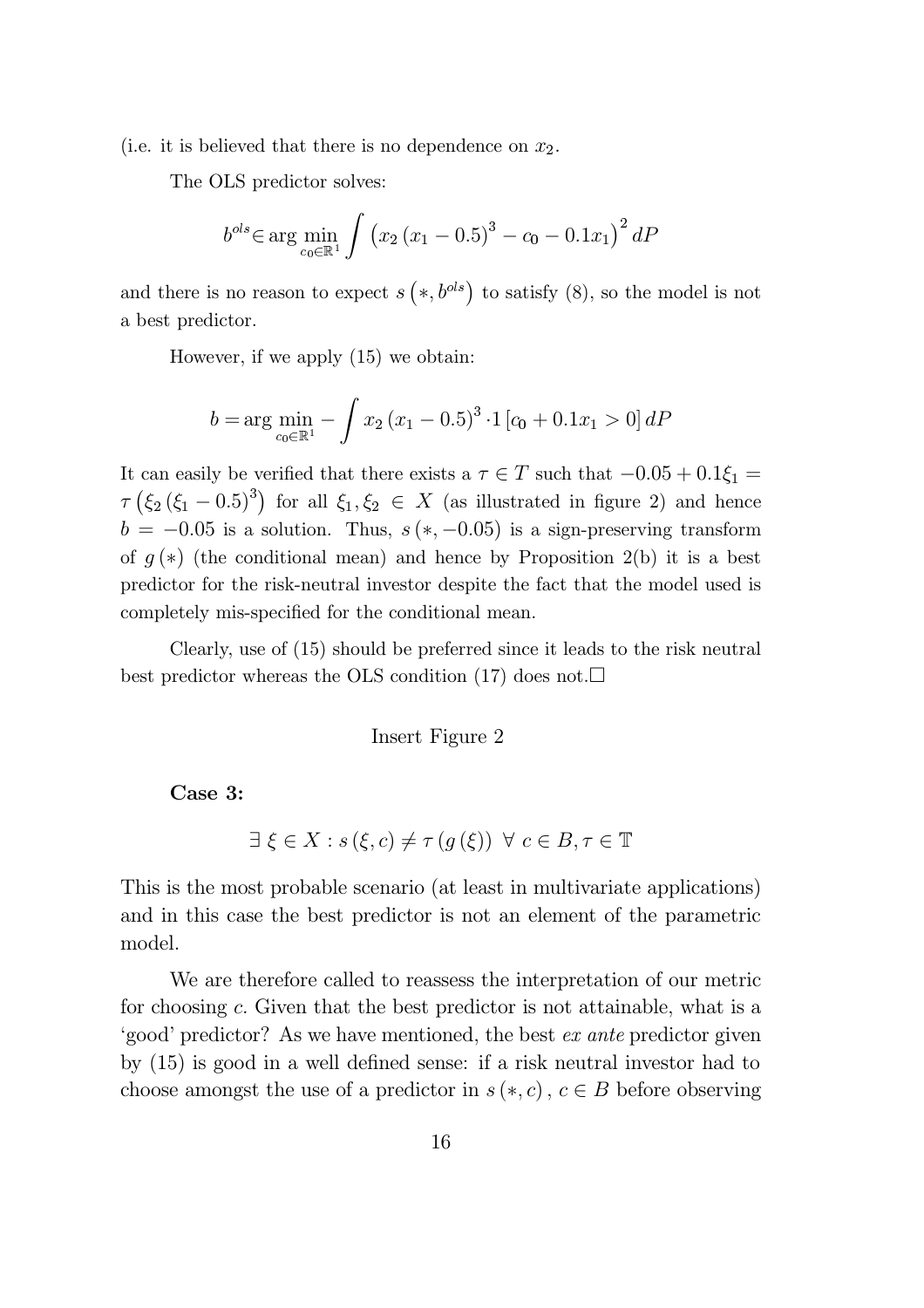(i.e. it is believed that there is no dependence on $x_2$.

The OLS predictor solves:

$$b^{ols} \in \arg\min_{c_0 \in \mathbb{R}^1} \int \left( x_2 \left( x_1 - 0.5 \right)^3 - c_0 - 0.1 x_1 \right)^2 dP$$

and there is no reason to expect $s\left(*, b^{ols}\right)$ to satisfy (8), so the model is not a best predictor.

However, if we apply (15) we obtain:

$$b = \arg\min_{c_0 \in \mathbb{R}^1} - \int x_2 \left( x_1 - 0.5 \right)^3 \cdot 1 \left[ c_0 + 0.1 x_1 > 0 \right] dP$$

It can easily be verified that there exists a $\tau \in T$ such that $-0.05 + 0.1\xi_1 = \tau\left(\xi_2 \left(\xi_1 - 0.5\right)^3\right)$ for all $\xi_1, \xi_2 \in X$ (as illustrated in figure 2) and hence $b = -0.05$ is a solution. Thus, $s\left(*, -0.05\right)$ is a sign-preserving transform of $g\left(*\right)$ (the conditional mean) and hence by Proposition 2(b) it is a best predictor for the risk-neutral investor despite the fact that the model used is completely mis-specified for the conditional mean.

Clearly, use of (15) should be preferred since it leads to the risk neutral best predictor whereas the OLS condition (17) does not.□

Insert Figure 2

**Case 3:**

$$\exists \; \xi \in X : s\left(\xi, c\right) \neq \tau\left(g\left(\xi\right)\right) \;\; \forall \; c \in B, \tau \in \mathbb{T}$$

This is the most probable scenario (at least in multivariate applications) and in this case the best predictor is not an element of the parametric model.

We are therefore called to reassess the interpretation of our metric for choosing $c$. Given that the best predictor is not attainable, what is a 'good' predictor? As we have mentioned, the best *ex ante* predictor given by (15) is good in a well defined sense: if a risk neutral investor had to choose amongst the use of a predictor in $s\left(*, c\right), c \in B$ before observing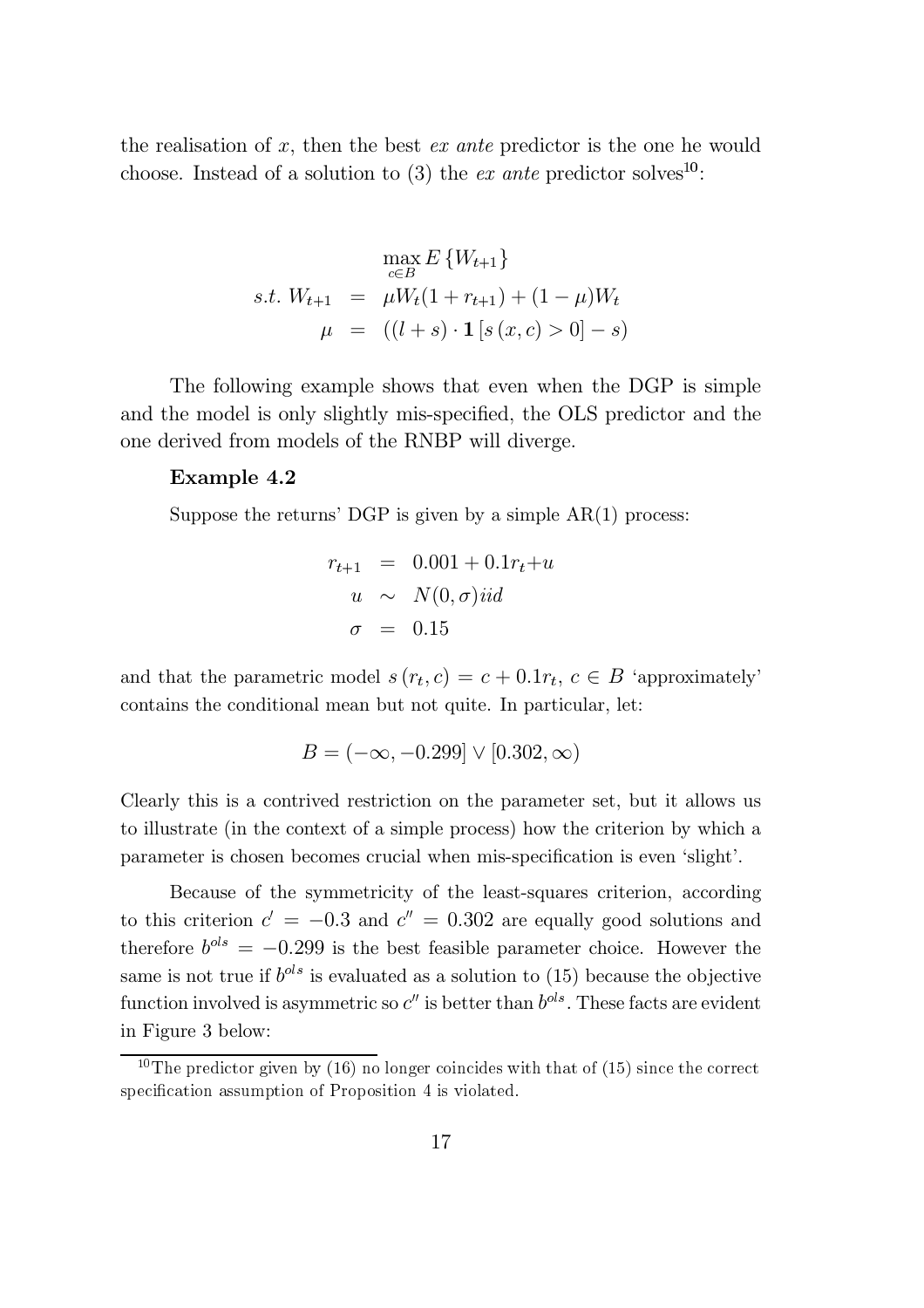the realisation of $x$, then the best *ex ante* predictor is the one he would choose. Instead of a solution to (3) the *ex ante* predictor solves[10]:

$$
\begin{aligned}
& \max_{c \in B} E\left\{W_{t+1}\right\} \\
s.t.\ W_{t+1} &= \mu W_t(1 + r_{t+1}) + (1 - \mu)W_t \\
\mu &= \left((l + s) \cdot \mathbf{1}\left[s\left(x, c\right) > 0\right] - s\right)
\end{aligned}
$$

The following example shows that even when the DGP is simple and the model is only slightly mis-specified, the OLS predictor and the one derived from models of the RNBP will diverge.

**Example 4.2**

Suppose the returns' DGP is given by a simple AR(1) process:

$$
\begin{aligned}
r_{t+1} &= 0.001 + 0.1 r_t + u \\
u &\sim N(0, \sigma) iid \\
\sigma &= 0.15
\end{aligned}
$$

and that the parametric model $s\left(r_t, c\right) = c + 0.1 r_t$, $c \in B$ 'approximately' contains the conditional mean but not quite. In particular, let:

$$
B = (-\infty, -0.299] \vee [0.302, \infty)
$$

Clearly this is a contrived restriction on the parameter set, but it allows us to illustrate (in the context of a simple process) how the criterion by which a parameter is chosen becomes crucial when mis-specification is even 'slight'.

Because of the symmetricity of the least-squares criterion, according to this criterion $c' = -0.3$ and $c'' = 0.302$ are equally good solutions and therefore $b^{ols} = -0.299$ is the best feasible parameter choice. However the same is not true if $b^{ols}$ is evaluated as a solution to (15) because the objective function involved is asymmetric so $c''$ is better than $b^{ols}$. These facts are evident in Figure 3 below:

[10] The predictor given by (16) no longer coincides with that of (15) since the correct specification assumption of Proposition 4 is violated.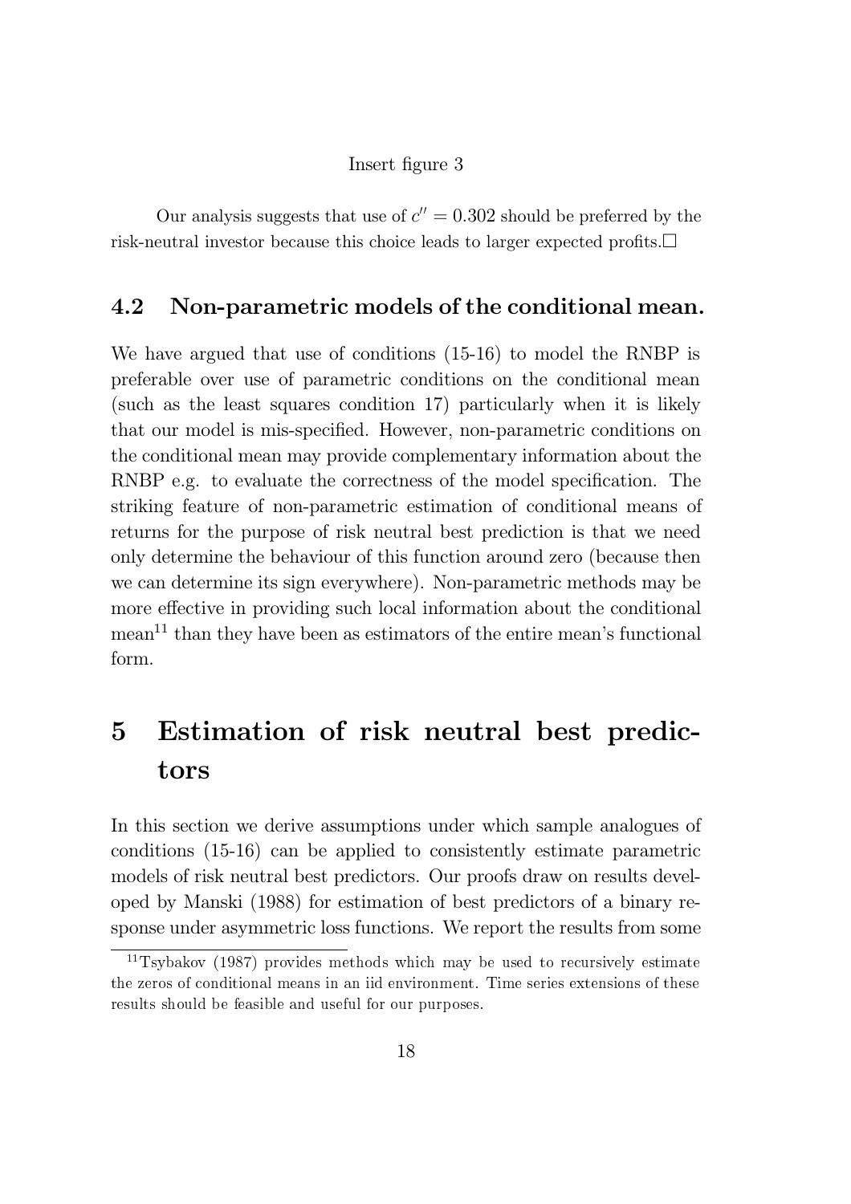Insert figure 3

Our analysis suggests that use of $c'' = 0.302$ should be preferred by the risk-neutral investor because this choice leads to larger expected profits.□

### 4.2 Non-parametric models of the conditional mean.

We have argued that use of conditions (15-16) to model the RNBP is preferable over use of parametric conditions on the conditional mean (such as the least squares condition 17) particularly when it is likely that our model is mis-specified. However, non-parametric conditions on the conditional mean may provide complementary information about the RNBP e.g. to evaluate the correctness of the model specification. The striking feature of non-parametric estimation of conditional means of returns for the purpose of risk neutral best prediction is that we need only determine the behaviour of this function around zero (because then we can determine its sign everywhere). Non-parametric methods may be more effective in providing such local information about the conditional mean[11] than they have been as estimators of the entire mean's functional form.

## 5 Estimation of risk neutral best predictors

In this section we derive assumptions under which sample analogues of conditions (15-16) can be applied to consistently estimate parametric models of risk neutral best predictors. Our proofs draw on results developed by Manski (1988) for estimation of best predictors of a binary response under asymmetric loss functions. We report the results from some

[11] Tsybakov (1987) provides methods which may be used to recursively estimate the zeros of conditional means in an iid environment. Time series extensions of these results should be feasible and useful for our purposes.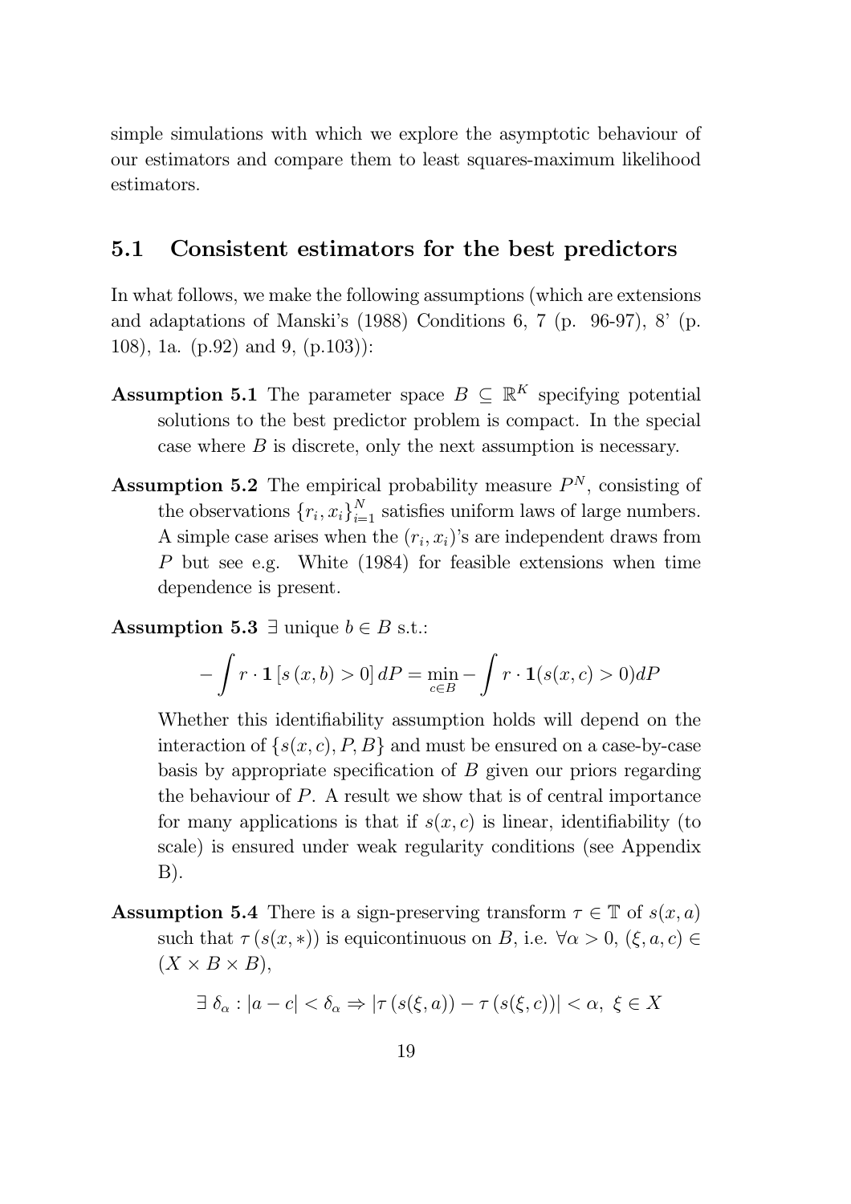simple simulations with which we explore the asymptotic behaviour of our estimators and compare them to least squares-maximum likelihood estimators.

## 5.1 Consistent estimators for the best predictors

In what follows, we make the following assumptions (which are extensions and adaptations of Manski's (1988) Conditions 6, 7 (p. 96-97), 8' (p. 108), 1a. (p.92) and 9, (p.103)):

**Assumption 5.1** The parameter space $B \subseteq \mathbb{R}^K$ specifying potential solutions to the best predictor problem is compact. In the special case where $B$ is discrete, only the next assumption is necessary.

**Assumption 5.2** The empirical probability measure $P^N$, consisting of the observations $\{r_i, x_i\}_{i=1}^N$ satisfies uniform laws of large numbers. A simple case arises when the $(r_i, x_i)$'s are independent draws from $P$ but see e.g. White (1984) for feasible extensions when time dependence is present.

**Assumption 5.3** $\exists$ unique $b \in B$ s.t.:

$$-\int r \cdot \mathbf{1}\left[s\left(x, b\right) > 0\right] dP = \min_{c \in B} - \int r \cdot \mathbf{1}(s(x, c) > 0) dP$$

Whether this identifiability assumption holds will depend on the interaction of $\{s(x, c), P, B\}$ and must be ensured on a case-by-case basis by appropriate specification of $B$ given our priors regarding the behaviour of $P$. A result we show that is of central importance for many applications is that if $s(x, c)$ is linear, identifiability (to scale) is ensured under weak regularity conditions (see Appendix B).

**Assumption 5.4** There is a sign-preserving transform $\tau \in \mathbb{T}$ of $s(x, a)$ such that $\tau\left(s(x, *)\right)$ is equicontinuous on $B$, i.e. $\forall \alpha > 0$, $(\xi, a, c) \in (X \times B \times B)$,

$$\exists\, \delta_\alpha : |a - c| < \delta_\alpha \Rightarrow \left|\tau\left(s(\xi, a)\right) - \tau\left(s(\xi, c)\right)\right| < \alpha,\ \xi \in X$$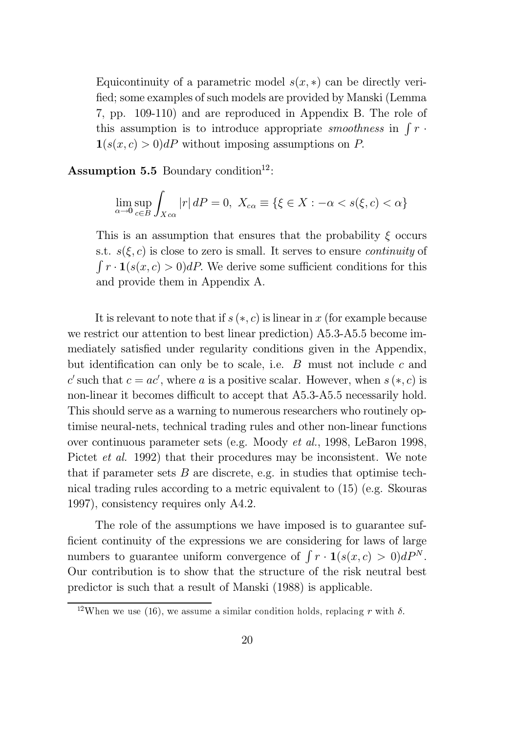Equicontinuity of a parametric model $s(x, *)$ can be directly verified; some examples of such models are provided by Manski (Lemma 7, pp. 109-110) and are reproduced in Appendix B. The role of this assumption is to introduce appropriate *smoothness* in $\int r \cdot \mathbf{1}(s(x,c) > 0)dP$ without imposing assumptions on $P$.

**Assumption 5.5** Boundary condition[12]:

$$\lim_{\alpha \to \mathbf{0}} \sup_{c \in B} \int_{X c\alpha} |r| \, dP = 0, \; X_{c\alpha} \equiv \{\xi \in X : -\alpha < s(\xi, c) < \alpha\}$$

This is an assumption that ensures that the probability $\xi$ occurs s.t. $s(\xi, c)$ is close to zero is small. It serves to ensure *continuity* of $\int r \cdot \mathbf{1}(s(x,c) > 0)dP$. We derive some sufficient conditions for this and provide them in Appendix A.

It is relevant to note that if $s(*, c)$ is linear in $x$ (for example because we restrict our attention to best linear prediction) A5.3-A5.5 become immediately satisfied under regularity conditions given in the Appendix, but identification can only be to scale, i.e. $B$ must not include $c$ and $c'$ such that $c = ac'$, where $a$ is a positive scalar. However, when $s(*, c)$ is non-linear it becomes difficult to accept that A5.3-A5.5 necessarily hold. This should serve as a warning to numerous researchers who routinely optimise neural-nets, technical trading rules and other non-linear functions over continuous parameter sets (e.g. Moody *et al.*, 1998, LeBaron 1998, Pictet *et al.* 1992) that their procedures may be inconsistent. We note that if parameter sets $B$ are discrete, e.g. in studies that optimise technical trading rules according to a metric equivalent to (15) (e.g. Skouras 1997), consistency requires only A4.2.

The role of the assumptions we have imposed is to guarantee sufficient continuity of the expressions we are considering for laws of large numbers to guarantee uniform convergence of $\int r \cdot \mathbf{1}(s(x,c) > 0)dP^N$. Our contribution is to show that the structure of the risk neutral best predictor is such that a result of Manski (1988) is applicable.

[12] When we use (16), we assume a similar condition holds, replacing $r$ with $\delta$.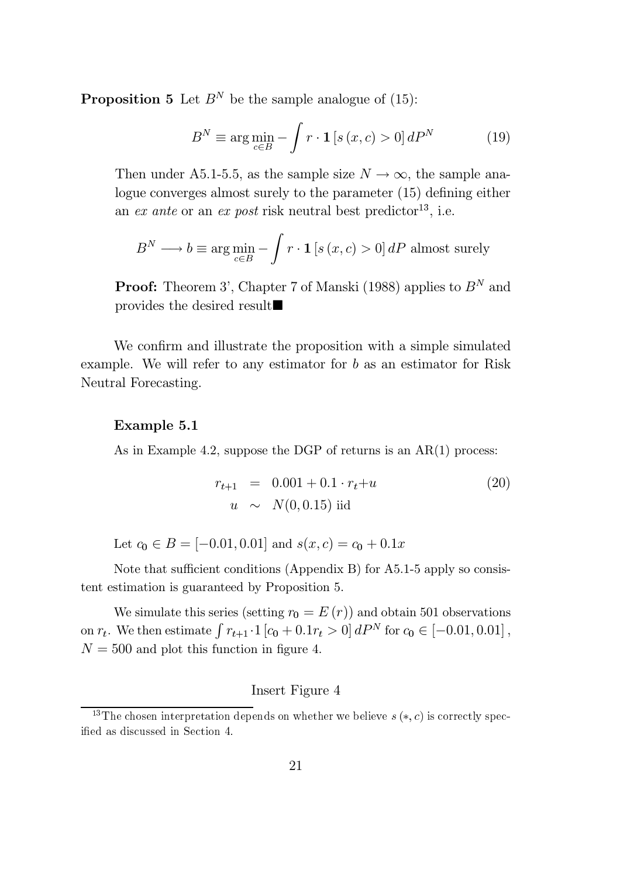**Proposition 5** Let $B^N$ be the sample analogue of (15):

$$B^N \equiv \arg\min_{c \in B} - \int r \cdot \mathbf{1}\left[s\left(x, c\right) > 0\right] dP^N \tag{19}$$

Then under A5.1-5.5, as the sample size $N \to \infty$, the sample analogue converges almost surely to the parameter (15) defining either an *ex ante* or an *ex post* risk neutral best predictor[13], i.e.

$$B^N \longrightarrow b \equiv \arg\min_{c \in B} - \int r \cdot \mathbf{1}\left[s\left(x, c\right) > 0\right] dP \text{ almost surely}$$

**Proof:** Theorem 3', Chapter 7 of Manski (1988) applies to $B^N$ and provides the desired result■

We confirm and illustrate the proposition with a simple simulated example. We will refer to any estimator for $b$ as an estimator for Risk Neutral Forecasting.

**Example 5.1**

As in Example 4.2, suppose the DGP of returns is an AR(1) process:

$$\begin{aligned} r_{t+1} &= 0.001 + 0.1 \cdot r_t + u \\ u &\sim N(0, 0.15) \text{ iid} \end{aligned} \tag{20}$$

Let $c_0 \in B = [-0.01, 0.01]$ and $s(x, c) = c_0 + 0.1x$

Note that sufficient conditions (Appendix B) for A5.1-5 apply so consistent estimation is guaranteed by Proposition 5.

We simulate this series (setting $r_0 = E\left(r\right)$) and obtain 501 observations on $r_t$. We then estimate $\int r_{t+1} \cdot 1\left[c_0 + 0.1 r_t > 0\right] dP^N$ for $c_0 \in \left[-0.01, 0.01\right]$, $N = 500$ and plot this function in figure 4.

Insert Figure 4

[13] The chosen interpretation depends on whether we believe $s\left(*, c\right)$ is correctly specified as discussed in Section 4.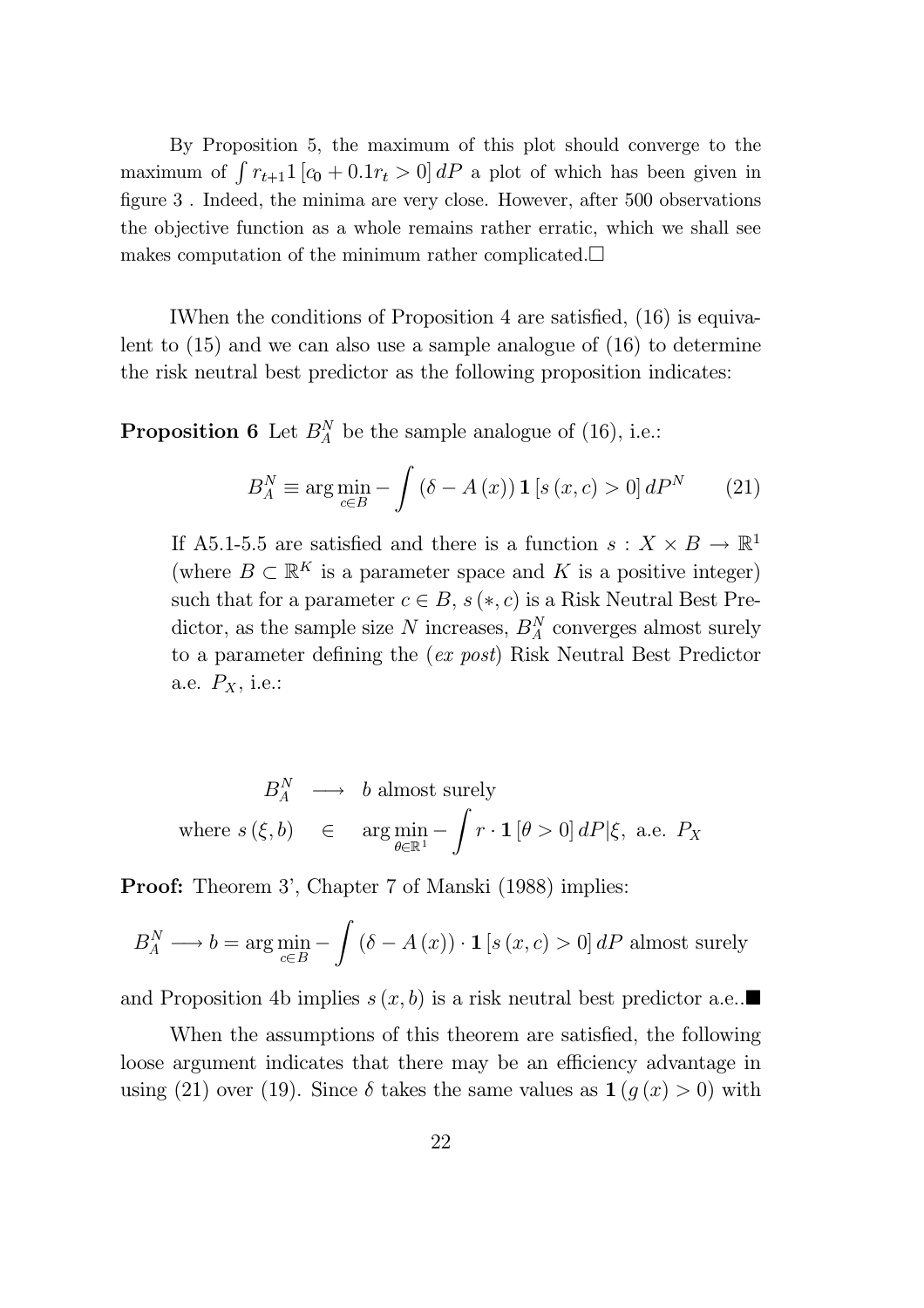By Proposition 5, the maximum of this plot should converge to the maximum of $\int r_{t+1} 1 \left[c_0 + 0.1 r_t > 0\right] dP$ a plot of which has been given in figure 3 . Indeed, the minima are very close. However, after 500 observations the objective function as a whole remains rather erratic, which we shall see makes computation of the minimum rather complicated.$\square$

IWhen the conditions of Proposition 4 are satisfied, (16) is equivalent to (15) and we can also use a sample analogue of (16) to determine the risk neutral best predictor as the following proposition indicates:

**Proposition 6** Let $B_A^N$ be the sample analogue of (16), i.e.:

$$B_A^N \equiv \arg\min_{c \in B} - \int \left(\delta - A\left(x\right)\right) \mathbf{1}\left[s\left(x,c\right) > 0\right] dP^N \qquad (21)$$

If A5.1-5.5 are satisfied and there is a function $s : X \times B \to \mathbb{R}^1$ (where $B \subset \mathbb{R}^K$ is a parameter space and $K$ is a positive integer) such that for a parameter $c \in B$, $s\left(*, c\right)$ is a Risk Neutral Best Predictor, as the sample size $N$ increases, $B_A^N$ converges almost surely to a parameter defining the (*ex post*) Risk Neutral Best Predictor a.e. $P_X$, i.e.:

$$\begin{aligned} B_A^N &\longrightarrow b \text{ almost surely} \\ \text{where } s\left(\xi, b\right) &\in \arg\min_{\theta \in \mathbb{R}^1} - \int r \cdot \mathbf{1}\left[\theta > 0\right] dP | \xi, \text{ a.e. } P_X \end{aligned}$$

**Proof:** Theorem 3', Chapter 7 of Manski (1988) implies:

$$B_A^N \longrightarrow b = \arg\min_{c \in B} - \int \left(\delta - A\left(x\right)\right) \cdot \mathbf{1}\left[s\left(x,c\right) > 0\right] dP \text{ almost surely}$$

and Proposition 4b implies $s\left(x, b\right)$ is a risk neutral best predictor a.e..$\blacksquare$

When the assumptions of this theorem are satisfied, the following loose argument indicates that there may be an efficiency advantage in using (21) over (19). Since $\delta$ takes the same values as $\mathbf{1}\left(g\left(x\right) > 0\right)$ with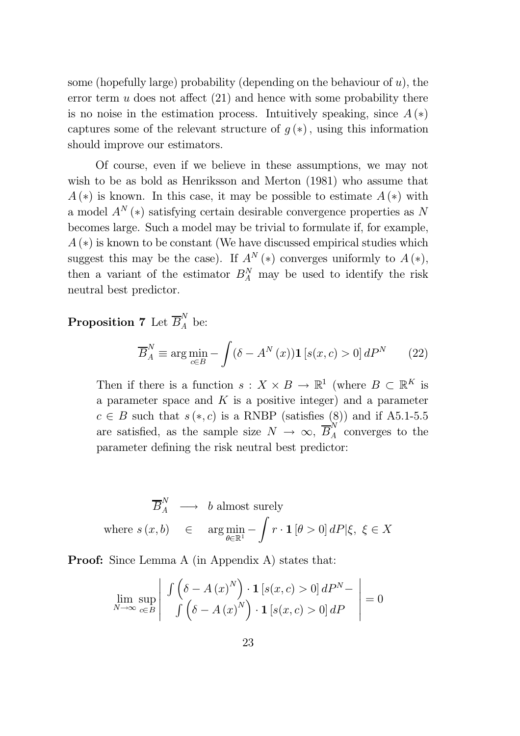some (hopefully large) probability (depending on the behaviour of $u$), the error term $u$ does not affect (21) and hence with some probability there is no noise in the estimation process. Intuitively speaking, since $A(*)$ captures some of the relevant structure of $g(*)$, using this information should improve our estimators.

Of course, even if we believe in these assumptions, we may not wish to be as bold as Henriksson and Merton (1981) who assume that $A(*)$ is known. In this case, it may be possible to estimate $A(*)$ with a model $A^N(*)$ satisfying certain desirable convergence properties as $N$ becomes large. Such a model may be trivial to formulate if, for example, $A(*)$ is known to be constant (We have discussed empirical studies which suggest this may be the case). If $A^N(*)$ converges uniformly to $A(*)$, then a variant of the estimator $B_A^N$ may be used to identify the risk neutral best predictor.

**Proposition 7** Let $\overline{B}_A^N$ be:

$$\overline{B}_A^N \equiv \arg\min_{c\in B} -\int (\delta - A^N(x))\mathbf{1}\left[s(x,c) > 0\right] dP^N \tag{22}$$

Then if there is a function $s : X \times B \to \mathbb{R}^1$ (where $B \subset \mathbb{R}^K$ is a parameter space and $K$ is a positive integer) and a parameter $c \in B$ such that $s(*,c)$ is a RNBP (satisfies (8)) and if A5.1-5.5 are satisfied, as the sample size $N \to \infty$, $\overline{B}_A^N$ converges to the parameter defining the risk neutral best predictor:

$$\begin{aligned} \overline{B}_A^N &\longrightarrow b \text{ almost surely} \\ \text{where } s(x,b) &\in \arg\min_{\theta\in\mathbb{R}^1} -\int r\cdot\mathbf{1}\left[\theta > 0\right] dP|\xi,\ \xi \in X \end{aligned}$$

**Proof:** Since Lemma A (in Appendix A) states that:

$$\lim_{N\to\infty}\sup_{c\in B}\left| \begin{array}{c} \int \left(\delta - A(x)^N\right)\cdot\mathbf{1}\left[s(x,c) > 0\right] dP^N - \\ \int \left(\delta - A(x)^N\right)\cdot\mathbf{1}\left[s(x,c) > 0\right] dP \end{array} \right| = 0$$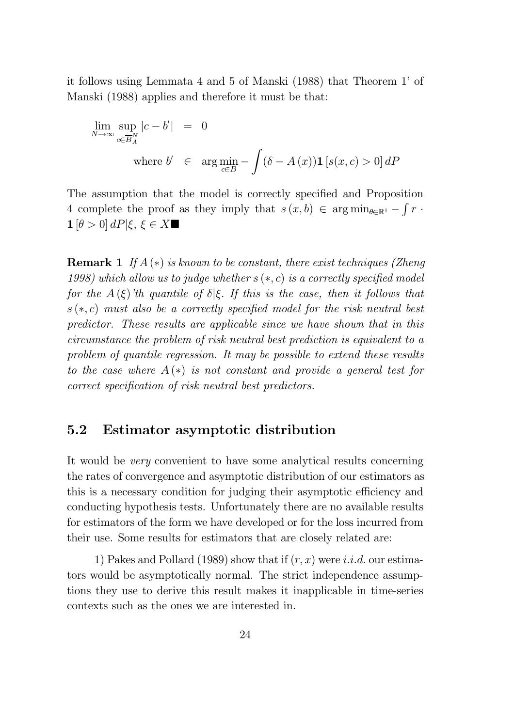it follows using Lemmata 4 and 5 of Manski (1988) that Theorem 1' of Manski (1988) applies and therefore it must be that:

$$
\begin{aligned}
\lim_{N\to\infty} \sup_{c\in\overline{B}_A^N} |c-b'| &= 0 \\
\text{where } b' &\in \arg\min_{c\in B} -\int (\delta - A(x))\mathbf{1}[s(x,c)>0]\,dP
\end{aligned}
$$

The assumption that the model is correctly specified and Proposition 4 complete the proof as they imply that $s(x,b) \in \arg\min_{\theta\in\mathbb{R}^1} -\int r\cdot \mathbf{1}[\theta>0]\,dP|\xi,\ \xi\in X$■

**Remark 1** *If $A(*)$ is known to be constant, there exist techniques (Zheng 1998) which allow us to judge whether $s(*,c)$ is a correctly specified model for the $A(\xi)$'th quantile of $\delta|\xi$. If this is the case, then it follows that $s(*,c)$ must also be a correctly specified model for the risk neutral best predictor. These results are applicable since we have shown that in this circumstance the problem of risk neutral best prediction is equivalent to a problem of quantile regression. It may be possible to extend these results to the case where $A(*)$ is not constant and provide a general test for correct specification of risk neutral best predictors.*

## 5.2 Estimator asymptotic distribution

It would be *very* convenient to have some analytical results concerning the rates of convergence and asymptotic distribution of our estimators as this is a necessary condition for judging their asymptotic efficiency and conducting hypothesis tests. Unfortunately there are no available results for estimators of the form we have developed or for the loss incurred from their use. Some results for estimators that are closely related are:

1) Pakes and Pollard (1989) show that if $(r,x)$ were *i.i.d.* our estimators would be asymptotically normal. The strict independence assumptions they use to derive this result makes it inapplicable in time-series contexts such as the ones we are interested in.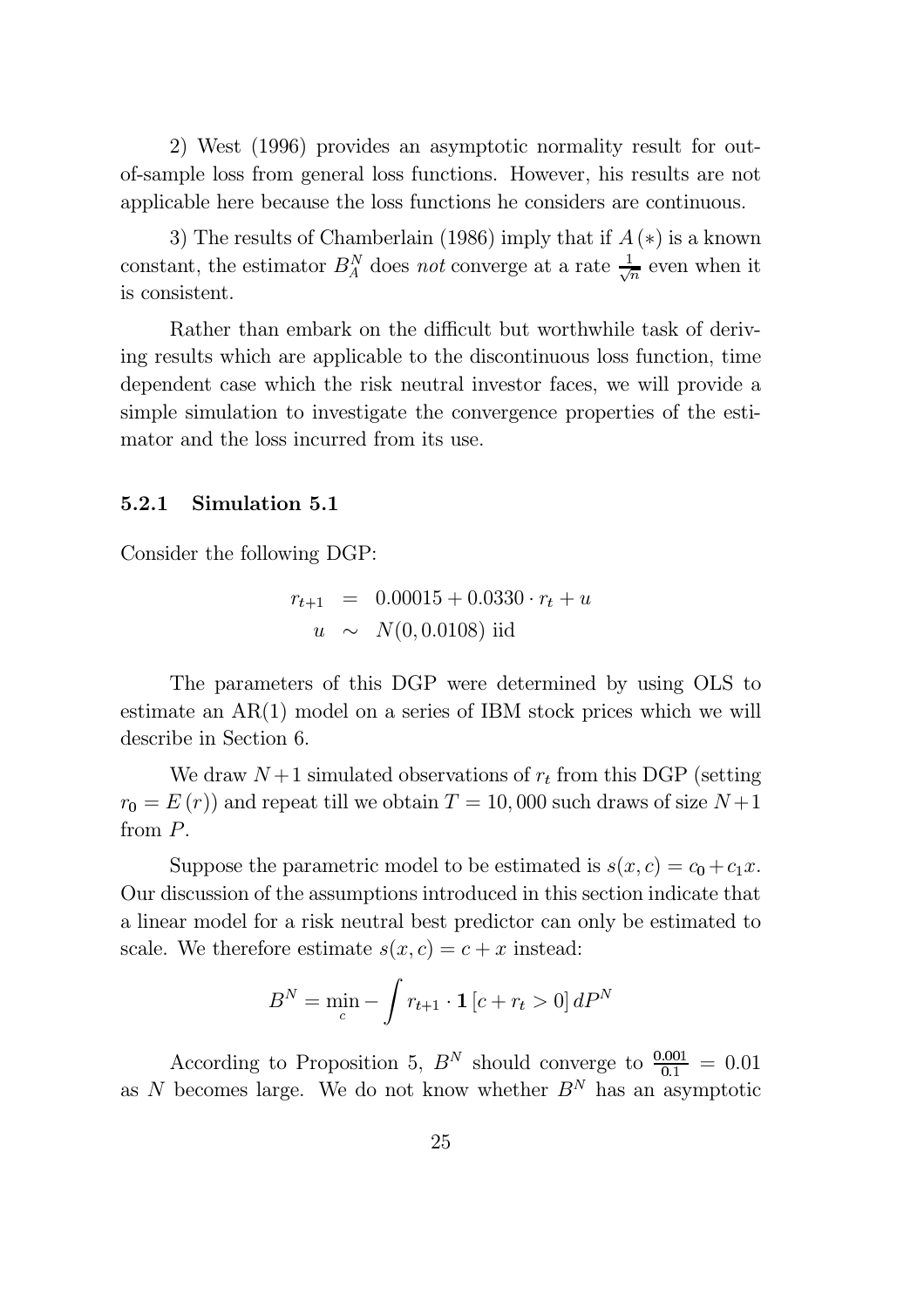2) West (1996) provides an asymptotic normality result for out-of-sample loss from general loss functions. However, his results are not applicable here because the loss functions he considers are continuous.

3) The results of Chamberlain (1986) imply that if $A(*)$ is a known constant, the estimator $B_A^N$ does *not* converge at a rate $\frac{1}{\sqrt{n}}$ even when it is consistent.

Rather than embark on the difficult but worthwhile task of deriving results which are applicable to the discontinuous loss function, time dependent case which the risk neutral investor faces, we will provide a simple simulation to investigate the convergence properties of the estimator and the loss incurred from its use.

### 5.2.1 Simulation 5.1

Consider the following DGP:

$$
\begin{aligned}
r_{t+1} &= 0.00015 + 0.0330 \cdot r_t + u \\
u &\sim N(0, 0.0108) \text{ iid}
\end{aligned}
$$

The parameters of this DGP were determined by using OLS to estimate an AR(1) model on a series of IBM stock prices which we will describe in Section 6.

We draw $N+1$ simulated observations of $r_t$ from this DGP (setting $r_0 = E(r)$) and repeat till we obtain $T = 10,000$ such draws of size $N+1$ from $P$.

Suppose the parametric model to be estimated is $s(x, c) = c_0 + c_1 x$. Our discussion of the assumptions introduced in this section indicate that a linear model for a risk neutral best predictor can only be estimated to scale. We therefore estimate $s(x, c) = c + x$ instead:

$$
B^N = \min_c - \int r_{t+1} \cdot \mathbf{1}[c + r_t > 0] \, dP^N
$$

According to Proposition 5, $B^N$ should converge to $\frac{0.001}{0.1} = 0.01$ as $N$ becomes large. We do not know whether $B^N$ has an asymptotic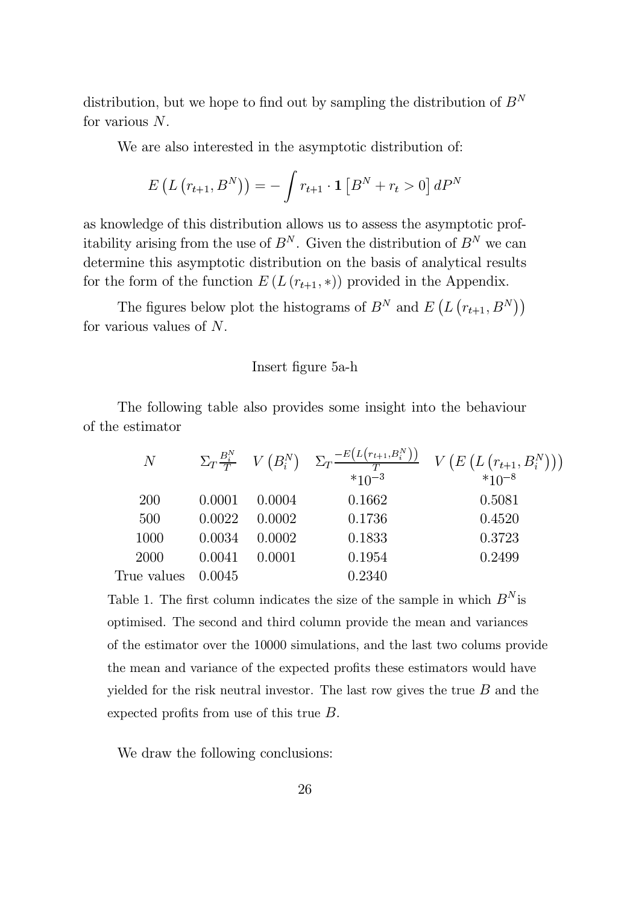distribution, but we hope to find out by sampling the distribution of $B^N$ for various $N$.

We are also interested in the asymptotic distribution of:

$$E\left(L\left(r_{t+1}, B^N\right)\right) = -\int r_{t+1} \cdot \mathbf{1}\left[B^N + r_t > 0\right] dP^N$$

as knowledge of this distribution allows us to assess the asymptotic profitability arising from the use of $B^N$. Given the distribution of $B^N$ we can determine this asymptotic distribution on the basis of analytical results for the form of the function $E\left(L\left(r_{t+1}, *\right)\right)$ provided in the Appendix.

The figures below plot the histograms of $B^N$ and $E\left(L\left(r_{t+1}, B^N\right)\right)$ for various values of $N$.

Insert figure 5a-h

The following table also provides some insight into the behaviour of the estimator

| $N$ | $\Sigma_T \frac{B_i^N}{T}$ | $V\left(B_i^N\right)$ | $\Sigma_T \frac{-E\left(L\left(r_{t+1}, B_i^N\right)\right)}{T}$ $*10^{-3}$ | $V\left(E\left(L\left(r_{t+1}, B_i^N\right)\right)\right)$ $*10^{-8}$ |
|---|---|---|---|---|
| 200 | 0.0001 | 0.0004 | 0.1662 | 0.5081 |
| 500 | 0.0022 | 0.0002 | 0.1736 | 0.4520 |
| 1000 | 0.0034 | 0.0002 | 0.1833 | 0.3723 |
| 2000 | 0.0041 | 0.0001 | 0.1954 | 0.2499 |
| True values | 0.0045 | | 0.2340 | |

Table 1. The first column indicates the size of the sample in which $B^N$ is optimised. The second and third column provide the mean and variances of the estimator over the 10000 simulations, and the last two colums provide the mean and variance of the expected profits these estimators would have yielded for the risk neutral investor. The last row gives the true $B$ and the expected profits from use of this true $B$.

We draw the following conclusions: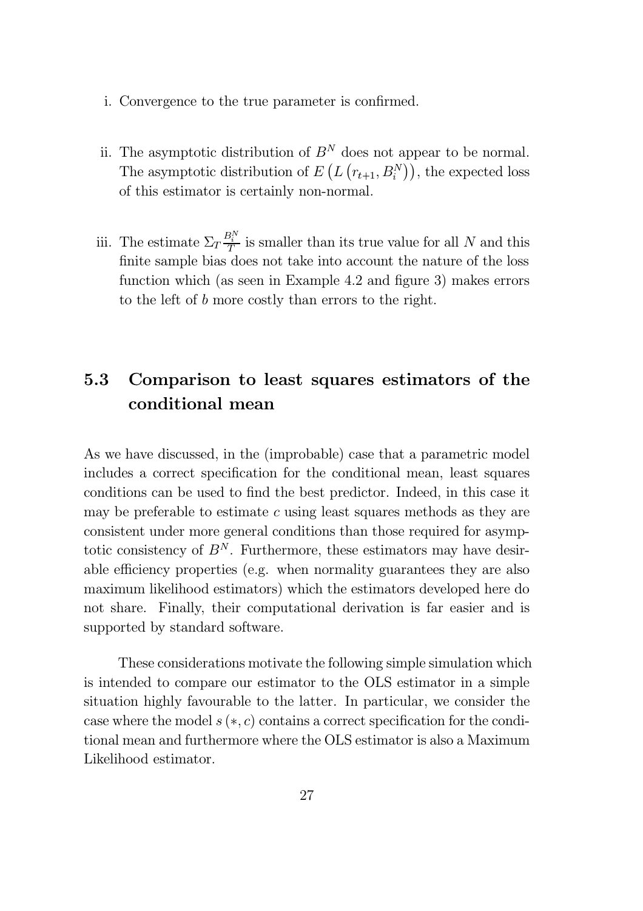i. Convergence to the true parameter is confirmed.

ii. The asymptotic distribution of $B^N$ does not appear to be normal. The asymptotic distribution of $E\left(L\left(r_{t+1}, B_i^N\right)\right)$, the expected loss of this estimator is certainly non-normal.

iii. The estimate $\Sigma_T \frac{B_i^N}{T}$ is smaller than its true value for all $N$ and this finite sample bias does not take into account the nature of the loss function which (as seen in Example 4.2 and figure 3) makes errors to the left of $b$ more costly than errors to the right.

## 5.3 Comparison to least squares estimators of the conditional mean

As we have discussed, in the (improbable) case that a parametric model includes a correct specification for the conditional mean, least squares conditions can be used to find the best predictor. Indeed, in this case it may be preferable to estimate $c$ using least squares methods as they are consistent under more general conditions than those required for asymptotic consistency of $B^N$. Furthermore, these estimators may have desirable efficiency properties (e.g. when normality guarantees they are also maximum likelihood estimators) which the estimators developed here do not share. Finally, their computational derivation is far easier and is supported by standard software.

These considerations motivate the following simple simulation which is intended to compare our estimator to the OLS estimator in a simple situation highly favourable to the latter. In particular, we consider the case where the model $s(*, c)$ contains a correct specification for the conditional mean and furthermore where the OLS estimator is also a Maximum Likelihood estimator.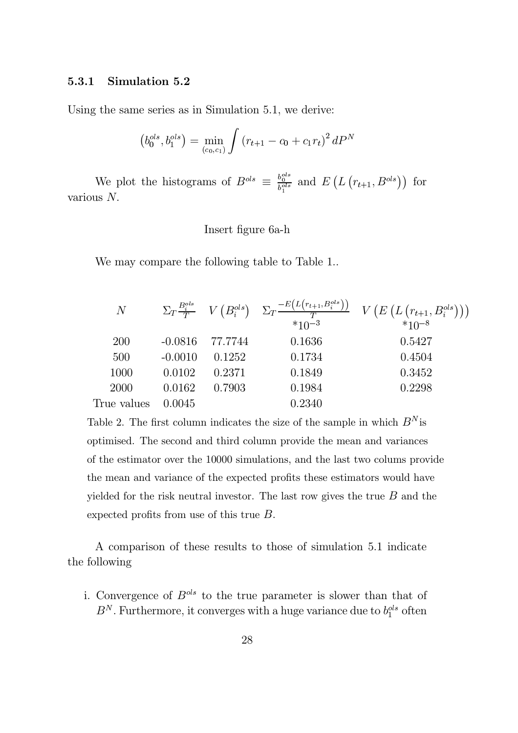### 5.3.1 Simulation 5.2

Using the same series as in Simulation 5.1, we derive:

$$\left(b_0^{ols}, b_1^{ols}\right) = \min_{(c_0, c_1)} \int \left(r_{t+1} - c_0 + c_1 r_t\right)^2 dP^N$$

We plot the histograms of $B^{ols} \equiv \frac{b_0^{ols}}{b_1^{ols}}$ and $E\left(L\left(r_{t+1}, B^{ols}\right)\right)$ for various $N$.

Insert figure 6a-h

We may compare the following table to Table 1..

| $N$ | $\Sigma_T \frac{B_i^{ols}}{T}$ | $V\left(B_i^{ols}\right)$ | $\Sigma_T \frac{-E\left(L\left(r_{t+1}, B_i^{ols}\right)\right)}{T}$ $*10^{-3}$ | $V\left(E\left(L\left(r_{t+1}, B_i^{ols}\right)\right)\right)$ $*10^{-8}$ |
|---|---|---|---|---|
| 200 | -0.0816 | 77.7744 | 0.1636 | 0.5427 |
| 500 | -0.0010 | 0.1252 | 0.1734 | 0.4504 |
| 1000 | 0.0102 | 0.2371 | 0.1849 | 0.3452 |
| 2000 | 0.0162 | 0.7903 | 0.1984 | 0.2298 |
| True values | 0.0045 | | 0.2340 | |

Table 2. The first column indicates the size of the sample in which $B^N$is optimised. The second and third column provide the mean and variances of the estimator over the 10000 simulations, and the last two colums provide the mean and variance of the expected profits these estimators would have yielded for the risk neutral investor. The last row gives the true $B$ and the expected profits from use of this true $B$.

A comparison of these results to those of simulation 5.1 indicate the following

i. Convergence of $B^{ols}$ to the true parameter is slower than that of $B^N$. Furthermore, it converges with a huge variance due to $b_1^{ols}$ often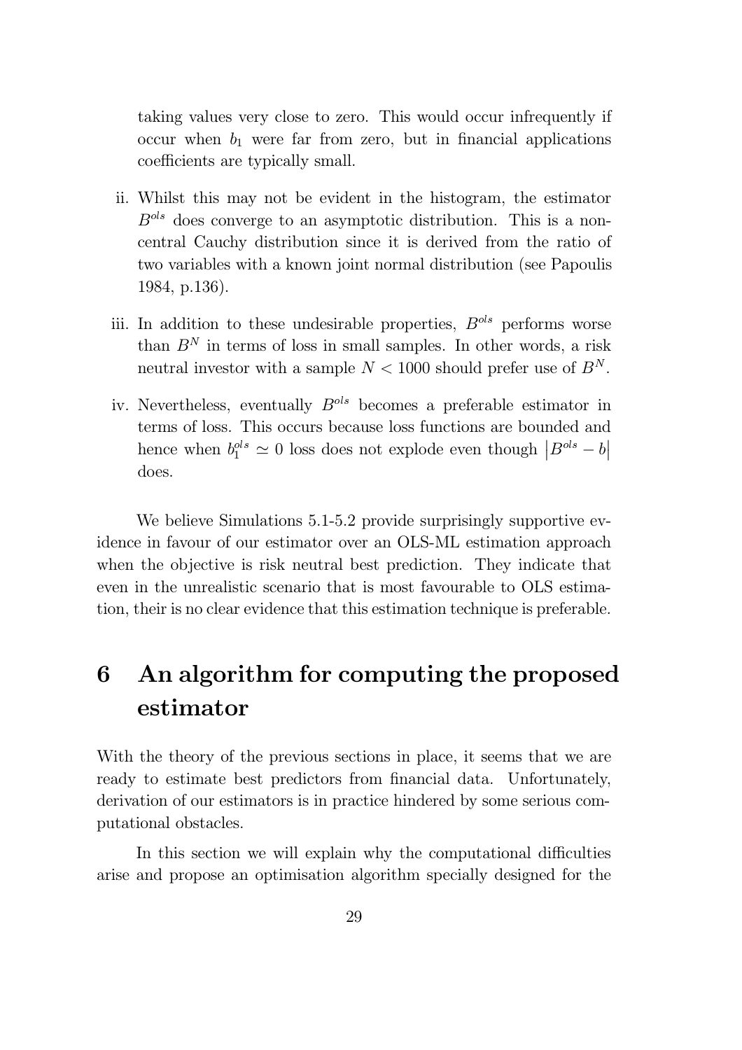taking values very close to zero. This would occur infrequently if occur when $b_1$ were far from zero, but in financial applications coefficients are typically small.

ii. Whilst this may not be evident in the histogram, the estimator $B^{ols}$ does converge to an asymptotic distribution. This is a non-central Cauchy distribution since it is derived from the ratio of two variables with a known joint normal distribution (see Papoulis 1984, p.136).

iii. In addition to these undesirable properties, $B^{ols}$ performs worse than $B^N$ in terms of loss in small samples. In other words, a risk neutral investor with a sample $N < 1000$ should prefer use of $B^N$.

iv. Nevertheless, eventually $B^{ols}$ becomes a preferable estimator in terms of loss. This occurs because loss functions are bounded and hence when $b_1^{ols} \simeq 0$ loss does not explode even though $\left|B^{ols} - b\right|$ does.

We believe Simulations 5.1-5.2 provide surprisingly supportive evidence in favour of our estimator over an OLS-ML estimation approach when the objective is risk neutral best prediction. They indicate that even in the unrealistic scenario that is most favourable to OLS estimation, their is no clear evidence that this estimation technique is preferable.

# 6 An algorithm for computing the proposed estimator

With the theory of the previous sections in place, it seems that we are ready to estimate best predictors from financial data. Unfortunately, derivation of our estimators is in practice hindered by some serious computational obstacles.

In this section we will explain why the computational difficulties arise and propose an optimisation algorithm specially designed for the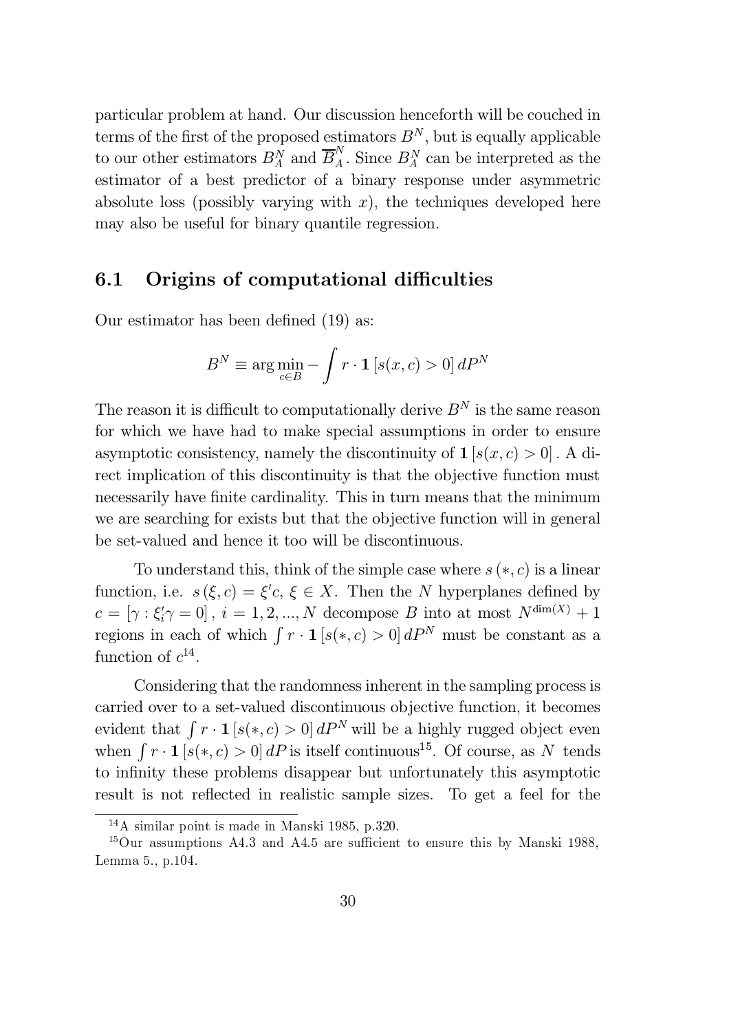particular problem at hand. Our discussion henceforth will be couched in terms of the first of the proposed estimators $B^N$, but is equally applicable to our other estimators $B_A^N$ and $\overline{B}_A^N$. Since $B_A^N$ can be interpreted as the estimator of a best predictor of a binary response under asymmetric absolute loss (possibly varying with $x$), the techniques developed here may also be useful for binary quantile regression.

## 6.1 Origins of computational difficulties

Our estimator has been defined (19) as:

$$B^N \equiv \arg\min_{c \in B} -\int r \cdot \mathbf{1}\left[s(x,c) > 0\right] dP^N$$

The reason it is difficult to computationally derive $B^N$ is the same reason for which we have had to make special assumptions in order to ensure asymptotic consistency, namely the discontinuity of $\mathbf{1}\left[s(x,c) > 0\right]$. A direct implication of this discontinuity is that the objective function must necessarily have finite cardinality. This in turn means that the minimum we are searching for exists but that the objective function will in general be set-valued and hence it too will be discontinuous.

To understand this, think of the simple case where $s(*, c)$ is a linear function, i.e. $s(\xi, c) = \xi' c$, $\xi \in X$. Then the $N$ hyperplanes defined by $c = [\gamma : \xi_i' \gamma = 0]$, $i = 1, 2, ..., N$ decompose $B$ into at most $N^{\dim(X)} + 1$ regions in each of which $\int r \cdot \mathbf{1}\left[s(*, c) > 0\right] dP^N$ must be constant as a function of $c$[14].

Considering that the randomness inherent in the sampling process is carried over to a set-valued discontinuous objective function, it becomes evident that $\int r \cdot \mathbf{1}\left[s(*, c) > 0\right] dP^N$ will be a highly rugged object even when $\int r \cdot \mathbf{1}\left[s(*, c) > 0\right] dP$ is itself continuous[15]. Of course, as $N$ tends to infinity these problems disappear but unfortunately this asymptotic result is not reflected in realistic sample sizes. To get a feel for the

[14] A similar point is made in Manski 1985, p.320.

[15] Our assumptions A4.3 and A4.5 are sufficient to ensure this by Manski 1988, Lemma 5., p.104.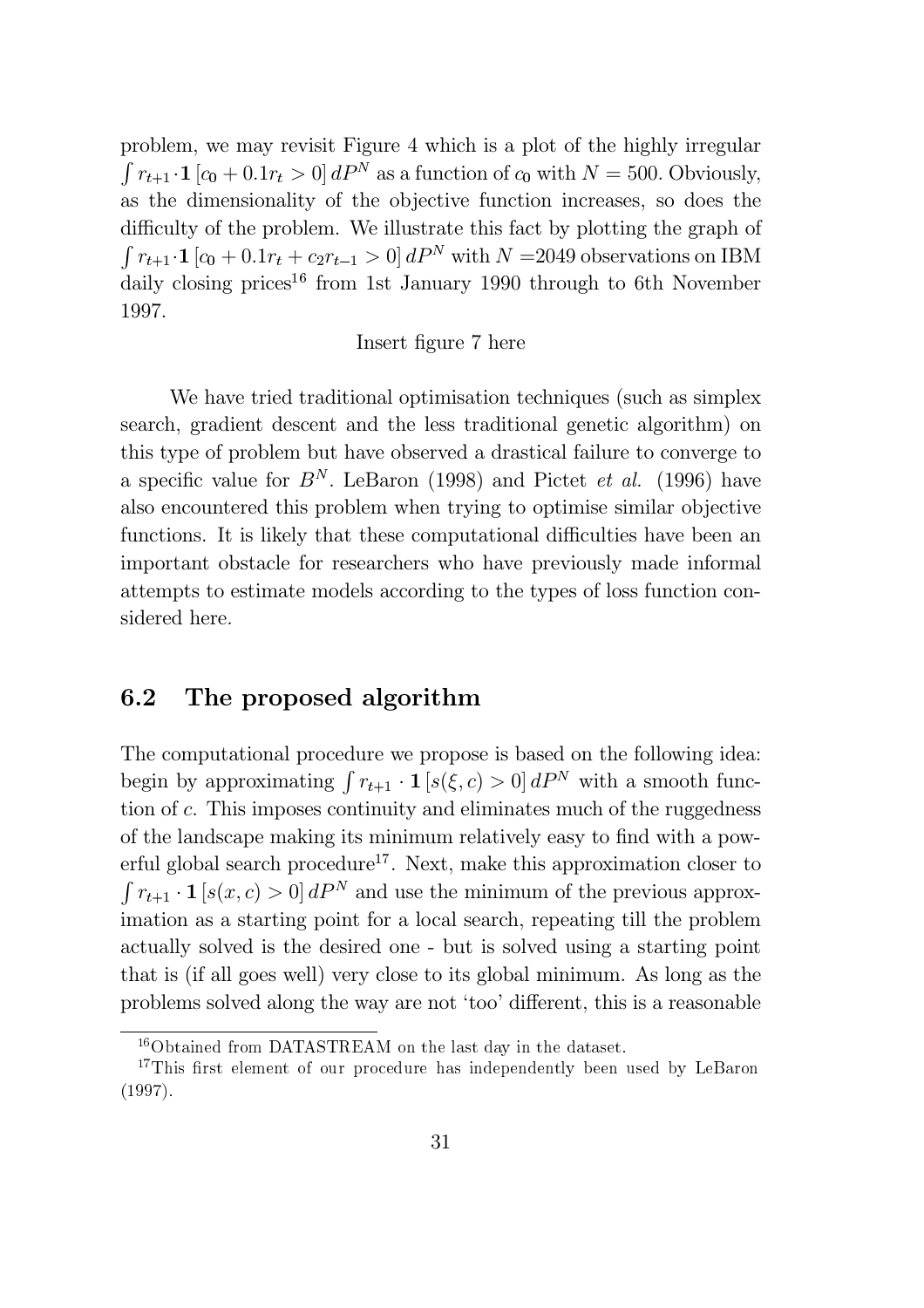problem, we may revisit Figure 4 which is a plot of the highly irregular $\int r_{t+1} \cdot \mathbf{1}\left[c_0 + 0.1r_t > 0\right] dP^N$ as a function of $c_0$ with $N = 500$. Obviously, as the dimensionality of the objective function increases, so does the difficulty of the problem. We illustrate this fact by plotting the graph of $\int r_{t+1} \cdot \mathbf{1}\left[c_0 + 0.1r_t + c_2 r_{t-1} > 0\right] dP^N$ with $N$ =2049 observations on IBM daily closing prices[16] from 1st January 1990 through to 6th November 1997.

Insert figure 7 here

We have tried traditional optimisation techniques (such as simplex search, gradient descent and the less traditional genetic algorithm) on this type of problem but have observed a drastical failure to converge to a specific value for $B^N$. LeBaron (1998) and Pictet *et al.* (1996) have also encountered this problem when trying to optimise similar objective functions. It is likely that these computational difficulties have been an important obstacle for researchers who have previously made informal attempts to estimate models according to the types of loss function considered here.

## 6.2 The proposed algorithm

The computational procedure we propose is based on the following idea: begin by approximating $\int r_{t+1} \cdot \mathbf{1}\left[s(\xi, c) > 0\right] dP^N$ with a smooth function of $c$. This imposes continuity and eliminates much of the ruggedness of the landscape making its minimum relatively easy to find with a powerful global search procedure[17]. Next, make this approximation closer to $\int r_{t+1} \cdot \mathbf{1}\left[s(x, c) > 0\right] dP^N$ and use the minimum of the previous approximation as a starting point for a local search, repeating till the problem actually solved is the desired one - but is solved using a starting point that is (if all goes well) very close to its global minimum. As long as the problems solved along the way are not 'too' different, this is a reasonable

[16] Obtained from DATASTREAM on the last day in the dataset.

[17] This first element of our procedure has independently been used by LeBaron (1997).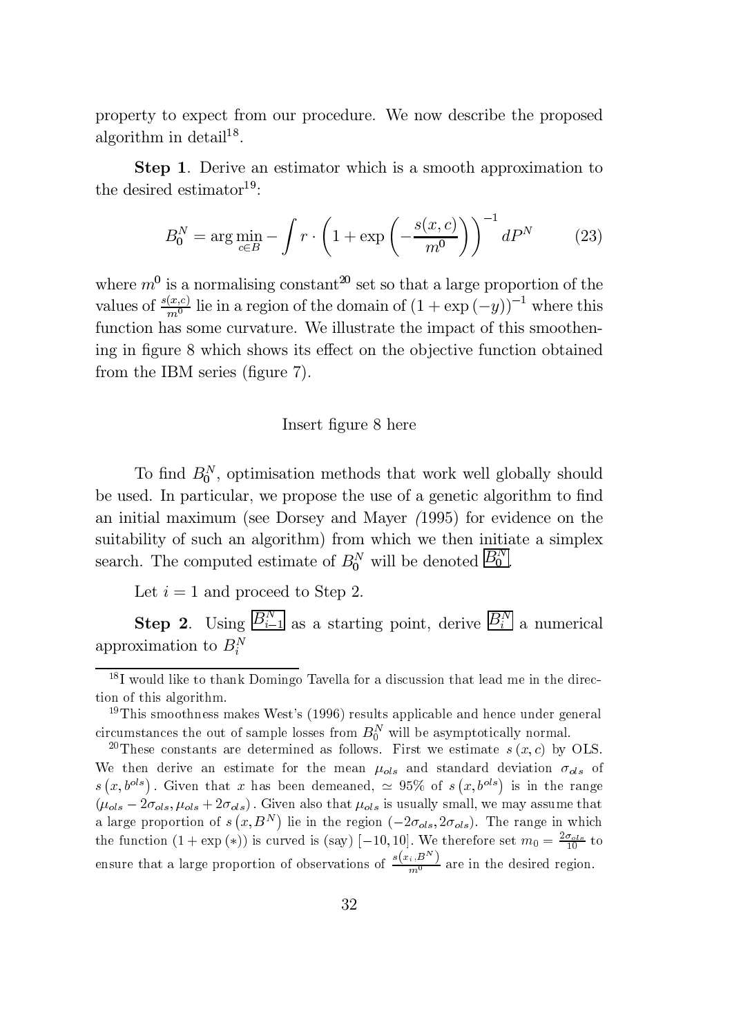property to expect from our procedure. We now describe the proposed algorithm in detail[18].

**Step 1**. Derive an estimator which is a smooth approximation to the desired estimator[19]:

$$B_0^N = \arg\min_{c \in B} - \int r \cdot \left(1 + \exp\left(-\frac{s(x,c)}{m^0}\right)\right)^{-1} dP^N \qquad (23)$$

where $m^0$ is a normalising constant[20] set so that a large proportion of the values of $\frac{s(x,c)}{m^0}$ lie in a region of the domain of $(1+\exp(-y))^{-1}$ where this function has some curvature. We illustrate the impact of this smoothening in figure 8 which shows its effect on the objective function obtained from the IBM series (figure 7).

Insert figure 8 here

To find $B_0^N$, optimisation methods that work well globally should be used. In particular, we propose the use of a genetic algorithm to find an initial maximum (see Dorsey and Mayer *(*1995) for evidence on the suitability of such an algorithm) from which we then initiate a simplex search. The computed estimate of $B_0^N$ will be denoted $\boxed{B_0^N}$.

Let $i = 1$ and proceed to Step 2.

**Step 2**. Using $\boxed{B_{i-1}^N}$ as a starting point, derive $\boxed{B_i^N}$ a numerical approximation to $B_i^N$

---

[18] I would like to thank Domingo Tavella for a discussion that lead me in the direction of this algorithm.

[19] This smoothness makes West's (1996) results applicable and hence under general circumstances the out of sample losses from $B_0^N$ will be asymptotically normal.

[20] These constants are determined as follows. First we estimate $s(x,c)$ by OLS. We then derive an estimate for the mean $\mu_{ols}$ and standard deviation $\sigma_{ols}$ of $s(x, b^{ols})$. Given that $x$ has been demeaned, $\simeq 95\%$ of $s(x, b^{ols})$ is in the range $(\mu_{ols} - 2\sigma_{ols}, \mu_{ols} + 2\sigma_{ols})$. Given also that $\mu_{ols}$ is usually small, we may assume that a large proportion of $s(x, B^N)$ lie in the region $(-2\sigma_{ols}, 2\sigma_{ols})$. The range in which the function $(1 + \exp(*))$ is curved is (say) $[-10, 10]$. We therefore set $m_0 = \frac{2\sigma_{ols}}{10}$ to ensure that a large proportion of observations of $\frac{s(x_i, B^N)}{m^0}$ are in the desired region.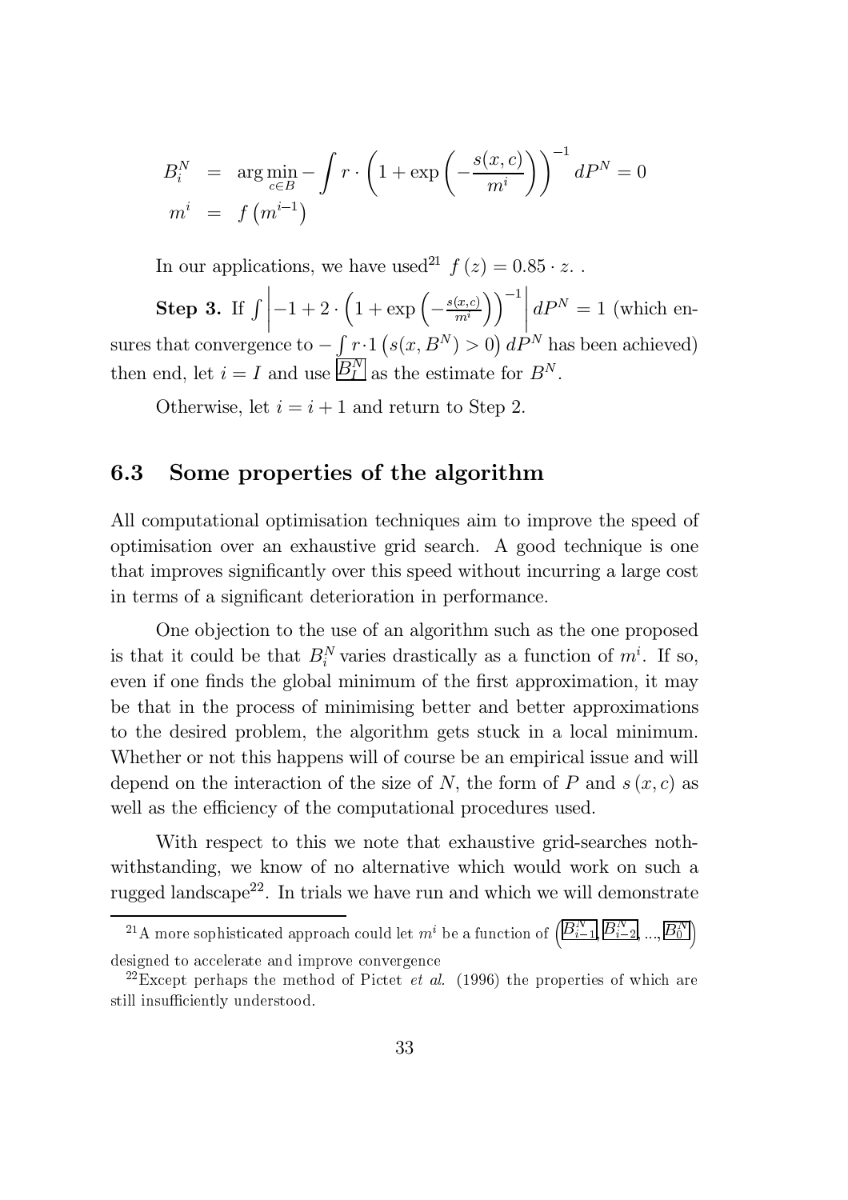$$
\begin{aligned}
B_i^N &= \arg\min_{c \in B} - \int r \cdot \left(1 + \exp\left(-\frac{s(x,c)}{m^i}\right)\right)^{-1} dP^N = 0 \\
m^i &= f\left(m^{i-1}\right)
\end{aligned}
$$

In our applications, we have used[21] $f(z) = 0.85 \cdot z$. .

**Step 3.** If $\int \left| -1 + 2 \cdot \left(1 + \exp\left(-\frac{s(x,c)}{m^i}\right)\right)^{-1} \right| dP^N = 1$ (which ensures that convergence to $-\int r \cdot 1\left(s(x, B^N) > 0\right) dP^N$ has been achieved) then end, let $i = I$ and use $\boxed{B_I^N}$ as the estimate for $B^N$.

Otherwise, let $i = i + 1$ and return to Step 2.

## 6.3 Some properties of the algorithm

All computational optimisation techniques aim to improve the speed of optimisation over an exhaustive grid search. A good technique is one that improves significantly over this speed without incurring a large cost in terms of a significant deterioration in performance.

One objection to the use of an algorithm such as the one proposed is that it could be that $B_i^N$ varies drastically as a function of $m^i$. If so, even if one finds the global minimum of the first approximation, it may be that in the process of minimising better and better approximations to the desired problem, the algorithm gets stuck in a local minimum. Whether or not this happens will of course be an empirical issue and will depend on the interaction of the size of $N$, the form of $P$ and $s(x, c)$ as well as the efficiency of the computational procedures used.

With respect to this we note that exhaustive grid-searches nothwithstanding, we know of no alternative which would work on such a rugged landscape[22]. In trials we have run and which we will demonstrate

[21] A more sophisticated approach could let $m^i$ be a function of $\left(\boxed{B_{i-1}^N}, \boxed{B_{i-2}^N}, ..., \boxed{B_0^N}\right)$ designed to accelerate and improve convergence

[22] Except perhaps the method of Pictet *et al.* (1996) the properties of which are still insufficiently understood.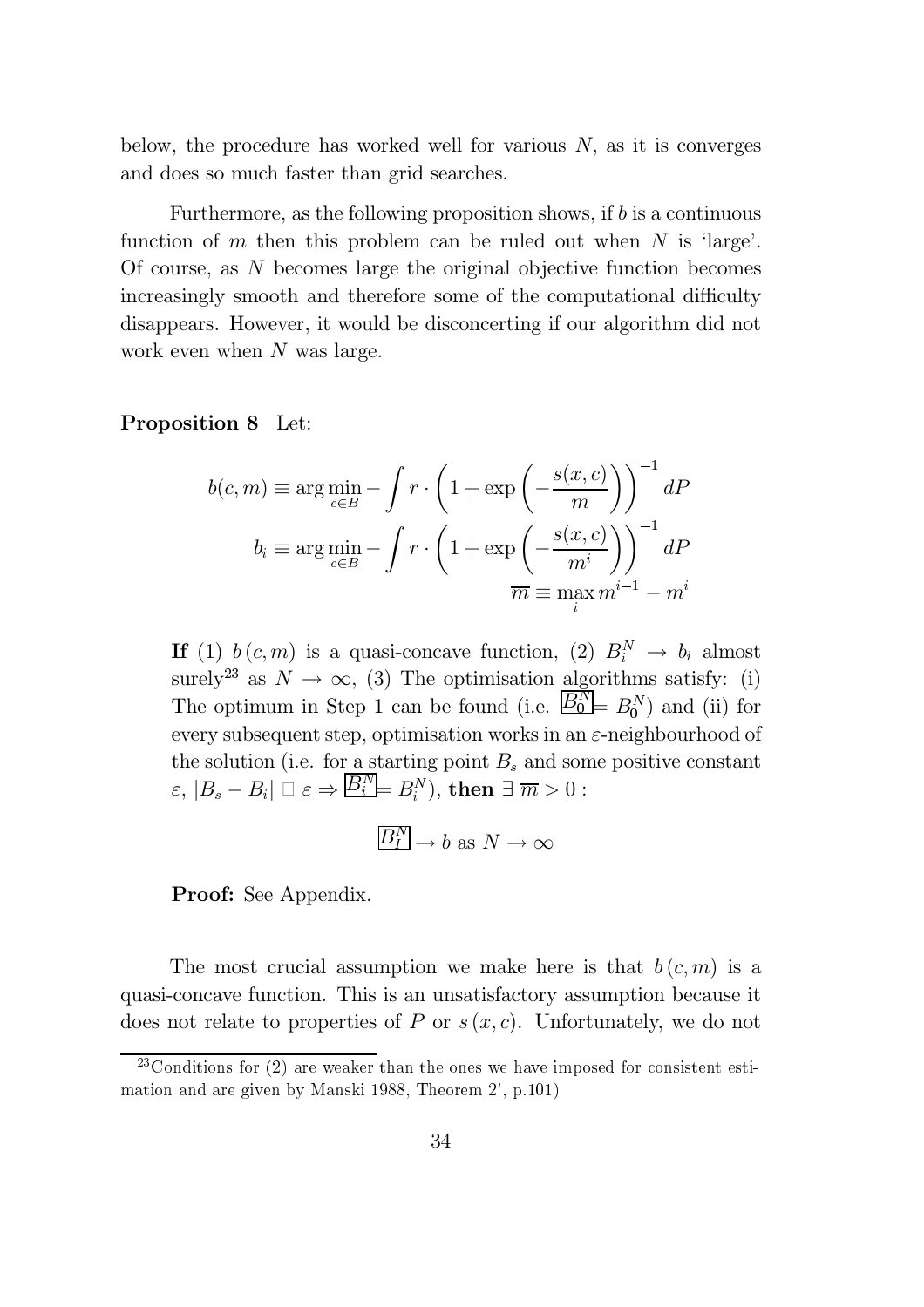below, the procedure has worked well for various $N$, as it is converges and does so much faster than grid searches.

Furthermore, as the following proposition shows, if $b$ is a continuous function of $m$ then this problem can be ruled out when $N$ is 'large'. Of course, as $N$ becomes large the original objective function becomes increasingly smooth and therefore some of the computational difficulty disappears. However, it would be disconcerting if our algorithm did not work even when $N$ was large.

**Proposition 8** Let:

$$b(c,m) \equiv \arg\min_{c \in B} - \int r \cdot \left(1 + \exp\left(-\frac{s(x,c)}{m}\right)\right)^{-1} dP$$

$$b_i \equiv \arg\min_{c \in B} - \int r \cdot \left(1 + \exp\left(-\frac{s(x,c)}{m^i}\right)\right)^{-1} dP$$

$$\overline{m} \equiv \max_i m^{i-1} - m^i$$

**If** (1) $b(c,m)$ is a quasi-concave function, (2) $B_i^N \to b_i$ almost surely[23] as $N \to \infty$, (3) The optimisation algorithms satisfy: (i) The optimum in Step 1 can be found (i.e. $\boxed{B_0^N} = B_0^N$) and (ii) for every subsequent step, optimisation works in an $\varepsilon$-neighbourhood of the solution (i.e. for a starting point $B_s$ and some positive constant $\varepsilon$, $|B_s - B_i| \square\, \varepsilon \Rightarrow \boxed{B_i^N} = B_i^N$), **then** $\exists\, \overline{m} > 0$ :

$$\boxed{B_I^N} \to b \text{ as } N \to \infty$$

**Proof:** See Appendix.

The most crucial assumption we make here is that $b(c,m)$ is a quasi-concave function. This is an unsatisfactory assumption because it does not relate to properties of $P$ or $s(x,c)$. Unfortunately, we do not

[23] Conditions for (2) are weaker than the ones we have imposed for consistent estimation and are given by Manski 1988, Theorem 2', p.101)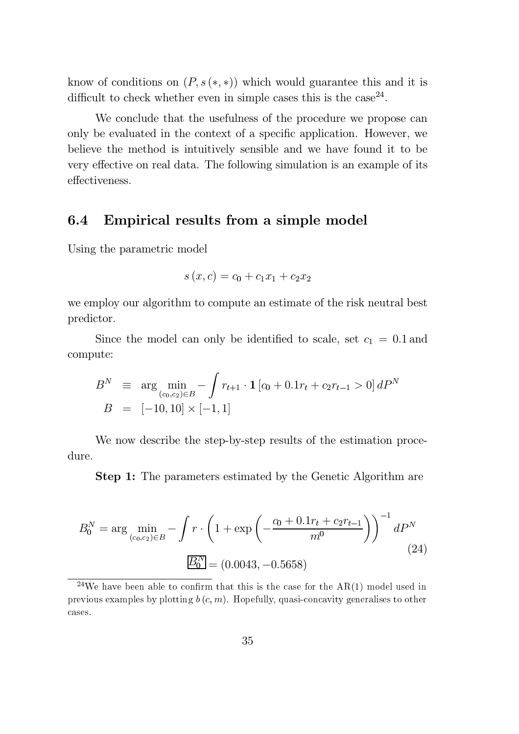know of conditions on $(P, s(*,*))$ which would guarantee this and it is difficult to check whether even in simple cases this is the case[24].

We conclude that the usefulness of the procedure we propose can only be evaluated in the context of a specific application. However, we believe the method is intuitively sensible and we have found it to be very effective on real data. The following simulation is an example of its effectiveness.

### 6.4 Empirical results from a simple model

Using the parametric model

$$s(x, c) = c_0 + c_1 x_1 + c_2 x_2$$

we employ our algorithm to compute an estimate of the risk neutral best predictor.

Since the model can only be identified to scale, set $c_1 = 0.1$ and compute:

$$\begin{aligned} B^N &\equiv \arg \min_{(c_0, c_2) \in B} - \int r_{t+1} \cdot \mathbf{1}\left[c_0 + 0.1 r_t + c_2 r_{t-1} > 0\right] dP^N \\ B &= [-10, 10] \times [-1, 1] \end{aligned}$$

We now describe the step-by-step results of the estimation procedure.

**Step 1:** The parameters estimated by the Genetic Algorithm are

$$B_0^N = \arg \min_{(c_0, c_2) \in B} - \int r \cdot \left(1 + \exp\left(-\frac{c_0 + 0.1 r_t + c_2 r_{t-1}}{m^0}\right)\right)^{-1} dP^N \tag{24}$$

$$\boxed{B_0^N} = (0.0043, -0.5658)$$

[24] We have been able to confirm that this is the case for the AR(1) model used in previous examples by plotting $b(c, m)$. Hopefully, quasi-concavity generalises to other cases.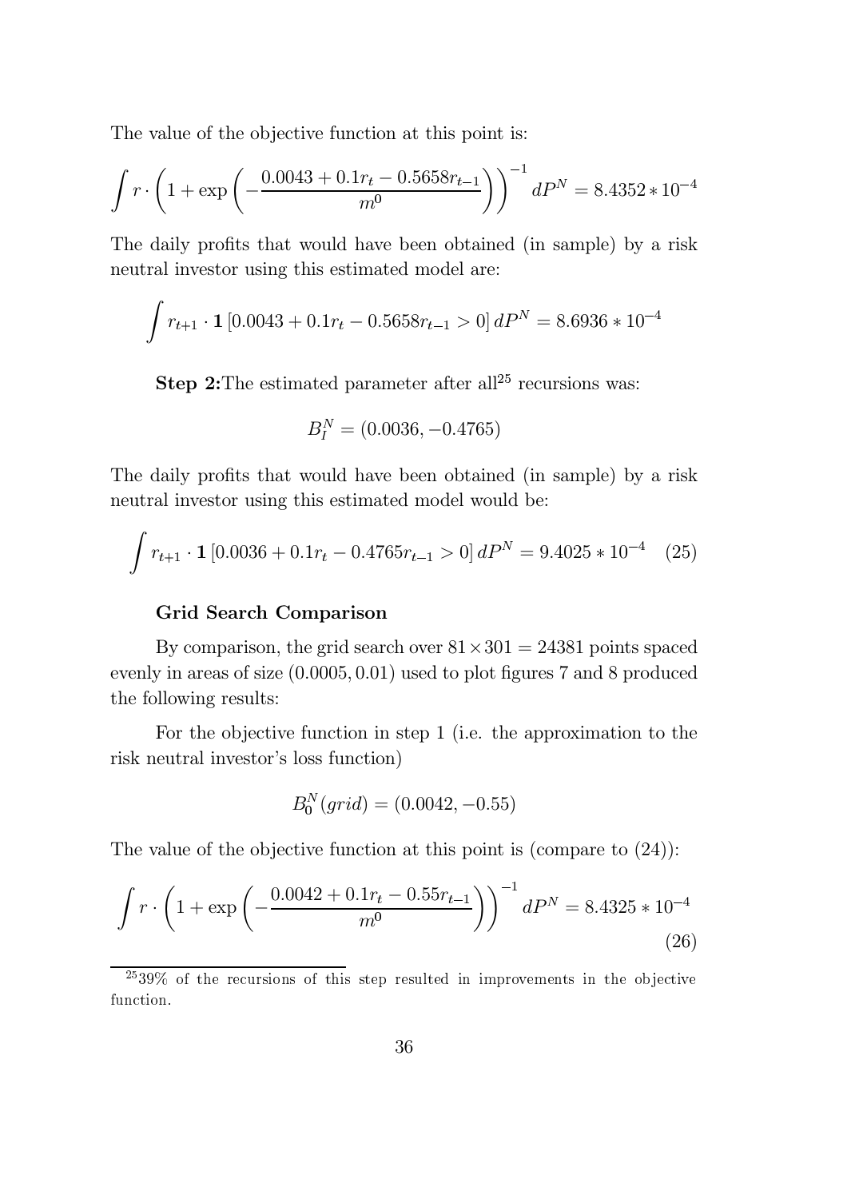The value of the objective function at this point is:

$$\int r \cdot \left(1 + \exp\left(-\frac{0.0043 + 0.1r_t - 0.5658r_{t-1}}{m^0}\right)\right)^{-1} dP^N = 8.4352 * 10^{-4}$$

The daily profits that would have been obtained (in sample) by a risk neutral investor using this estimated model are:

$$\int r_{t+1} \cdot \mathbf{1}\left[0.0043 + 0.1r_t - 0.5658r_{t-1} > 0\right] dP^N = 8.6936 * 10^{-4}$$

**Step 2:** The estimated parameter after all[25] recursions was:

$$B_I^N = (0.0036, -0.4765)$$

The daily profits that would have been obtained (in sample) by a risk neutral investor using this estimated model would be:

$$\int r_{t+1} \cdot \mathbf{1}\left[0.0036 + 0.1r_t - 0.4765r_{t-1} > 0\right] dP^N = 9.4025 * 10^{-4} \quad (25)$$

**Grid Search Comparison**

By comparison, the grid search over $81 \times 301 = 24381$ points spaced evenly in areas of size $(0.0005, 0.01)$ used to plot figures 7 and 8 produced the following results:

For the objective function in step 1 (i.e. the approximation to the risk neutral investor's loss function)

$$B_0^N(grid) = (0.0042, -0.55)$$

The value of the objective function at this point is (compare to (24)):

$$\int r \cdot \left(1 + \exp\left(-\frac{0.0042 + 0.1r_t - 0.55r_{t-1}}{m^0}\right)\right)^{-1} dP^N = 8.4325 * 10^{-4} \quad (26)$$

[25] 39% of the recursions of this step resulted in improvements in the objective function.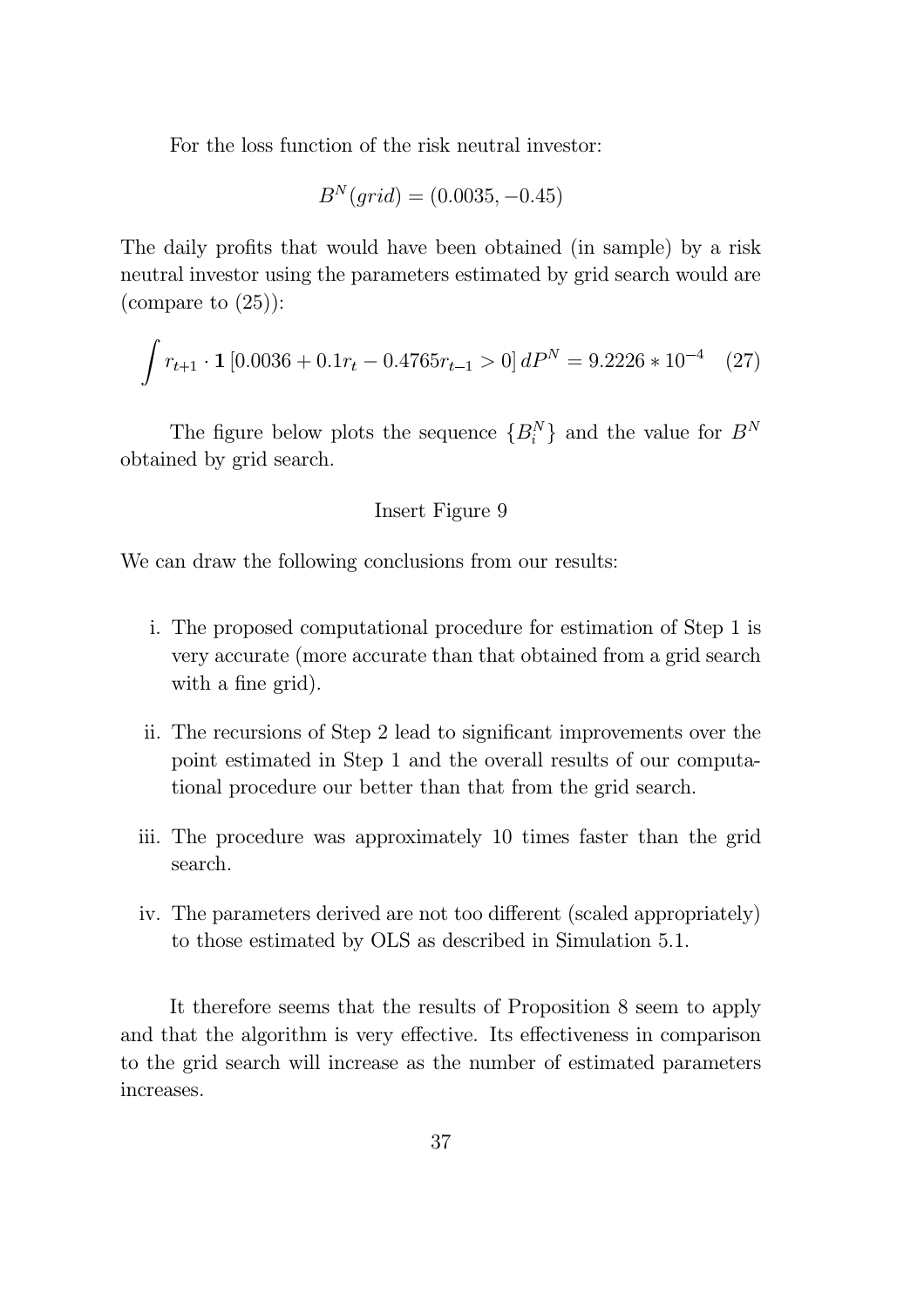For the loss function of the risk neutral investor:

$$B^N(grid) = (0.0035, -0.45)$$

The daily profits that would have been obtained (in sample) by a risk neutral investor using the parameters estimated by grid search would are (compare to (25)):

$$\int r_{t+1} \cdot \mathbf{1}\left[0.0036 + 0.1r_t - 0.4765r_{t-1} > 0\right] dP^N = 9.2226 * 10^{-4} \quad (27)$$

The figure below plots the sequence $\{B_i^N\}$ and the value for $B^N$ obtained by grid search.

Insert Figure 9

We can draw the following conclusions from our results:

i. The proposed computational procedure for estimation of Step 1 is very accurate (more accurate than that obtained from a grid search with a fine grid).

ii. The recursions of Step 2 lead to significant improvements over the point estimated in Step 1 and the overall results of our computational procedure our better than that from the grid search.

iii. The procedure was approximately 10 times faster than the grid search.

iv. The parameters derived are not too different (scaled appropriately) to those estimated by OLS as described in Simulation 5.1.

It therefore seems that the results of Proposition 8 seem to apply and that the algorithm is very effective. Its effectiveness in comparison to the grid search will increase as the number of estimated parameters increases.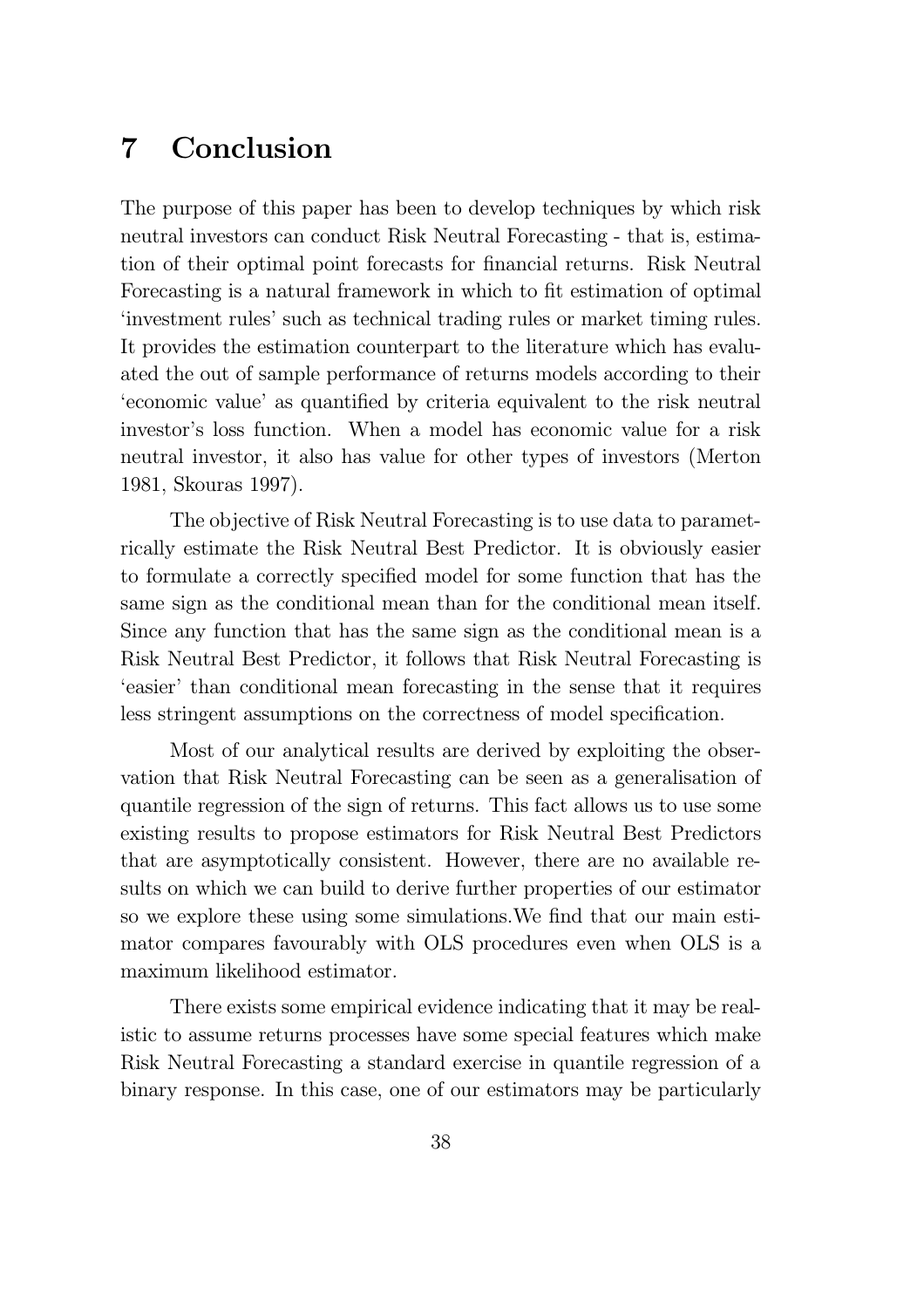# 7 Conclusion

The purpose of this paper has been to develop techniques by which risk neutral investors can conduct Risk Neutral Forecasting - that is, estimation of their optimal point forecasts for financial returns. Risk Neutral Forecasting is a natural framework in which to fit estimation of optimal 'investment rules' such as technical trading rules or market timing rules. It provides the estimation counterpart to the literature which has evaluated the out of sample performance of returns models according to their 'economic value' as quantified by criteria equivalent to the risk neutral investor's loss function. When a model has economic value for a risk neutral investor, it also has value for other types of investors (Merton 1981, Skouras 1997).

The objective of Risk Neutral Forecasting is to use data to parametrically estimate the Risk Neutral Best Predictor. It is obviously easier to formulate a correctly specified model for some function that has the same sign as the conditional mean than for the conditional mean itself. Since any function that has the same sign as the conditional mean is a Risk Neutral Best Predictor, it follows that Risk Neutral Forecasting is 'easier' than conditional mean forecasting in the sense that it requires less stringent assumptions on the correctness of model specification.

Most of our analytical results are derived by exploiting the observation that Risk Neutral Forecasting can be seen as a generalisation of quantile regression of the sign of returns. This fact allows us to use some existing results to propose estimators for Risk Neutral Best Predictors that are asymptotically consistent. However, there are no available results on which we can build to derive further properties of our estimator so we explore these using some simulations.We find that our main estimator compares favourably with OLS procedures even when OLS is a maximum likelihood estimator.

There exists some empirical evidence indicating that it may be realistic to assume returns processes have some special features which make Risk Neutral Forecasting a standard exercise in quantile regression of a binary response. In this case, one of our estimators may be particularly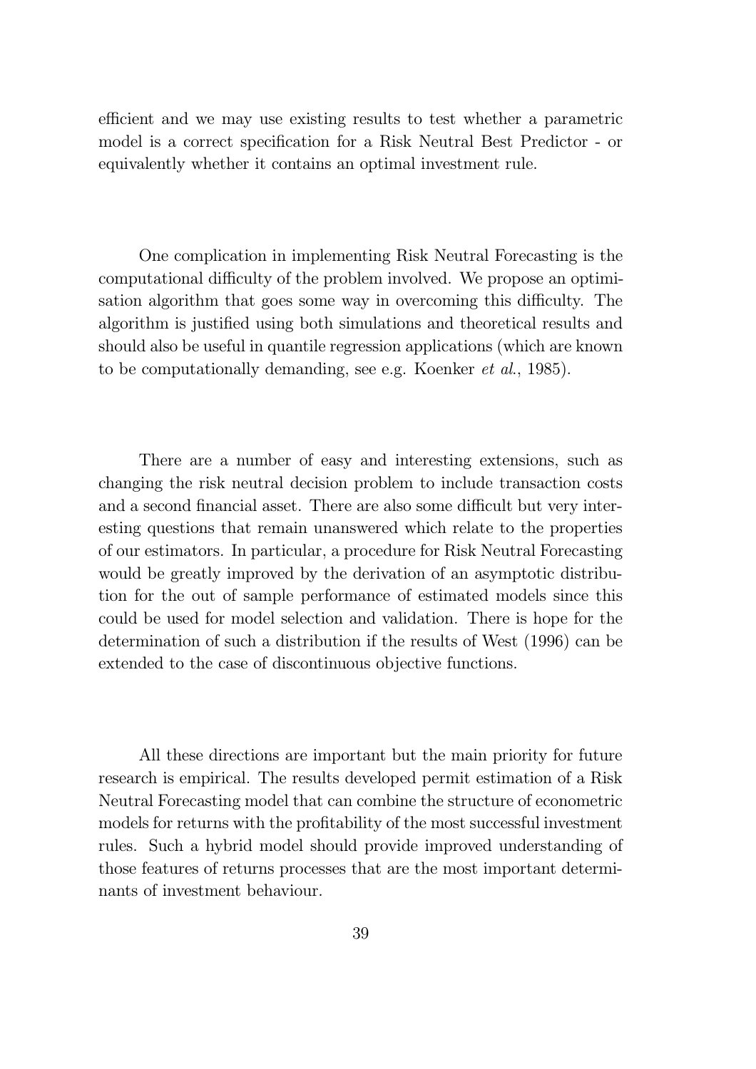efficient and we may use existing results to test whether a parametric model is a correct specification for a Risk Neutral Best Predictor - or equivalently whether it contains an optimal investment rule.

One complication in implementing Risk Neutral Forecasting is the computational difficulty of the problem involved. We propose an optimisation algorithm that goes some way in overcoming this difficulty. The algorithm is justified using both simulations and theoretical results and should also be useful in quantile regression applications (which are known to be computationally demanding, see e.g. Koenker *et al.*, 1985).

There are a number of easy and interesting extensions, such as changing the risk neutral decision problem to include transaction costs and a second financial asset. There are also some difficult but very interesting questions that remain unanswered which relate to the properties of our estimators. In particular, a procedure for Risk Neutral Forecasting would be greatly improved by the derivation of an asymptotic distribution for the out of sample performance of estimated models since this could be used for model selection and validation. There is hope for the determination of such a distribution if the results of West (1996) can be extended to the case of discontinuous objective functions.

All these directions are important but the main priority for future research is empirical. The results developed permit estimation of a Risk Neutral Forecasting model that can combine the structure of econometric models for returns with the profitability of the most successful investment rules. Such a hybrid model should provide improved understanding of those features of returns processes that are the most important determinants of investment behaviour.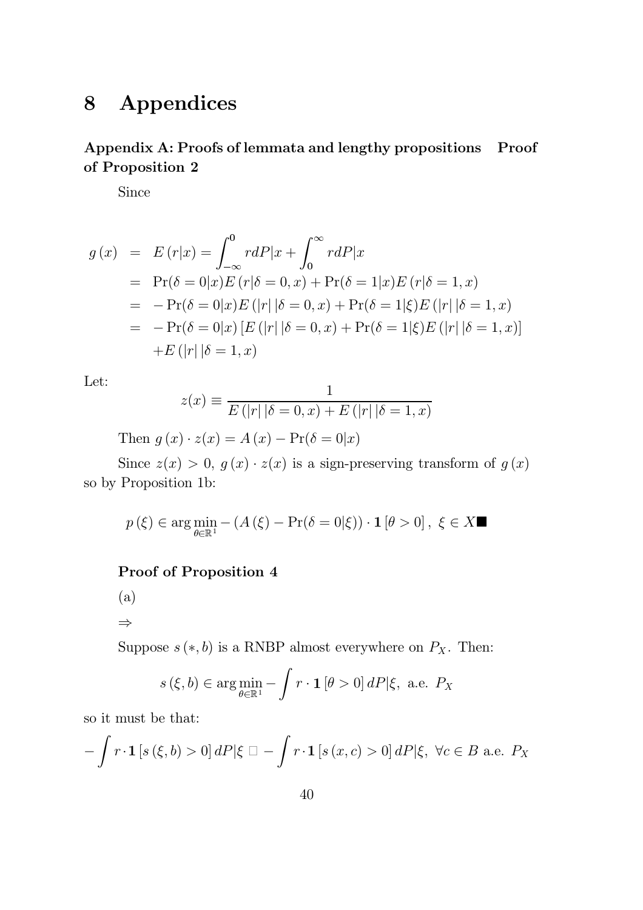# 8 Appendices

## Appendix A: Proofs of lemmata and lengthy propositions Proof of Proposition 2

Since

$$
\begin{aligned}
g(x) &= E(r|x) = \int_{-\infty}^{0} r dP|x + \int_{0}^{\infty} r dP|x \\
&= \Pr(\delta = 0|x) E(r|\delta = 0, x) + \Pr(\delta = 1|x) E(r|\delta = 1, x) \\
&= -\Pr(\delta = 0|x) E(|r|\,|\delta = 0, x) + \Pr(\delta = 1|\xi) E(|r|\,|\delta = 1, x) \\
&= -\Pr(\delta = 0|x) \left[ E(|r|\,|\delta = 0, x) + \Pr(\delta = 1|\xi) E(|r|\,|\delta = 1, x) \right] \\
&\quad + E(|r|\,|\delta = 1, x)
\end{aligned}
$$

Let:

$$
z(x) \equiv \frac{1}{E(|r|\,|\delta = 0, x) + E(|r|\,|\delta = 1, x)}
$$

Then $g(x) \cdot z(x) = A(x) - \Pr(\delta = 0|x)$

Since $z(x) > 0$, $g(x) \cdot z(x)$ is a sign-preserving transform of $g(x)$ so by Proposition 1b:

$$
p(\xi) \in \arg\min_{\theta \in \mathbb{R}^1} -\left(A(\xi) - \Pr(\delta = 0|\xi)\right) \cdot \mathbf{1}[\theta > 0], \ \xi \in X \blacksquare
$$

### Proof of Proposition 4

(a)

$\Rightarrow$

Suppose $s(*, b)$ is a RNBP almost everywhere on $P_X$. Then:

$$
s(\xi, b) \in \arg\min_{\theta \in \mathbb{R}^1} -\int r \cdot \mathbf{1}[\theta > 0] \, dP|\xi, \text{ a.e. } P_X
$$

so it must be that:

$$
-\int r \cdot \mathbf{1}[s(\xi, b) > 0] \, dP|\xi \ \Box \ -\int r \cdot \mathbf{1}[s(x, c) > 0] \, dP|\xi, \ \forall c \in B \text{ a.e. } P_X
$$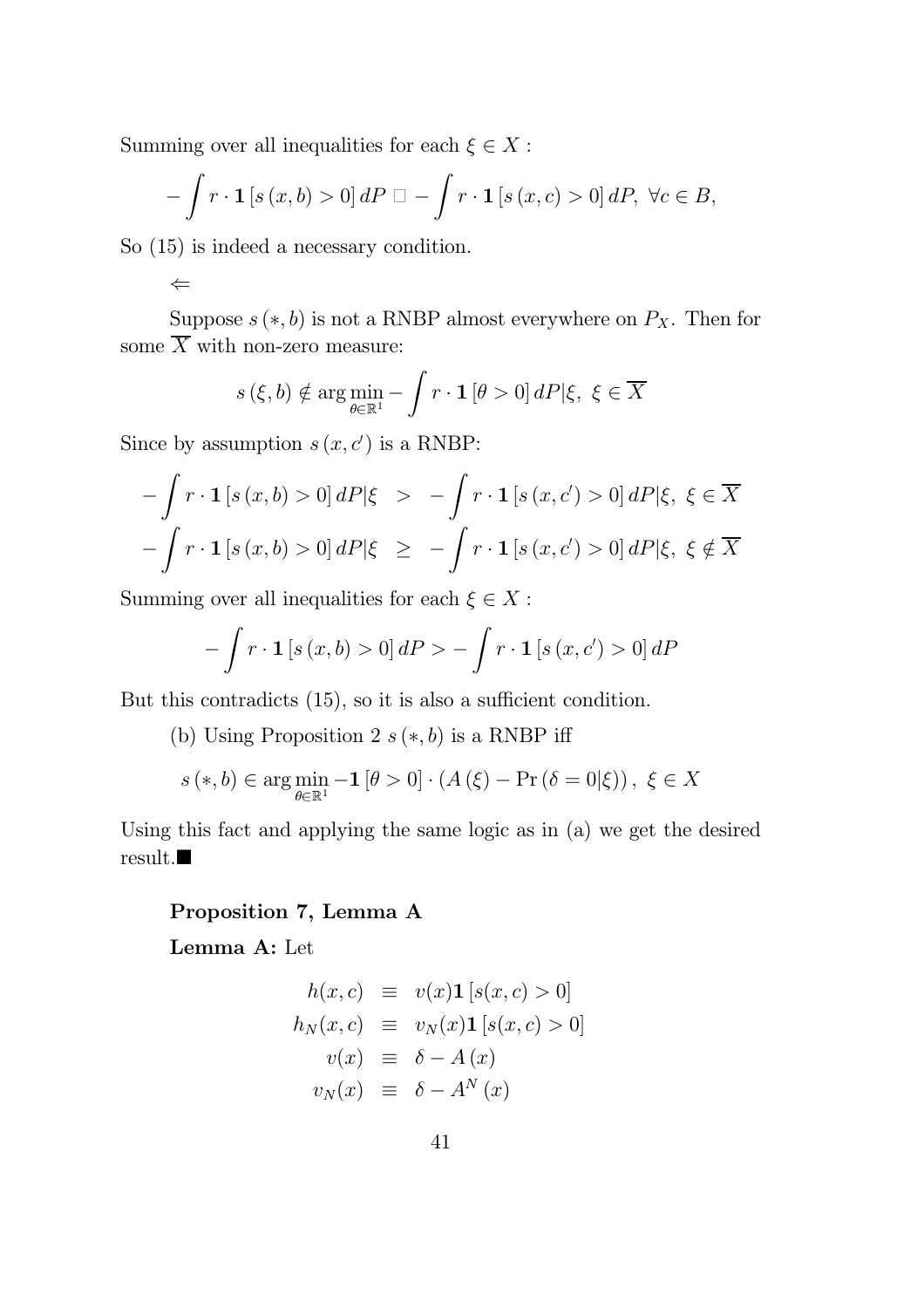Summing over all inequalities for each $\xi \in X$ :

$$-\int r \cdot \mathbf{1}[s(x,b) > 0] \, dP \; \square \; -\int r \cdot \mathbf{1}[s(x,c) > 0] \, dP, \; \forall c \in B,$$

So (15) is indeed a necessary condition.

$\Leftarrow$

Suppose $s(*, b)$ is not a RNBP almost everywhere on $P_X$. Then for some $\overline{X}$ with non-zero measure:

$$s(\xi, b) \notin \arg\min_{\theta \in \mathbb{R}^1} -\int r \cdot \mathbf{1}[\theta > 0] \, dP|\xi, \; \xi \in \overline{X}$$

Since by assumption $s(x, c')$ is a RNBP:

$$\begin{aligned}
-\int r \cdot \mathbf{1}[s(x,b) > 0] \, dP|\xi &> -\int r \cdot \mathbf{1}[s(x,c') > 0] \, dP|\xi, \; \xi \in \overline{X} \\
-\int r \cdot \mathbf{1}[s(x,b) > 0] \, dP|\xi &\geq -\int r \cdot \mathbf{1}[s(x,c') > 0] \, dP|\xi, \; \xi \notin \overline{X}
\end{aligned}$$

Summing over all inequalities for each $\xi \in X$ :

$$-\int r \cdot \mathbf{1}[s(x,b) > 0] \, dP > -\int r \cdot \mathbf{1}[s(x,c') > 0] \, dP$$

But this contradicts (15), so it is also a sufficient condition.

(b) Using Proposition 2 $s(*, b)$ is a RNBP iff

$$s(*, b) \in \arg\min_{\theta \in \mathbb{R}^1} -\mathbf{1}[\theta > 0] \cdot (A(\xi) - \Pr(\delta = 0|\xi)), \; \xi \in X$$

Using this fact and applying the same logic as in (a) we get the desired result.■

**Proposition 7, Lemma A**

**Lemma A:** Let

$$\begin{aligned}
h(x,c) &\equiv v(x)\mathbf{1}[s(x,c) > 0] \\
h_N(x,c) &\equiv v_N(x)\mathbf{1}[s(x,c) > 0] \\
v(x) &\equiv \delta - A(x) \\
v_N(x) &\equiv \delta - A^N(x)
\end{aligned}$$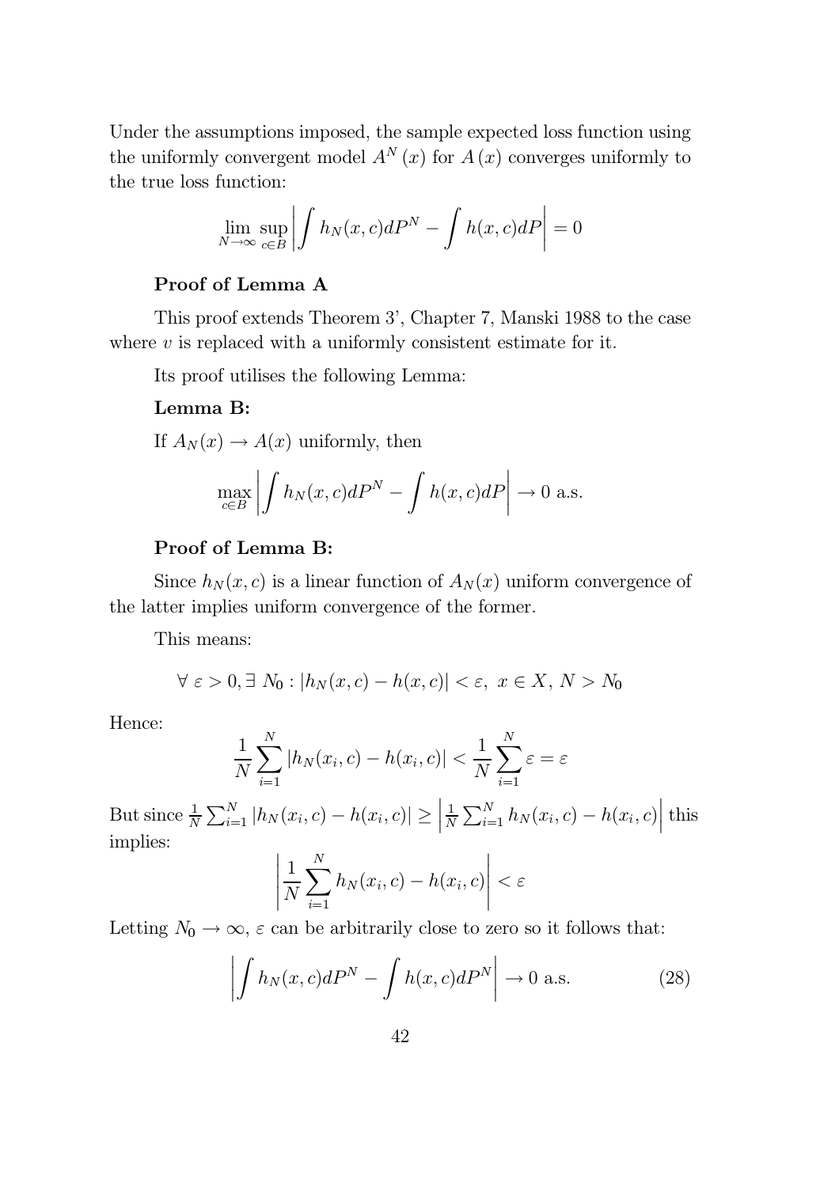Under the assumptions imposed, the sample expected loss function using the uniformly convergent model $A^N(x)$ for $A(x)$ converges uniformly to the true loss function:

$$\lim_{N\to\infty} \sup_{c\in B} \left| \int h_N(x,c)dP^N - \int h(x,c)dP \right| = 0$$

**Proof of Lemma A**

This proof extends Theorem 3', Chapter 7, Manski 1988 to the case where $v$ is replaced with a uniformly consistent estimate for it.

Its proof utilises the following Lemma:

**Lemma B:**

If $A_N(x) \to A(x)$ uniformly, then

$$\max_{c\in B} \left| \int h_N(x,c)dP^N - \int h(x,c)dP \right| \to 0 \text{ a.s.}$$

**Proof of Lemma B:**

Since $h_N(x,c)$ is a linear function of $A_N(x)$ uniform convergence of the latter implies uniform convergence of the former.

This means:

$$\forall \ \varepsilon > 0, \exists \ N_0 : |h_N(x,c) - h(x,c)| < \varepsilon, \ x \in X, \ N > N_0$$

Hence:

$$\frac{1}{N}\sum_{i=1}^{N} |h_N(x_i,c) - h(x_i,c)| < \frac{1}{N}\sum_{i=1}^{N} \varepsilon = \varepsilon$$

But since $\frac{1}{N}\sum_{i=1}^{N} |h_N(x_i,c) - h(x_i,c)| \geq \left| \frac{1}{N}\sum_{i=1}^{N} h_N(x_i,c) - h(x_i,c) \right|$ this implies:

$$\left| \frac{1}{N}\sum_{i=1}^{N} h_N(x_i,c) - h(x_i,c) \right| < \varepsilon$$

Letting $N_0 \to \infty$, $\varepsilon$ can be arbitrarily close to zero so it follows that:

$$\left| \int h_N(x,c)dP^N - \int h(x,c)dP^N \right| \to 0 \text{ a.s.} \tag{28}$$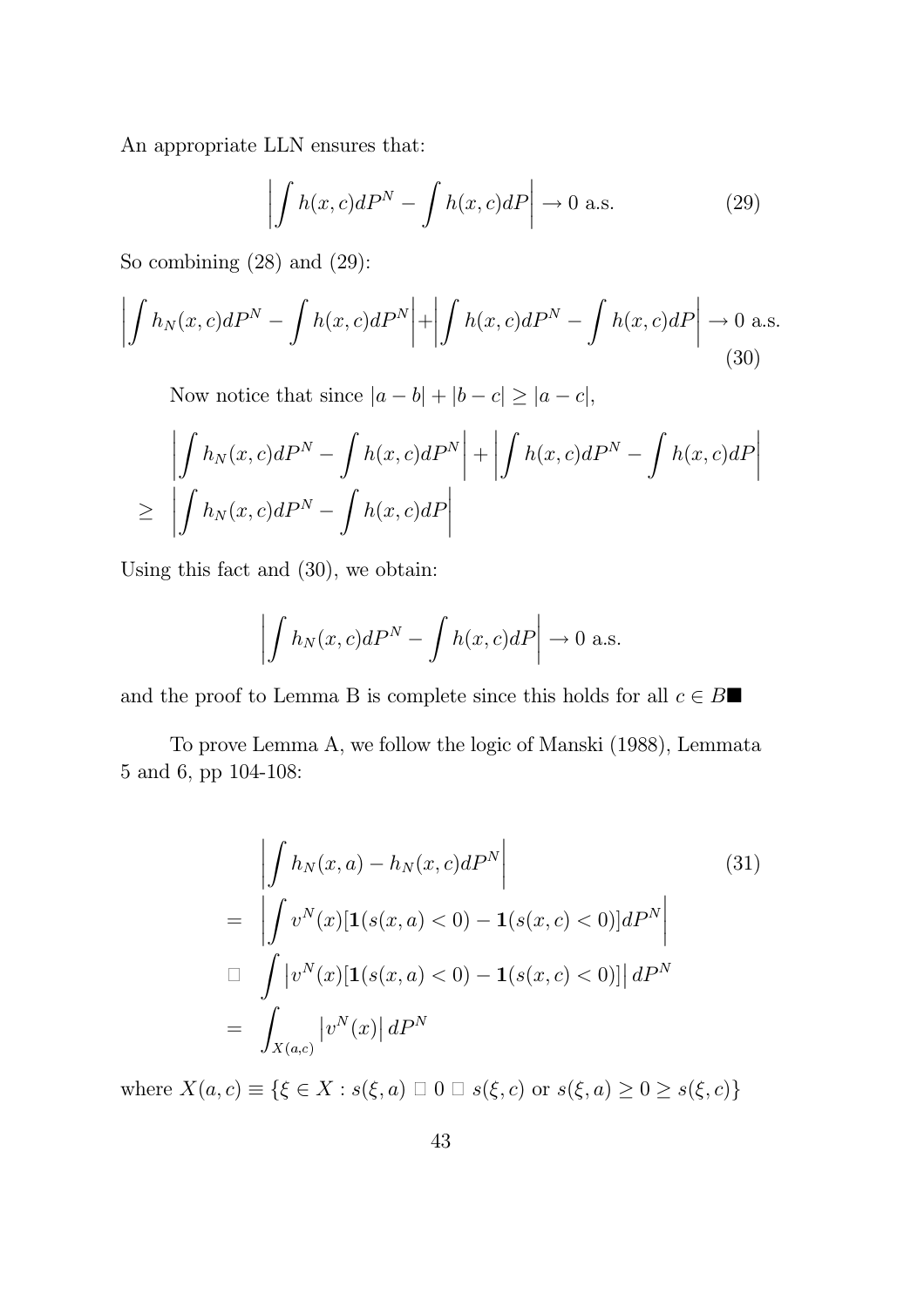An appropriate LLN ensures that:

$$\left| \int h(x,c)dP^N - \int h(x,c)dP \right| \rightarrow 0 \text{ a.s.} \tag{29}$$

So combining (28) and (29):

$$\left| \int h_N(x,c)dP^N - \int h(x,c)dP^N \right| + \left| \int h(x,c)dP^N - \int h(x,c)dP \right| \rightarrow 0 \text{ a.s.} \tag{30}$$

Now notice that since $|a-b| + |b-c| \geq |a-c|$,

$$\begin{aligned} & \left| \int h_N(x,c)dP^N - \int h(x,c)dP^N \right| + \left| \int h(x,c)dP^N - \int h(x,c)dP \right| \\ \geq & \left| \int h_N(x,c)dP^N - \int h(x,c)dP \right| \end{aligned}$$

Using this fact and (30), we obtain:

$$\left| \int h_N(x,c)dP^N - \int h(x,c)dP \right| \rightarrow 0 \text{ a.s.}$$

and the proof to Lemma B is complete since this holds for all $c \in B$■

To prove Lemma A, we follow the logic of Manski (1988), Lemmata 5 and 6, pp 104-108:

$$\begin{aligned} & \left| \int h_N(x,a) - h_N(x,c)dP^N \right| \qquad (31) \\ = & \left| \int v^N(x)[\mathbf{1}(s(x,a)<0) - \mathbf{1}(s(x,c)<0)]dP^N \right| \\ \square & \int \left| v^N(x)[\mathbf{1}(s(x,a)<0) - \mathbf{1}(s(x,c)<0)] \right| dP^N \\ = & \int_{X(a,c)} \left| v^N(x) \right| dP^N \end{aligned}$$

where $X(a,c) \equiv \{\xi \in X : s(\xi,a) \ \square \ 0 \ \square \ s(\xi,c) \text{ or } s(\xi,a) \geq 0 \geq s(\xi,c)\}$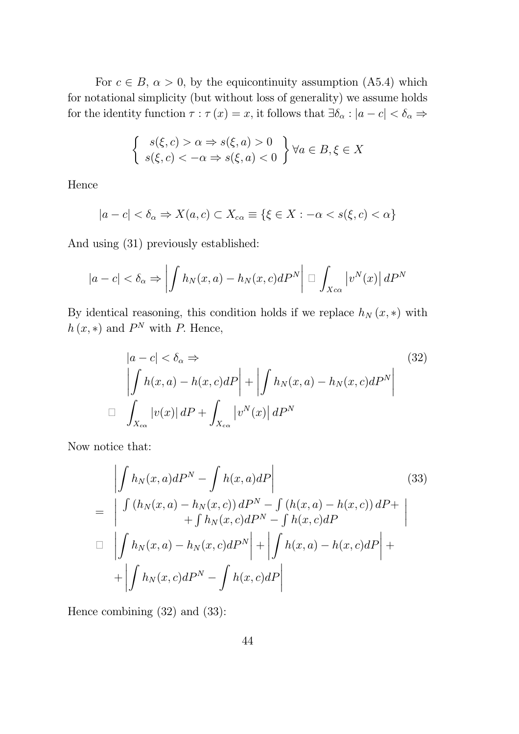For $c \in B$, $\alpha > 0$, by the equicontinuity assumption (A5.4) which for notational simplicity (but without loss of generality) we assume holds for the identity function $\tau : \tau(x) = x$, it follows that $\exists \delta_\alpha : |a - c| < \delta_\alpha \Rightarrow$

$$\left\{ \begin{array}{c} s(\xi, c) > \alpha \Rightarrow s(\xi, a) > 0 \\ s(\xi, c) < -\alpha \Rightarrow s(\xi, a) < 0 \end{array} \right\} \forall a \in B, \xi \in X$$

Hence

$$|a - c| < \delta_\alpha \Rightarrow X(a, c) \subset X_{c\alpha} \equiv \{\xi \in X : -\alpha < s(\xi, c) < \alpha\}$$

And using (31) previously established:

$$|a - c| < \delta_\alpha \Rightarrow \left| \int h_N(x, a) - h_N(x, c) dP^N \right| \Box \int_{X c\alpha} \left| v^N(x) \right| dP^N$$

By identical reasoning, this condition holds if we replace $h_N(x, *)$ with $h(x, *)$ and $P^N$ with $P$. Hence,

$$\begin{aligned} & |a - c| < \delta_\alpha \Rightarrow \\ & \left| \int h(x, a) - h(x, c) dP \right| + \left| \int h_N(x, a) - h_N(x, c) dP^N \right| \\ \Box \quad & \int_{X_{c\alpha}} |v(x)| \, dP + \int_{X_{c\alpha}} \left| v^N(x) \right| dP^N \end{aligned} \tag{32}$$

Now notice that:

$$\begin{aligned} & \left| \int h_N(x, a) dP^N - \int h(x, a) dP \right| \\ = \quad & \left| \begin{array}{c} \int (h_N(x, a) - h_N(x, c)) \, dP^N - \int (h(x, a) - h(x, c)) \, dP + \\ + \int h_N(x, c) dP^N - \int h(x, c) dP \end{array} \right| \\ \Box \quad & \left| \int h_N(x, a) - h_N(x, c) dP^N \right| + \left| \int h(x, a) - h(x, c) dP \right| + \\ & + \left| \int h_N(x, c) dP^N - \int h(x, c) dP \right| \end{aligned} \tag{33}$$

Hence combining (32) and (33):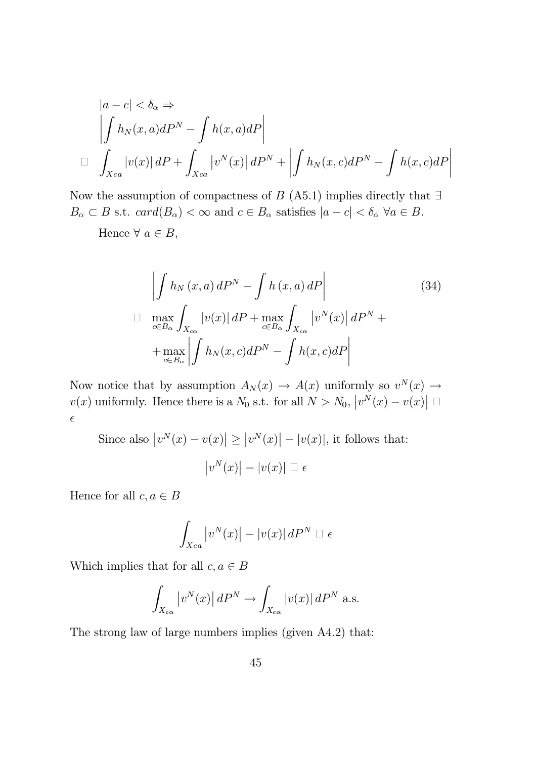$$
\begin{aligned}
&|a-c| < \delta_\alpha \Rightarrow \\
&\left|\int h_N(x,a)dP^N - \int h(x,a)dP\right| \\
\Box\ \ & \int_{Xca} |v(x)|\, dP + \int_{Xca} \left|v^N(x)\right| dP^N + \left|\int h_N(x,c)dP^N - \int h(x,c)dP\right|
\end{aligned}
$$

Now the assumption of compactness of $B$ (A5.1) implies directly that $\exists$ $B_\alpha \subset B$ s.t. $card(B_\alpha) < \infty$ and $c \in B_\alpha$ satisfies $|a-c| < \delta_\alpha$ $\forall a \in B$.

Hence $\forall$ $a \in B$,

$$
\begin{aligned}
&\left|\int h_N\left(x,a\right)dP^N - \int h\left(x,a\right)dP\right| \\
\Box\ \ & \max_{c\in B_\alpha} \int_{X_{c\alpha}} |v(x)|\, dP + \max_{c\in B_\alpha} \int_{X_{c\alpha}} \left|v^N(x)\right| dP^N + \\
&+ \max_{c\in B_\alpha} \left|\int h_N(x,c)dP^N - \int h(x,c)dP\right|
\end{aligned} \tag{34}
$$

Now notice that by assumption $A_N(x) \rightarrow A(x)$ uniformly so $v^N(x) \rightarrow v(x)$ uniformly. Hence there is a $N_0$ s.t. for all $N > N_0$, $\left|v^N(x) - v(x)\right| \ \Box$ $\epsilon$

Since also $\left|v^N(x) - v(x)\right| \geq \left|v^N(x)\right| - |v(x)|$, it follows that:

$$
\left|v^N(x)\right| - |v(x)| \ \Box\ \epsilon
$$

Hence for all $c, a \in B$

$$
\int_{Xca} \left|v^N(x)\right| - |v(x)|\, dP^N \ \Box\ \epsilon
$$

Which implies that for all $c, a \in B$

$$
\int_{X_{c\alpha}} \left|v^N(x)\right| dP^N \rightarrow \int_{X_{c\alpha}} |v(x)|\, dP^N \text{ a.s.}
$$

The strong law of large numbers implies (given A4.2) that: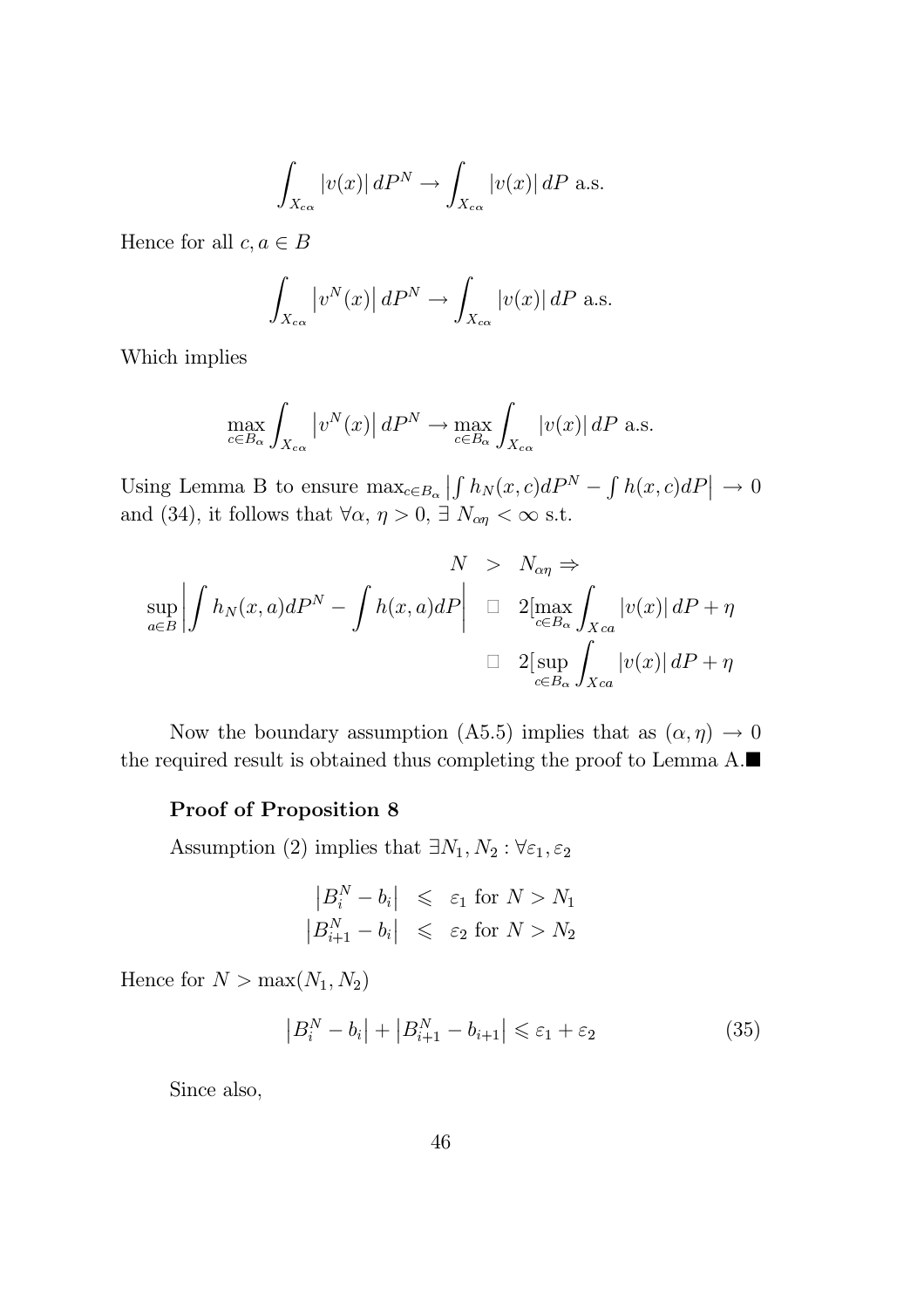$$\int_{X_{c\alpha}} |v(x)|\, dP^N \to \int_{X_{c\alpha}} |v(x)|\, dP \text{ a.s.}$$

Hence for all $c, a \in B$

$$\int_{X_{c\alpha}} \left|v^N(x)\right| dP^N \to \int_{X_{c\alpha}} |v(x)|\, dP \text{ a.s.}$$

Which implies

$$\max_{c \in B_\alpha} \int_{X_{c\alpha}} \left|v^N(x)\right| dP^N \to \max_{c \in B_\alpha} \int_{X_{c\alpha}} |v(x)|\, dP \text{ a.s.}$$

Using Lemma B to ensure $\max_{c \in B_\alpha} \left| \int h_N(x,c) dP^N - \int h(x,c) dP \right| \to 0$ and (34), it follows that $\forall \alpha,\, \eta > 0,\, \exists\, N_{\alpha\eta} < \infty$ s.t.

$$\begin{aligned} N &> N_{\alpha\eta} \Rightarrow \\ \sup_{a \in B} \left| \int h_N(x,a) dP^N - \int h(x,a) dP \right| &\;\Box\; 2[\max_{c \in B_\alpha} \int_{X\,ca} |v(x)|\, dP + \eta \\ &\;\Box\; 2[\sup_{c \in B_\alpha} \int_{X\,ca} |v(x)|\, dP + \eta \end{aligned}$$

Now the boundary assumption (A5.5) implies that as $(\alpha, \eta) \to 0$ the required result is obtained thus completing the proof to Lemma A.■

### Proof of Proposition 8

Assumption (2) implies that $\exists N_1, N_2 : \forall \varepsilon_1, \varepsilon_2$

$$\begin{aligned} \left|B_i^N - b_i\right| &\leqslant \varepsilon_1 \text{ for } N > N_1 \\ \left|B_{i+1}^N - b_i\right| &\leqslant \varepsilon_2 \text{ for } N > N_2 \end{aligned}$$

Hence for $N > \max(N_1, N_2)$

$$\left|B_i^N - b_i\right| + \left|B_{i+1}^N - b_{i+1}\right| \leqslant \varepsilon_1 + \varepsilon_2 \tag{35}$$

Since also,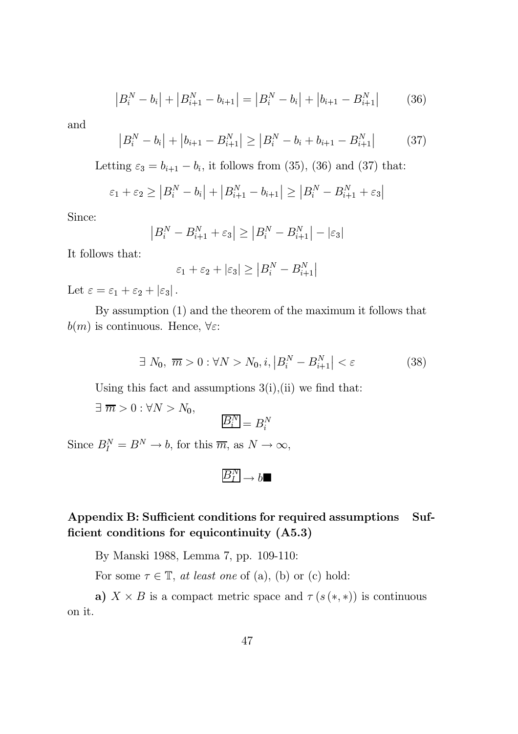$$\left|B_i^N - b_i\right| + \left|B_{i+1}^N - b_{i+1}\right| = \left|B_i^N - b_i\right| + \left|b_{i+1} - B_{i+1}^N\right| \tag{36}$$

and

$$\left|B_i^N - b_i\right| + \left|b_{i+1} - B_{i+1}^N\right| \geq \left|B_i^N - b_i + b_{i+1} - B_{i+1}^N\right| \tag{37}$$

Letting $\varepsilon_3 = b_{i+1} - b_i$, it follows from (35), (36) and (37) that:

$$\varepsilon_1 + \varepsilon_2 \geq \left|B_i^N - b_i\right| + \left|B_{i+1}^N - b_{i+1}\right| \geq \left|B_i^N - B_{i+1}^N + \varepsilon_3\right|$$

Since:

$$\left|B_i^N - B_{i+1}^N + \varepsilon_3\right| \geq \left|B_i^N - B_{i+1}^N\right| - |\varepsilon_3|$$

It follows that:

$$\varepsilon_1 + \varepsilon_2 + |\varepsilon_3| \geq \left|B_i^N - B_{i+1}^N\right|$$

Let $\varepsilon = \varepsilon_1 + \varepsilon_2 + |\varepsilon_3|$.

By assumption (1) and the theorem of the maximum it follows that $b(m)$ is continuous. Hence, $\forall \varepsilon$:

$$\exists\ N_0,\ \overline{m} > 0 : \forall N > N_0, i, \left|B_i^N - B_{i+1}^N\right| < \varepsilon \tag{38}$$

Using this fact and assumptions 3(i),(ii) we find that:

$\exists\ \overline{m} > 0 : \forall N > N_0,$

$$\boxed{B_i^N} = B_i^N$$

Since $B_I^N = B^N \to b$, for this $\overline{m}$, as $N \to \infty$,

$$\boxed{B_I^N} \to b \blacksquare$$

## Appendix B: Sufficient conditions for required assumptions Sufficient conditions for equicontinuity (A5.3)

By Manski 1988, Lemma 7, pp. 109-110:

For some $\tau \in \mathbb{T}$, *at least one* of (a), (b) or (c) hold:

**a)** $X \times B$ is a compact metric space and $\tau\left(s\left(*, *\right)\right)$ is continuous on it.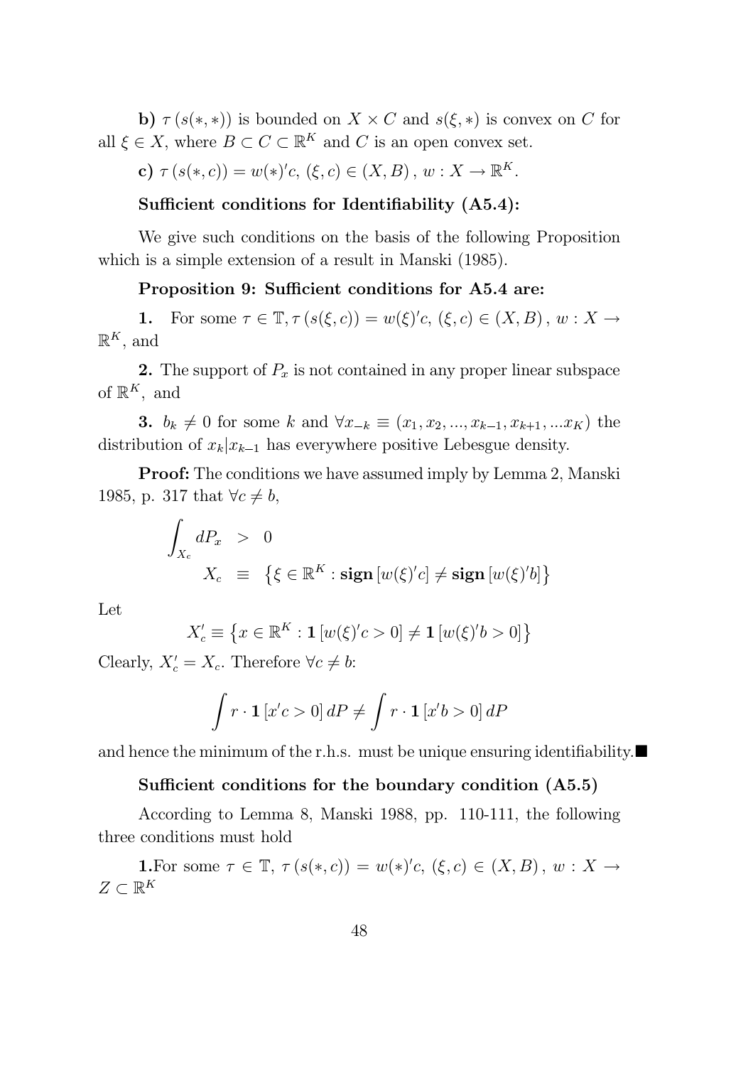**b)** $\tau(s(*,*))$ is bounded on $X \times C$ and $s(\xi,*)$ is convex on $C$ for all $\xi \in X$, where $B \subset C \subset \mathbb{R}^K$ and $C$ is an open convex set.

**c)** $\tau(s(*,c)) = w(*)'c$, $(\xi, c) \in (X, B)$, $w : X \to \mathbb{R}^K$.

**Sufficient conditions for Identifiability (A5.4):**

We give such conditions on the basis of the following Proposition which is a simple extension of a result in Manski (1985).

**Proposition 9: Sufficient conditions for A5.4 are:**

**1.** For some $\tau \in \mathbb{T}, \tau(s(\xi,c)) = w(\xi)'c$, $(\xi, c) \in (X, B)$, $w : X \to \mathbb{R}^K$, and

**2.** The support of $P_x$ is not contained in any proper linear subspace of $\mathbb{R}^K$, and

**3.** $b_k \neq 0$ for some $k$ and $\forall x_{-k} \equiv (x_1, x_2, ..., x_{k-1}, x_{k+1}, ...x_K)$ the distribution of $x_k|x_{k-1}$ has everywhere positive Lebesgue density.

**Proof:** The conditions we have assumed imply by Lemma 2, Manski 1985, p. 317 that $\forall c \neq b$,

$$
\begin{aligned}
\int_{X_c} dP_x &> 0 \\
X_c &\equiv \left\{ \xi \in \mathbb{R}^K : \textbf{sign}\left[w(\xi)'c\right] \neq \textbf{sign}\left[w(\xi)'b\right] \right\}
\end{aligned}
$$

Let

$$
X_c' \equiv \left\{ x \in \mathbb{R}^K : \mathbf{1}\left[w(\xi)'c > 0\right] \neq \mathbf{1}\left[w(\xi)'b > 0\right] \right\}
$$

Clearly, $X_c' = X_c$. Therefore $\forall c \neq b$:

$$
\int r \cdot \mathbf{1}\left[x'c > 0\right] dP \neq \int r \cdot \mathbf{1}\left[x'b > 0\right] dP
$$

and hence the minimum of the r.h.s. must be unique ensuring identifiability.■

**Sufficient conditions for the boundary condition (A5.5)**

According to Lemma 8, Manski 1988, pp. 110-111, the following three conditions must hold

**1.** For some $\tau \in \mathbb{T}$, $\tau(s(*,c)) = w(*)'c$, $(\xi, c) \in (X, B)$, $w : X \to Z \subset \mathbb{R}^K$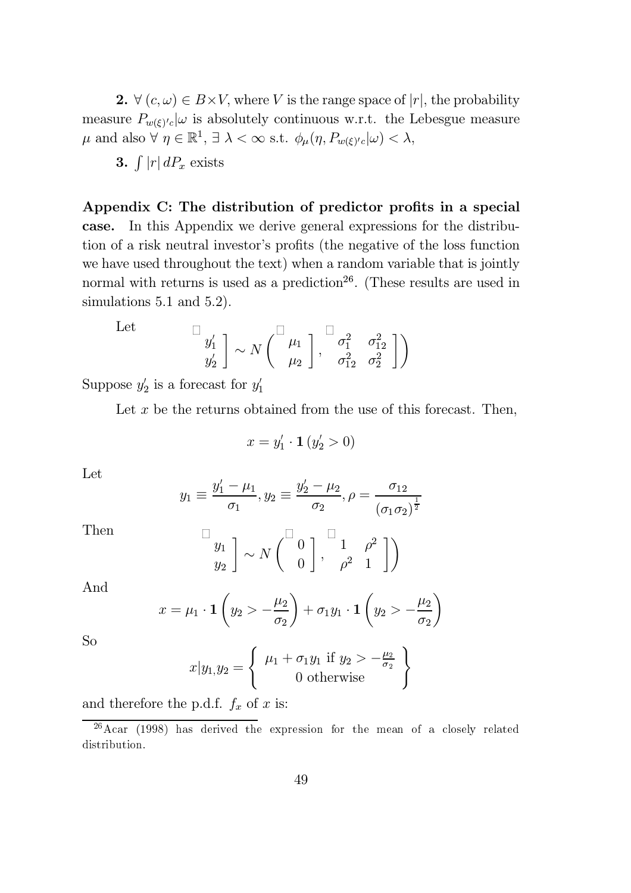**2.** $\forall\ (c,\omega) \in B \times V$, where $V$ is the range space of $|r|$, the probability measure $P_{w(\xi)'c}|\omega$ is absolutely continuous w.r.t. the Lebesgue measure $\mu$ and also $\forall\ \eta \in \mathbb{R}^1$, $\exists\ \lambda < \infty$ s.t. $\phi_\mu(\eta, P_{w(\xi)'c}|\omega) < \lambda$,

**3.** $\int |r|\, dP_x$ exists

**Appendix C: The distribution of predictor profits in a special case.** In this Appendix we derive general expressions for the distribution of a risk neutral investor's profits (the negative of the loss function we have used throughout the text) when a random variable that is jointly normal with returns is used as a prediction[26]. (These results are used in simulations 5.1 and 5.2).

Let
$$\begin{bmatrix} y_1' \\ y_2' \end{bmatrix} \sim N\left( \begin{bmatrix} \mu_1 \\ \mu_2 \end{bmatrix}, \begin{bmatrix} \sigma_1^2 & \sigma_{12}^2 \\ \sigma_{12}^2 & \sigma_2^2 \end{bmatrix} \right)$$

Suppose $y_2'$ is a forecast for $y_1'$

Let $x$ be the returns obtained from the use of this forecast. Then,

$$x = y_1' \cdot \mathbf{1}\,(y_2' > 0)$$

Let
$$y_1 \equiv \frac{y_1' - \mu_1}{\sigma_1}, y_2 \equiv \frac{y_2' - \mu_2}{\sigma_2}, \rho = \frac{\sigma_{12}}{(\sigma_1 \sigma_2)^{\frac{1}{2}}}$$

Then
$$\begin{bmatrix} y_1 \\ y_2 \end{bmatrix} \sim N\left( \begin{bmatrix} 0 \\ 0 \end{bmatrix}, \begin{bmatrix} 1 & \rho^2 \\ \rho^2 & 1 \end{bmatrix} \right)$$

And
$$x = \mu_1 \cdot \mathbf{1}\left(y_2 > -\frac{\mu_2}{\sigma_2}\right) + \sigma_1 y_1 \cdot \mathbf{1}\left(y_2 > -\frac{\mu_2}{\sigma_2}\right)$$

So
$$x|y_{1,}y_2 = \left\{ \begin{array}{c} \mu_1 + \sigma_1 y_1 \text{ if } y_2 > -\frac{\mu_2}{\sigma_2} \\ 0 \text{ otherwise} \end{array} \right\}$$

and therefore the p.d.f. $f_x$ of $x$ is:

[26] Acar (1998) has derived the expression for the mean of a closely related distribution.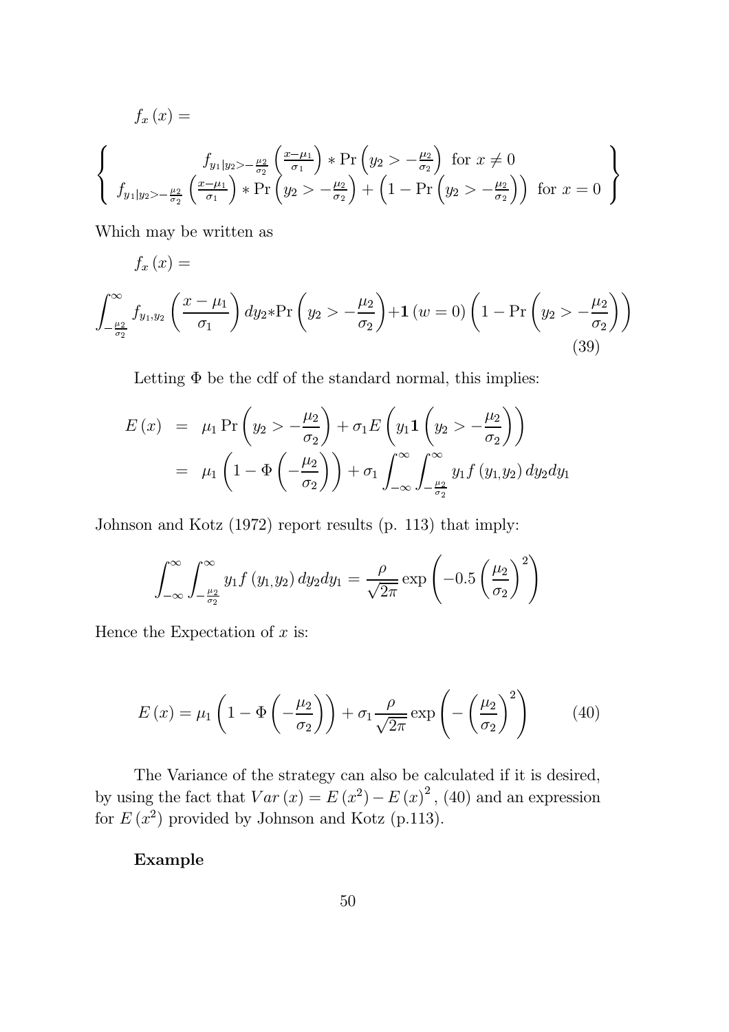$$f_x(x) =$$

$$\left\{ \begin{array}{c} f_{y_1|y_2>-\frac{\mu_2}{\sigma_2}}\left(\frac{x-\mu_1}{\sigma_1}\right) * \Pr\left(y_2 > -\frac{\mu_2}{\sigma_2}\right) \text{ for } x \neq 0 \\ f_{y_1|y_2>-\frac{\mu_2}{\sigma_2}}\left(\frac{x-\mu_1}{\sigma_1}\right) * \Pr\left(y_2 > -\frac{\mu_2}{\sigma_2}\right) + \left(1 - \Pr\left(y_2 > -\frac{\mu_2}{\sigma_2}\right)\right) \text{ for } x = 0 \end{array} \right\}$$

Which may be written as

$$f_x(x) =$$

$$\int_{-\frac{\mu_2}{\sigma_2}}^{\infty} f_{y_1,y_2}\left(\frac{x-\mu_1}{\sigma_1}\right) dy_2 * \Pr\left(y_2 > -\frac{\mu_2}{\sigma_2}\right) + \mathbf{1}(w=0)\left(1 - \Pr\left(y_2 > -\frac{\mu_2}{\sigma_2}\right)\right) \tag{39}$$

Letting $\Phi$ be the cdf of the standard normal, this implies:

$$\begin{aligned} E(x) &= \mu_1 \Pr\left(y_2 > -\frac{\mu_2}{\sigma_2}\right) + \sigma_1 E\left(y_1 \mathbf{1}\left(y_2 > -\frac{\mu_2}{\sigma_2}\right)\right) \\ &= \mu_1\left(1 - \Phi\left(-\frac{\mu_2}{\sigma_2}\right)\right) + \sigma_1 \int_{-\infty}^{\infty}\int_{-\frac{\mu_2}{\sigma_2}}^{\infty} y_1 f(y_1, y_2)\, dy_2 dy_1 \end{aligned}$$

Johnson and Kotz (1972) report results (p. 113) that imply:

$$\int_{-\infty}^{\infty}\int_{-\frac{\mu_2}{\sigma_2}}^{\infty} y_1 f(y_1, y_2)\, dy_2 dy_1 = \frac{\rho}{\sqrt{2\pi}} \exp\left(-0.5\left(\frac{\mu_2}{\sigma_2}\right)^2\right)$$

Hence the Expectation of $x$ is:

$$E(x) = \mu_1\left(1 - \Phi\left(-\frac{\mu_2}{\sigma_2}\right)\right) + \sigma_1 \frac{\rho}{\sqrt{2\pi}} \exp\left(-\left(\frac{\mu_2}{\sigma_2}\right)^2\right) \tag{40}$$

The Variance of the strategy can also be calculated if it is desired, by using the fact that $Var(x) = E(x^2) - E(x)^2$, (40) and an expression for $E(x^2)$ provided by Johnson and Kotz (p.113).

**Example**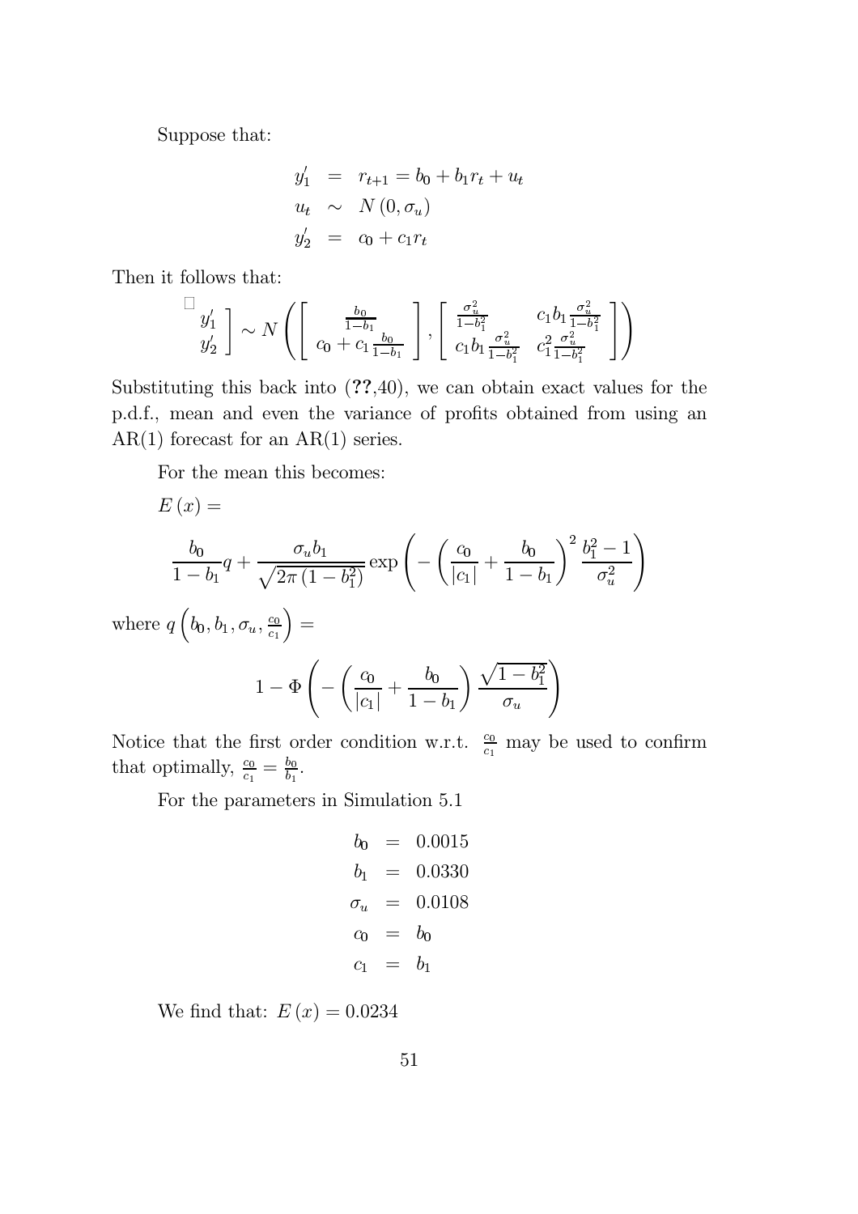Suppose that:

$$
\begin{aligned}
y_1' &= r_{t+1} = b_0 + b_1 r_t + u_t \\
u_t &\sim N(0, \sigma_u) \\
y_2' &= c_0 + c_1 r_t
\end{aligned}
$$

Then it follows that:

$$
\begin{bmatrix} y_1' \\ y_2' \end{bmatrix} \sim N\left( \begin{bmatrix} \frac{b_0}{1-b_1} \\ c_0 + c_1 \frac{b_0}{1-b_1} \end{bmatrix}, \begin{bmatrix} \frac{\sigma_u^2}{1-b_1^2} & c_1 b_1 \frac{\sigma_u^2}{1-b_1^2} \\ c_1 b_1 \frac{\sigma_u^2}{1-b_1^2} & c_1^2 \frac{\sigma_u^2}{1-b_1^2} \end{bmatrix} \right)
$$

Substituting this back into (**??**,40), we can obtain exact values for the p.d.f., mean and even the variance of profits obtained from using an AR(1) forecast for an AR(1) series.

For the mean this becomes:

$E(x) =$

$$
\frac{b_0}{1-b_1} q + \frac{\sigma_u b_1}{\sqrt{2\pi\left(1-b_1^2\right)}} \exp\left( - \left( \frac{c_0}{|c_1|} + \frac{b_0}{1-b_1} \right)^2 \frac{b_1^2 - 1}{\sigma_u^2} \right)
$$

where $q\left(b_0, b_1, \sigma_u, \frac{c_0}{c_1}\right) =$

$$
1 - \Phi\left( - \left( \frac{c_0}{|c_1|} + \frac{b_0}{1-b_1} \right) \frac{\sqrt{1-b_1^2}}{\sigma_u} \right)
$$

Notice that the first order condition w.r.t. $\frac{c_0}{c_1}$ may be used to confirm that optimally, $\frac{c_0}{c_1} = \frac{b_0}{b_1}$.

For the parameters in Simulation 5.1

$$
\begin{aligned}
b_0 &= 0.0015 \\
b_1 &= 0.0330 \\
\sigma_u &= 0.0108 \\
c_0 &= b_0 \\
c_1 &= b_1
\end{aligned}
$$

We find that: $E(x) = 0.0234$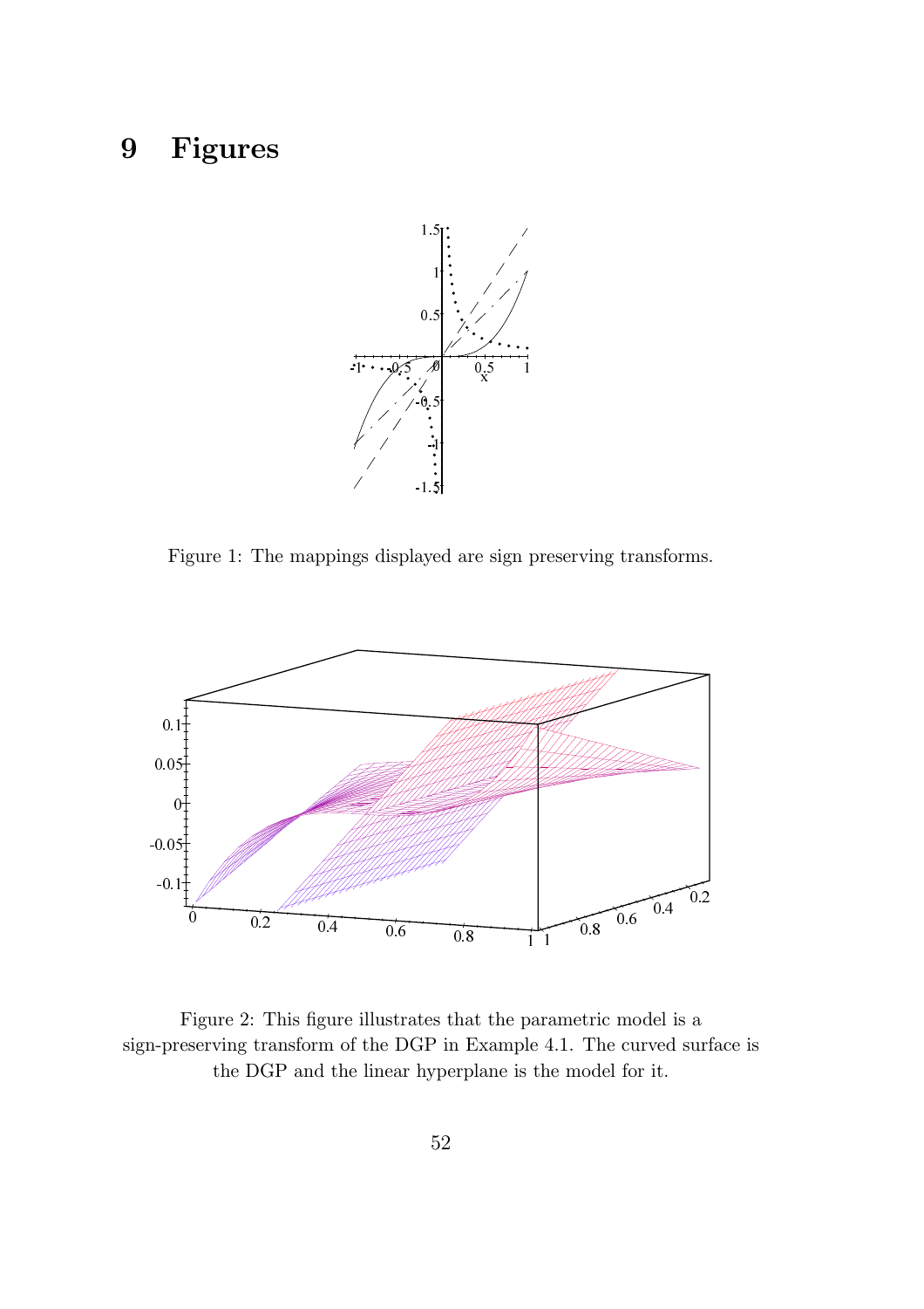# 9 Figures

Figure 1: The mappings displayed are sign preserving transforms.

Figure 2: This figure illustrates that the parametric model is a sign-preserving transform of the DGP in Example 4.1. The curved surface is the DGP and the linear hyperplane is the model for it.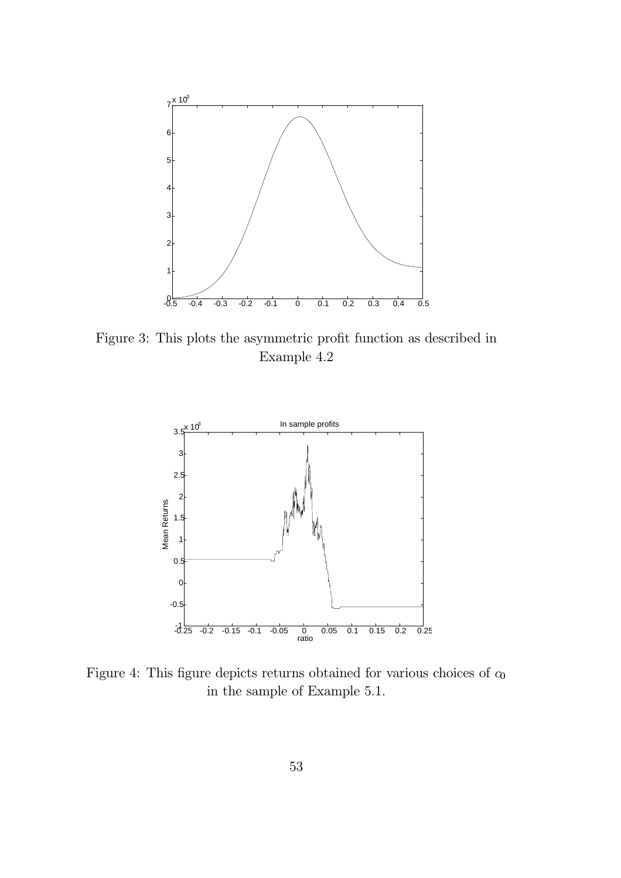Figure 3: This plots the asymmetric profit function as described in Example 4.2

Figure 4: This figure depicts returns obtained for various choices of $c_0$ in the sample of Example 5.1.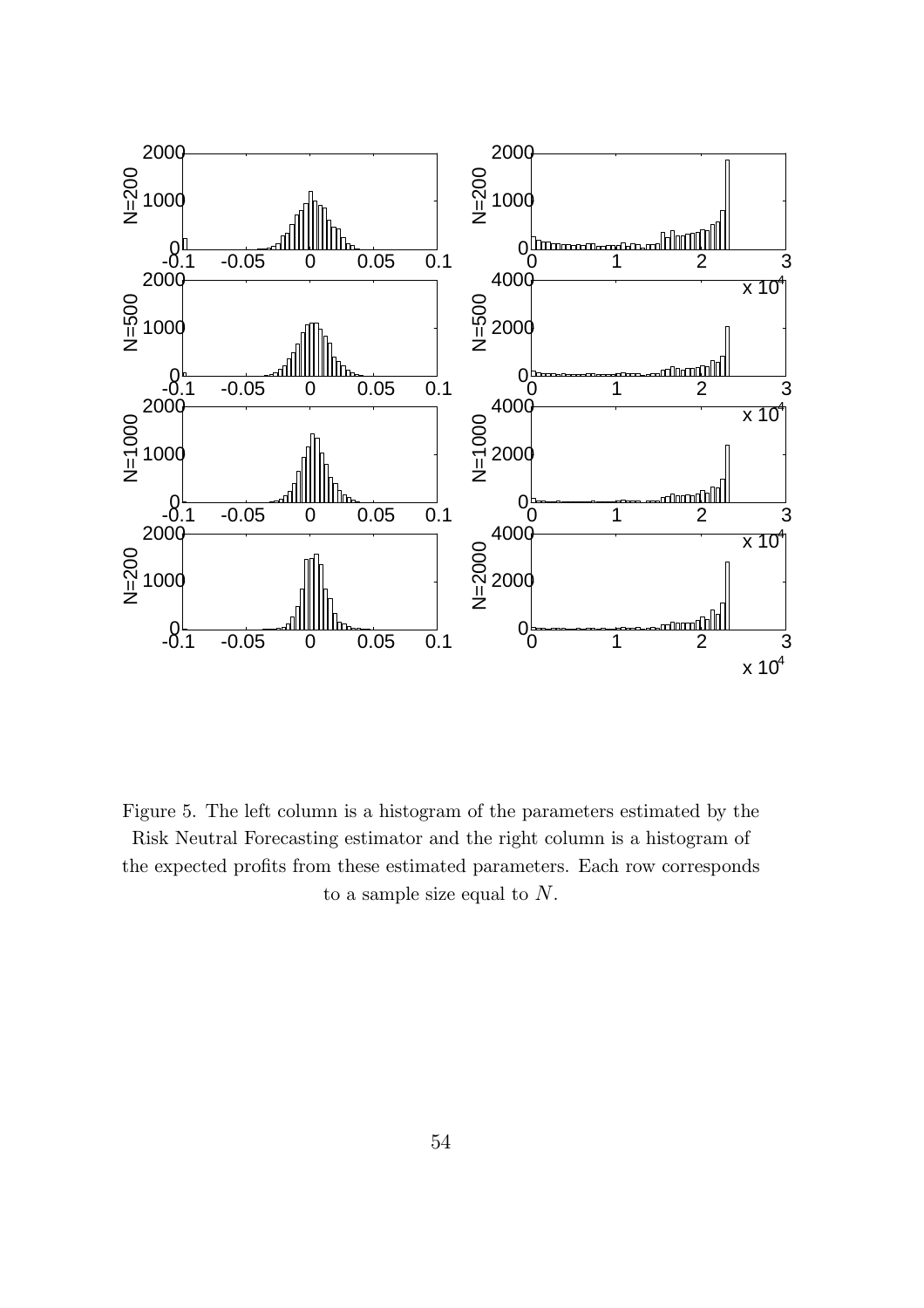Figure 5. The left column is a histogram of the parameters estimated by the Risk Neutral Forecasting estimator and the right column is a histogram of the expected profits from these estimated parameters. Each row corresponds to a sample size equal to $N$.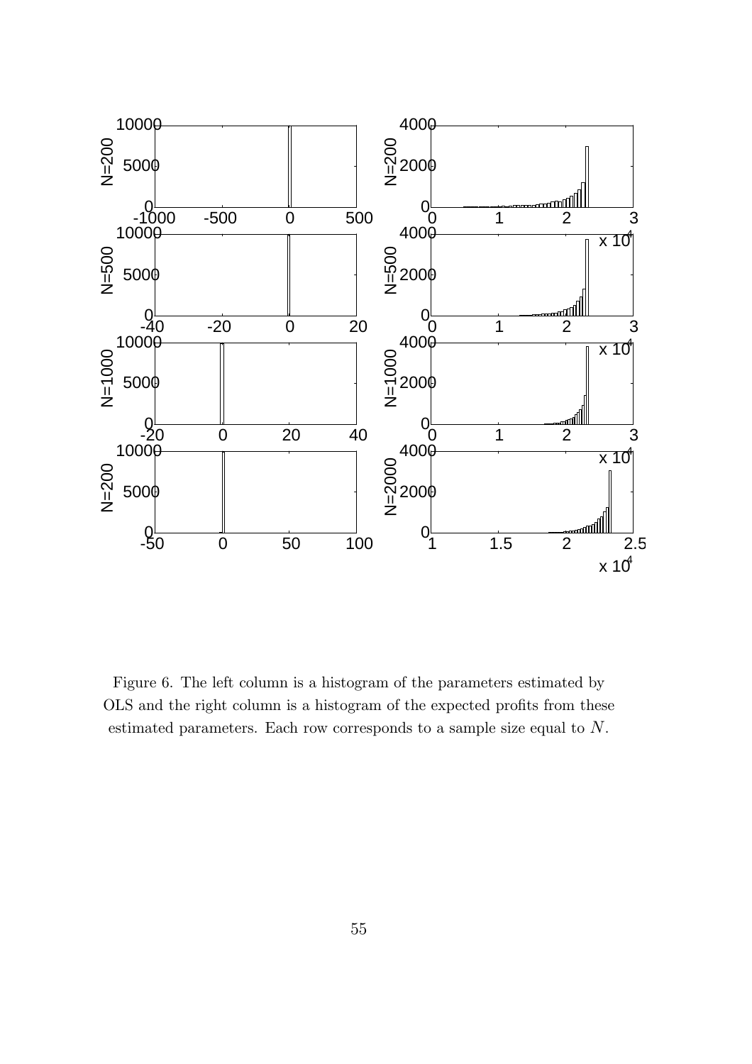Figure 6. The left column is a histogram of the parameters estimated by OLS and the right column is a histogram of the expected profits from these estimated parameters. Each row corresponds to a sample size equal to $N$.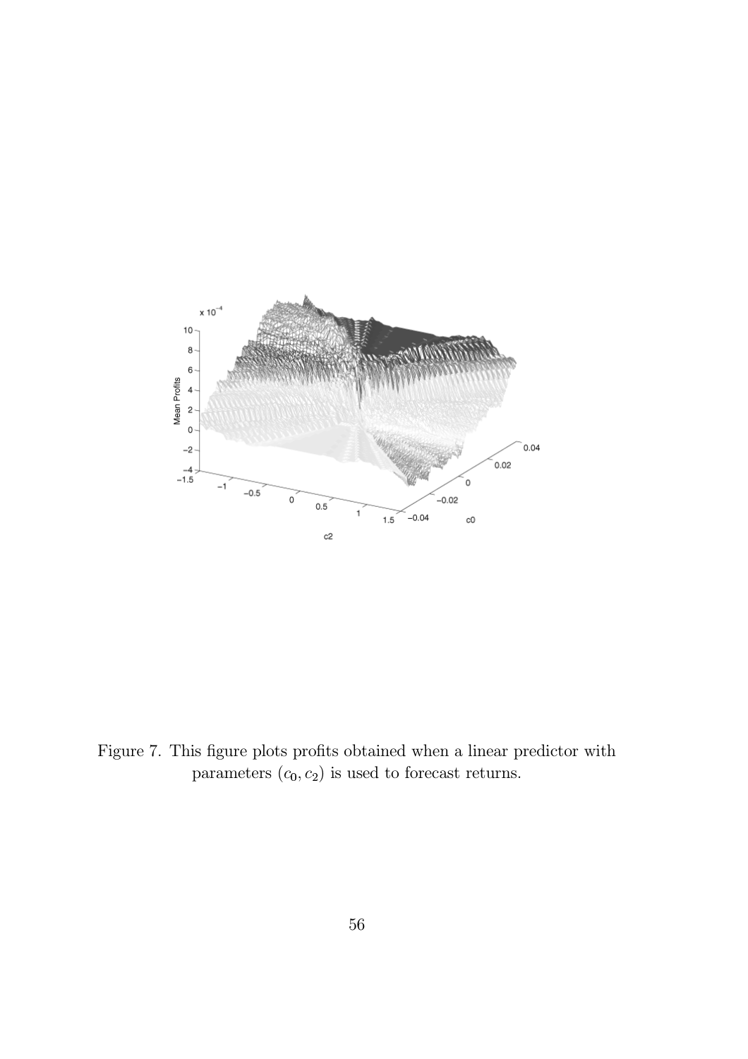Figure 7. This figure plots profits obtained when a linear predictor with parameters $(c_0, c_2)$ is used to forecast returns.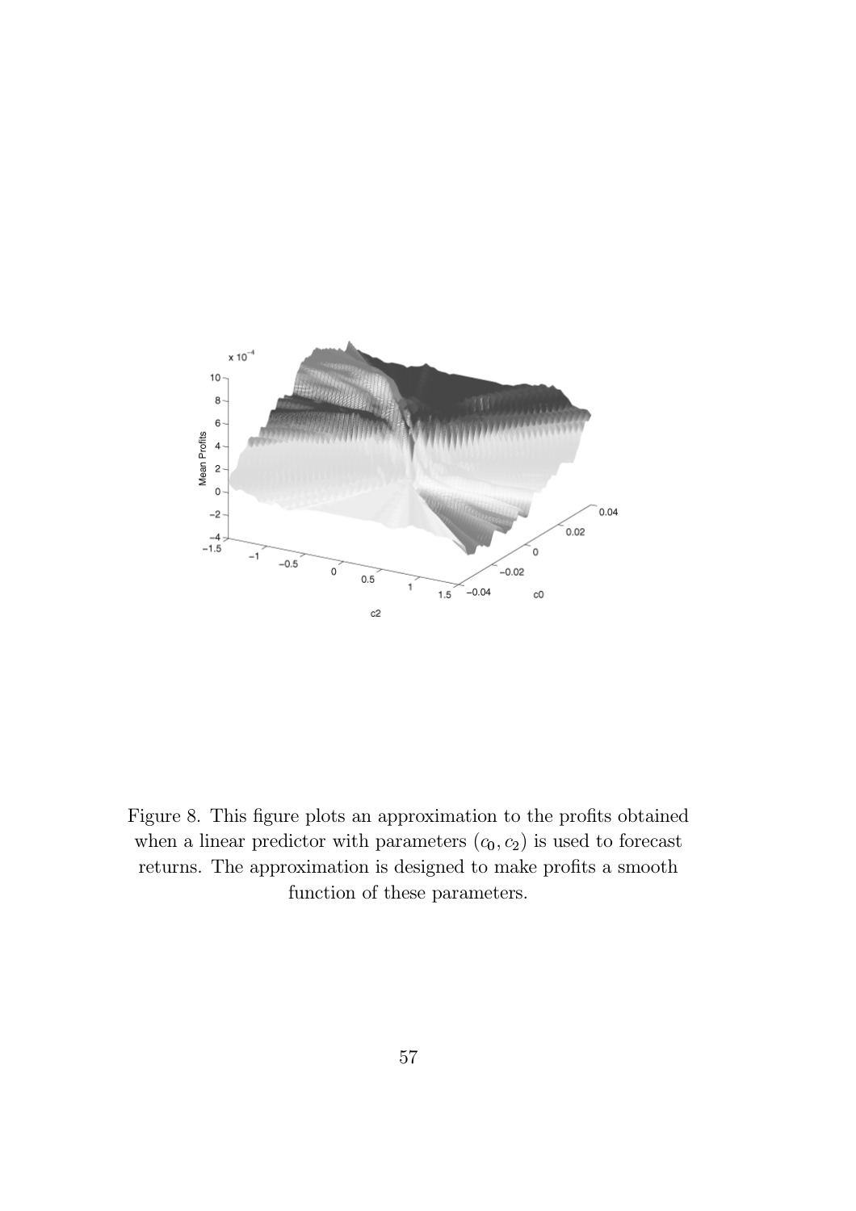Figure 8. This figure plots an approximation to the profits obtained when a linear predictor with parameters $(c_0, c_2)$ is used to forecast returns. The approximation is designed to make profits a smooth function of these parameters.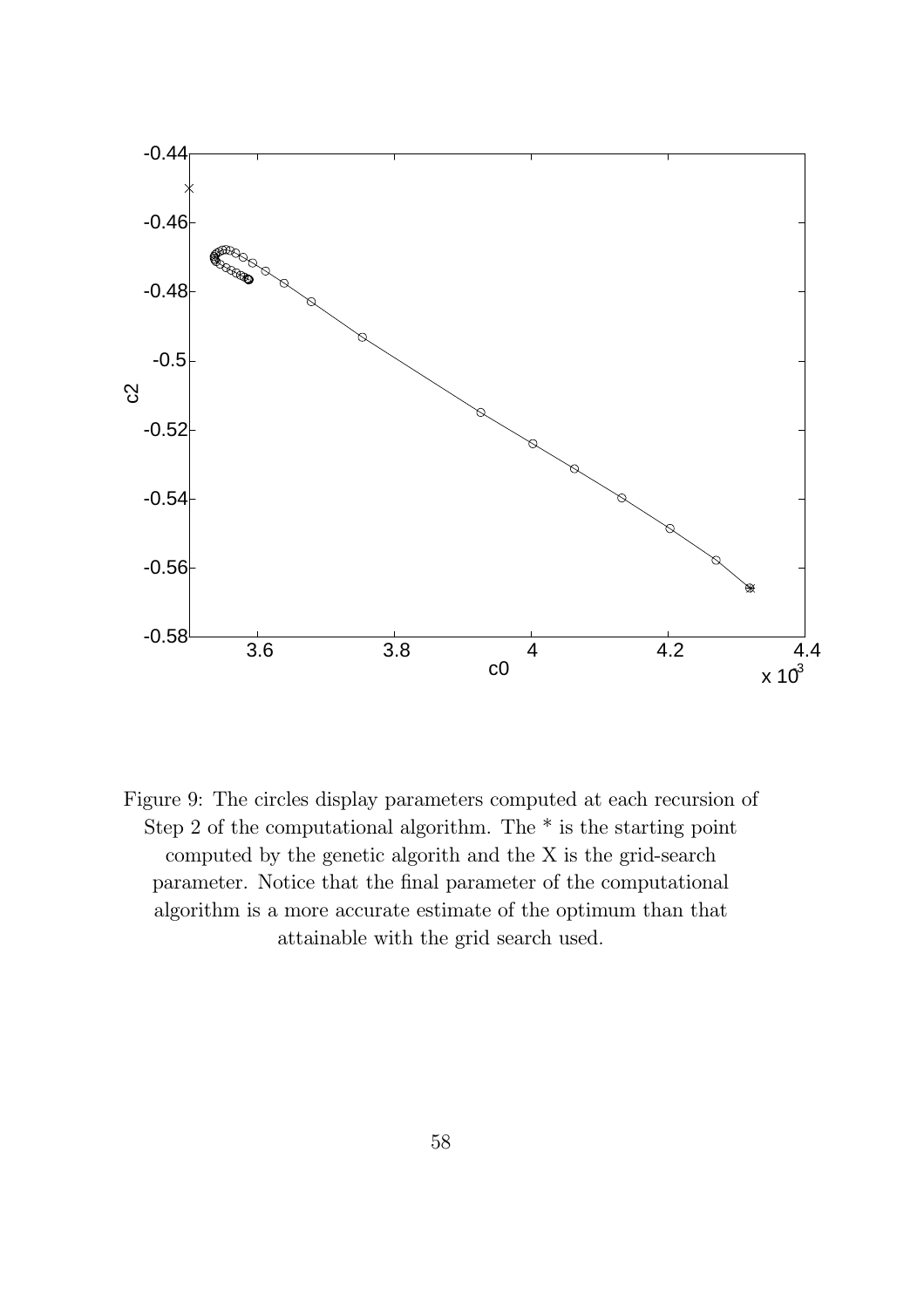Figure 9: The circles display parameters computed at each recursion of Step 2 of the computational algorithm. The * is the starting point computed by the genetic algorith and the X is the grid-search parameter. Notice that the final parameter of the computational algorithm is a more accurate estimate of the optimum than that attainable with the grid search used.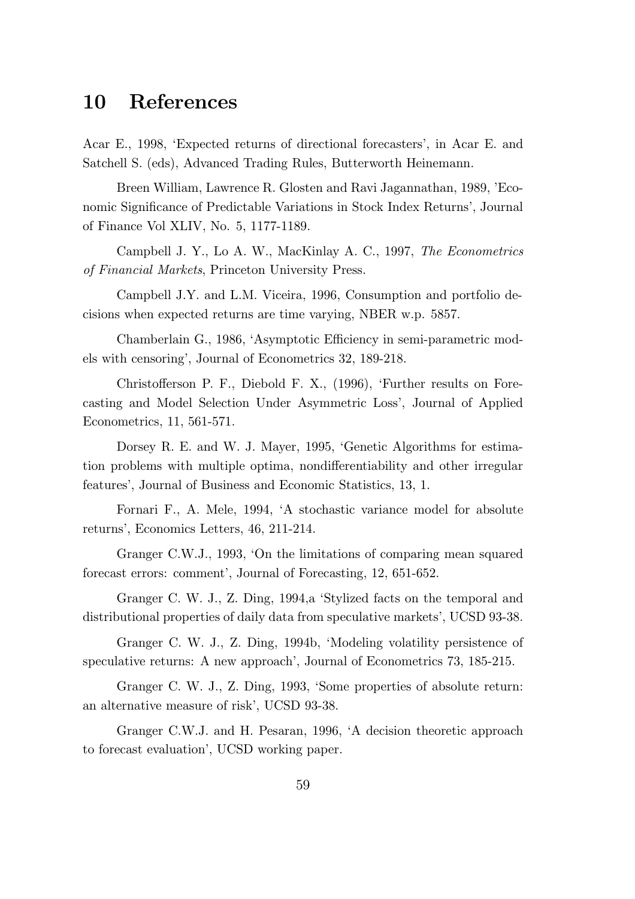# 10 References

Acar E., 1998, 'Expected returns of directional forecasters', in Acar E. and Satchell S. (eds), Advanced Trading Rules, Butterworth Heinemann.

Breen William, Lawrence R. Glosten and Ravi Jagannathan, 1989, 'Economic Significance of Predictable Variations in Stock Index Returns', Journal of Finance Vol XLIV, No. 5, 1177-1189.

Campbell J. Y., Lo A. W., MacKinlay A. C., 1997, *The Econometrics of Financial Markets*, Princeton University Press.

Campbell J.Y. and L.M. Viceira, 1996, Consumption and portfolio decisions when expected returns are time varying, NBER w.p. 5857.

Chamberlain G., 1986, 'Asymptotic Efficiency in semi-parametric models with censoring', Journal of Econometrics 32, 189-218.

Christofferson P. F., Diebold F. X., (1996), 'Further results on Forecasting and Model Selection Under Asymmetric Loss', Journal of Applied Econometrics, 11, 561-571.

Dorsey R. E. and W. J. Mayer, 1995, 'Genetic Algorithms for estimation problems with multiple optima, nondifferentiability and other irregular features', Journal of Business and Economic Statistics, 13, 1.

Fornari F., A. Mele, 1994, 'A stochastic variance model for absolute returns', Economics Letters, 46, 211-214.

Granger C.W.J., 1993, 'On the limitations of comparing mean squared forecast errors: comment', Journal of Forecasting, 12, 651-652.

Granger C. W. J., Z. Ding, 1994,a 'Stylized facts on the temporal and distributional properties of daily data from speculative markets', UCSD 93-38.

Granger C. W. J., Z. Ding, 1994b, 'Modeling volatility persistence of speculative returns: A new approach', Journal of Econometrics 73, 185-215.

Granger C. W. J., Z. Ding, 1993, 'Some properties of absolute return: an alternative measure of risk', UCSD 93-38.

Granger C.W.J. and H. Pesaran, 1996, 'A decision theoretic approach to forecast evaluation', UCSD working paper.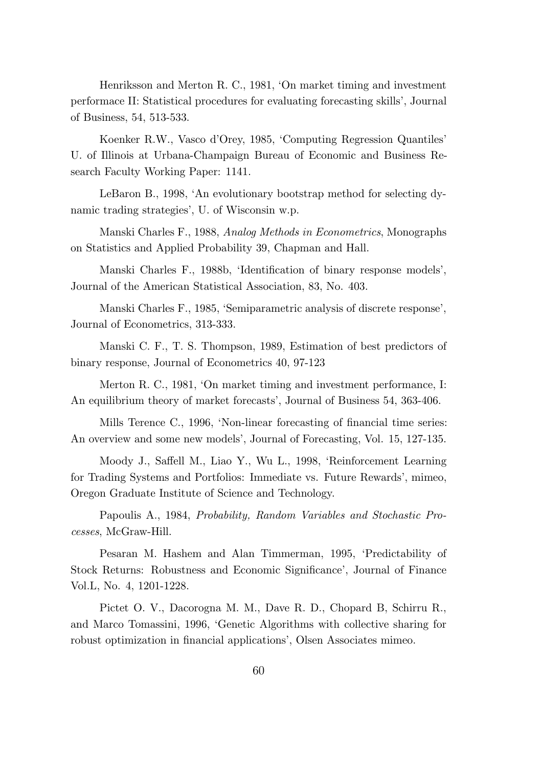Henriksson and Merton R. C., 1981, 'On market timing and investment performace II: Statistical procedures for evaluating forecasting skills', Journal of Business, 54, 513-533.

Koenker R.W., Vasco d'Orey, 1985, 'Computing Regression Quantiles' U. of Illinois at Urbana-Champaign Bureau of Economic and Business Research Faculty Working Paper: 1141.

LeBaron B., 1998, 'An evolutionary bootstrap method for selecting dynamic trading strategies', U. of Wisconsin w.p.

Manski Charles F., 1988, *Analog Methods in Econometrics*, Monographs on Statistics and Applied Probability 39, Chapman and Hall.

Manski Charles F., 1988b, 'Identification of binary response models', Journal of the American Statistical Association, 83, No. 403.

Manski Charles F., 1985, 'Semiparametric analysis of discrete response', Journal of Econometrics, 313-333.

Manski C. F., T. S. Thompson, 1989, Estimation of best predictors of binary response, Journal of Econometrics 40, 97-123

Merton R. C., 1981, 'On market timing and investment performance, I: An equilibrium theory of market forecasts', Journal of Business 54, 363-406.

Mills Terence C., 1996, 'Non-linear forecasting of financial time series: An overview and some new models', Journal of Forecasting, Vol. 15, 127-135.

Moody J., Saffell M., Liao Y., Wu L., 1998, 'Reinforcement Learning for Trading Systems and Portfolios: Immediate vs. Future Rewards', mimeo, Oregon Graduate Institute of Science and Technology.

Papoulis A., 1984, *Probability, Random Variables and Stochastic Processes*, McGraw-Hill.

Pesaran M. Hashem and Alan Timmerman, 1995, 'Predictability of Stock Returns: Robustness and Economic Significance', Journal of Finance Vol.L, No. 4, 1201-1228.

Pictet O. V., Dacorogna M. M., Dave R. D., Chopard B, Schirru R., and Marco Tomassini, 1996, 'Genetic Algorithms with collective sharing for robust optimization in financial applications', Olsen Associates mimeo.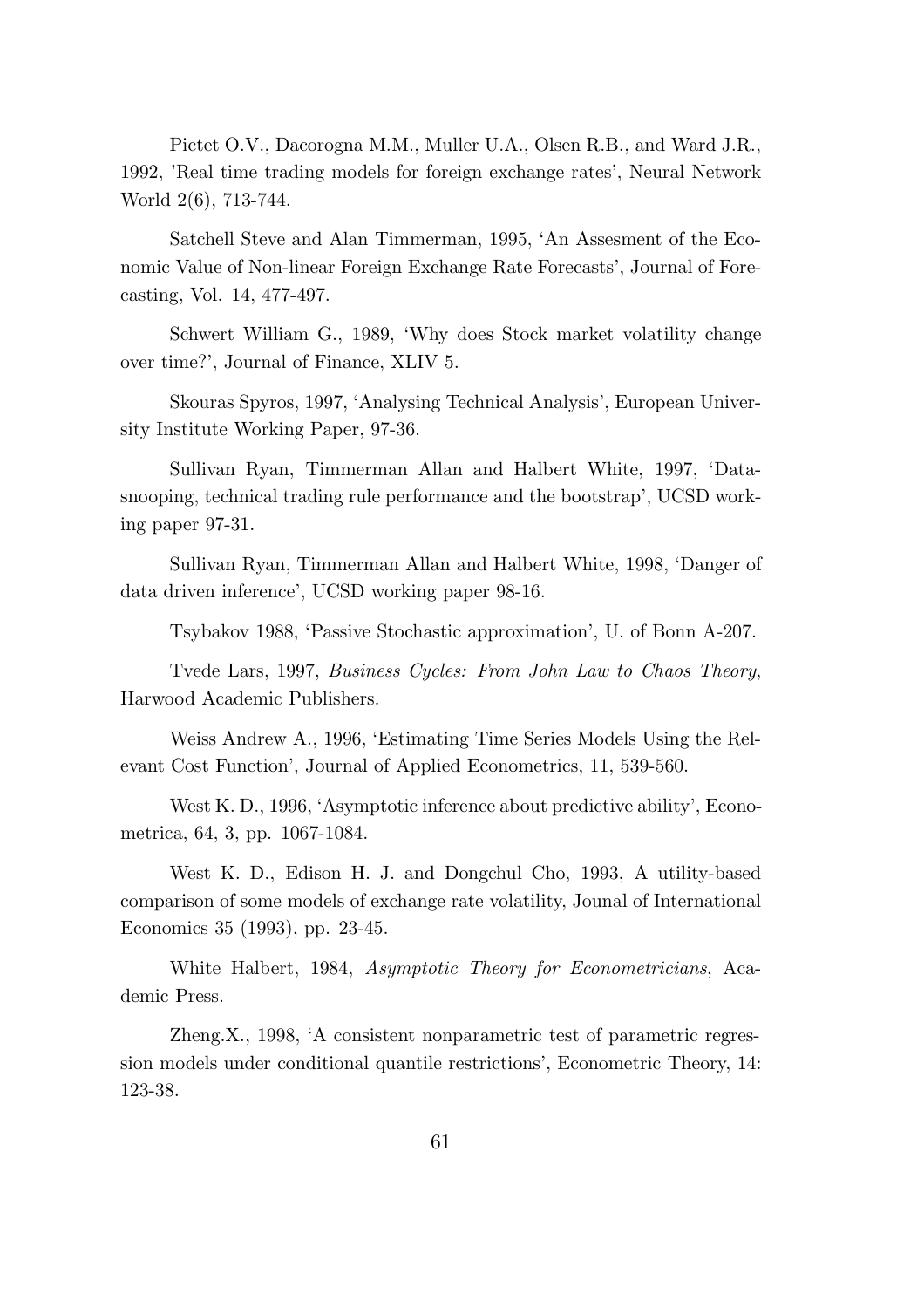Pictet O.V., Dacorogna M.M., Muller U.A., Olsen R.B., and Ward J.R., 1992, 'Real time trading models for foreign exchange rates', Neural Network World 2(6), 713-744.

Satchell Steve and Alan Timmerman, 1995, 'An Assesment of the Economic Value of Non-linear Foreign Exchange Rate Forecasts', Journal of Forecasting, Vol. 14, 477-497.

Schwert William G., 1989, 'Why does Stock market volatility change over time?', Journal of Finance, XLIV 5.

Skouras Spyros, 1997, 'Analysing Technical Analysis', European University Institute Working Paper, 97-36.

Sullivan Ryan, Timmerman Allan and Halbert White, 1997, 'Data-snooping, technical trading rule performance and the bootstrap', UCSD working paper 97-31.

Sullivan Ryan, Timmerman Allan and Halbert White, 1998, 'Danger of data driven inference', UCSD working paper 98-16.

Tsybakov 1988, 'Passive Stochastic approximation', U. of Bonn A-207.

Tvede Lars, 1997, *Business Cycles: From John Law to Chaos Theory*, Harwood Academic Publishers.

Weiss Andrew A., 1996, 'Estimating Time Series Models Using the Relevant Cost Function', Journal of Applied Econometrics, 11, 539-560.

West K. D., 1996, 'Asymptotic inference about predictive ability', Econometrica, 64, 3, pp. 1067-1084.

West K. D., Edison H. J. and Dongchul Cho, 1993, A utility-based comparison of some models of exchange rate volatility, Jounal of International Economics 35 (1993), pp. 23-45.

White Halbert, 1984, *Asymptotic Theory for Econometricians*, Academic Press.

Zheng.X., 1998, 'A consistent nonparametric test of parametric regression models under conditional quantile restrictions', Econometric Theory, 14: 123-38.